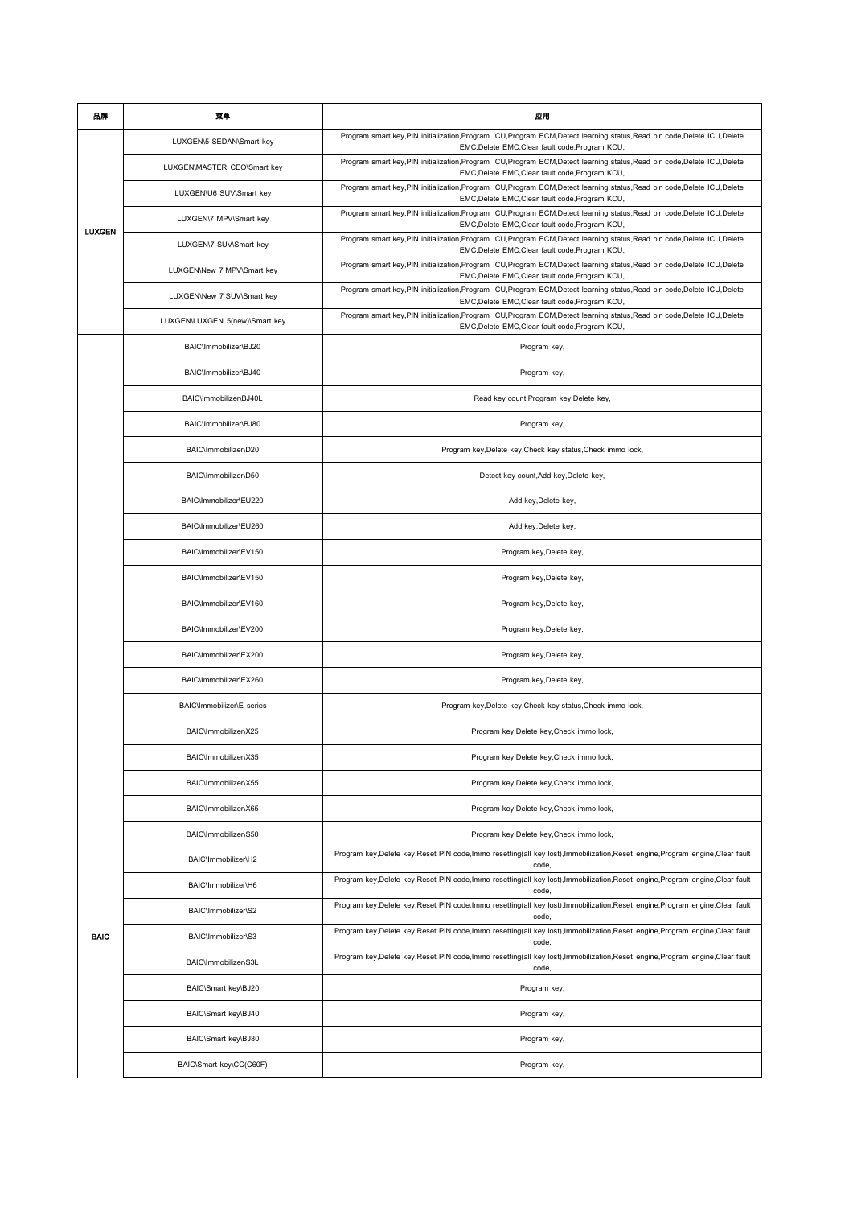| 品牌 | 菜单 | 应用 |
| --- | --- | --- |
| LUXGEN | LUXGEN\5 SEDAN\Smart key | Program smart key,PIN initialization,Program ICU,Program ECM,Detect learning status,Read pin code,Delete ICU,Delete EMC,Delete EMC,Clear fault code,Program KCU, |
| | LUXGEN\MASTER CEO\Smart key | Program smart key,PIN initialization,Program ICU,Program ECM,Detect learning status,Read pin code,Delete ICU,Delete EMC,Delete EMC,Clear fault code,Program KCU, |
| | LUXGEN\U6 SUV\Smart key | Program smart key,PIN initialization,Program ICU,Program ECM,Detect learning status,Read pin code,Delete ICU,Delete EMC,Delete EMC,Clear fault code,Program KCU, |
| | LUXGEN\7 MPV\Smart key | Program smart key,PIN initialization,Program ICU,Program ECM,Detect learning status,Read pin code,Delete ICU,Delete EMC,Delete EMC,Clear fault code,Program KCU, |
| | LUXGEN\7 SUV\Smart key | Program smart key,PIN initialization,Program ICU,Program ECM,Detect learning status,Read pin code,Delete ICU,Delete EMC,Delete EMC,Clear fault code,Program KCU, |
| | LUXGEN\New 7 MPV\Smart key | Program smart key,PIN initialization,Program ICU,Program ECM,Detect learning status,Read pin code,Delete ICU,Delete EMC,Delete EMC,Clear fault code,Program KCU, |
| | LUXGEN\New 7 SUV\Smart key | Program smart key,PIN initialization,Program ICU,Program ECM,Detect learning status,Read pin code,Delete ICU,Delete EMC,Delete EMC,Clear fault code,Program KCU, |
| | LUXGEN\LUXGEN 5(new)\Smart key | Program smart key,PIN initialization,Program ICU,Program ECM,Detect learning status,Read pin code,Delete ICU,Delete EMC,Delete EMC,Clear fault code,Program KCU, |
| BAIC | BAIC\Immobilizer\BJ20 | Program key, |
| | BAIC\Immobilizer\BJ40 | Program key, |
| | BAIC\Immobilizer\BJ40L | Read key count,Program key,Delete key, |
| | BAIC\Immobilizer\BJ80 | Program key, |
| | BAIC\Immobilizer\D20 | Program key,Delete key,Check key status,Check immo lock, |
| | BAIC\Immobilizer\D50 | Detect key count,Add key,Delete key, |
| | BAIC\Immobilizer\EU220 | Add key,Delete key, |
| | BAIC\Immobilizer\EU260 | Add key,Delete key, |
| | BAIC\Immobilizer\EV150 | Program key,Delete key, |
| | BAIC\Immobilizer\EV150 | Program key,Delete key, |
| | BAIC\Immobilizer\EV160 | Program key,Delete key, |
| | BAIC\Immobilizer\EV200 | Program key,Delete key, |
| | BAIC\Immobilizer\EX200 | Program key,Delete key, |
| | BAIC\Immobilizer\EX260 | Program key,Delete key, |
| | BAIC\Immobilizer\E series | Program key,Delete key,Check key status,Check immo lock, |
| | BAIC\Immobilizer\X25 | Program key,Delete key,Check immo lock, |
| | BAIC\Immobilizer\X35 | Program key,Delete key,Check immo lock, |
| | BAIC\Immobilizer\X55 | Program key,Delete key,Check immo lock, |
| | BAIC\Immobilizer\X65 | Program key,Delete key,Check immo lock, |
| | BAIC\Immobilizer\S50 | Program key,Delete key,Check immo lock, |
| | BAIC\Immobilizer\H2 | Program key,Delete key,Reset PIN code,Immo resetting(all key lost),Immobilization,Reset engine,Program engine,Clear fault code, |
| | BAIC\Immobilizer\H6 | Program key,Delete key,Reset PIN code,Immo resetting(all key lost),Immobilization,Reset engine,Program engine,Clear fault code, |
| | BAIC\Immobilizer\S2 | Program key,Delete key,Reset PIN code,Immo resetting(all key lost),Immobilization,Reset engine,Program engine,Clear fault code, |
| | BAIC\Immobilizer\S3 | Program key,Delete key,Reset PIN code,Immo resetting(all key lost),Immobilization,Reset engine,Program engine,Clear fault code, |
| | BAIC\Immobilizer\S3L | Program key,Delete key,Reset PIN code,Immo resetting(all key lost),Immobilization,Reset engine,Program engine,Clear fault code, |
| | BAIC\Smart key\BJ20 | Program key, |
| | BAIC\Smart key\BJ40 | Program key, |
| | BAIC\Smart key\BJ80 | Program key, |
| | BAIC\Smart key\CC(C60F) | Program key, |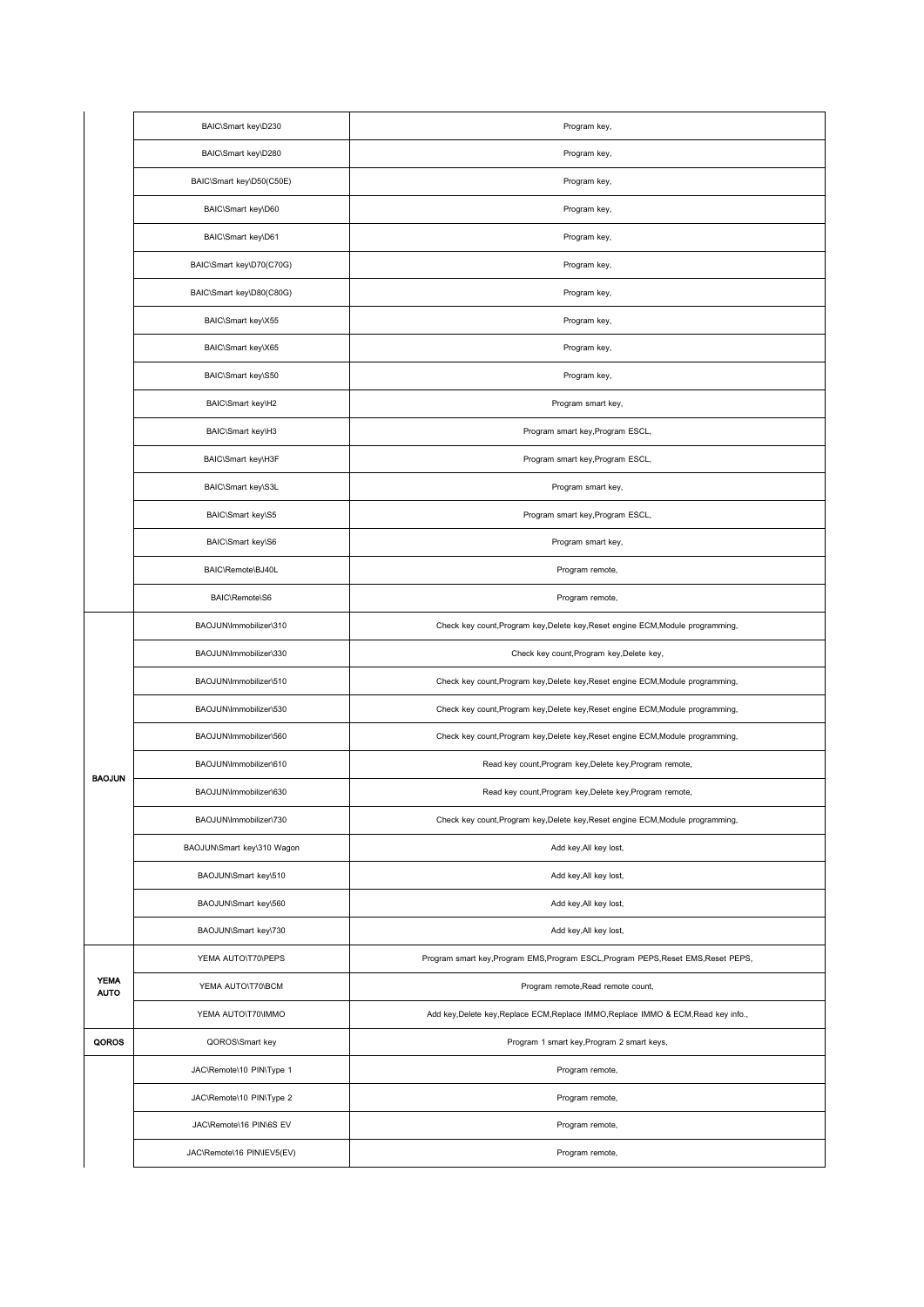| | | |
|---|---|---|
| | BAIC\Smart key\D230 | Program key, |
| | BAIC\Smart key\D280 | Program key, |
| | BAIC\Smart key\D50(C50E) | Program key, |
| | BAIC\Smart key\D60 | Program key, |
| | BAIC\Smart key\D61 | Program key, |
| | BAIC\Smart key\D70(C70G) | Program key, |
| | BAIC\Smart key\D80(C80G) | Program key, |
| | BAIC\Smart key\X55 | Program key, |
| | BAIC\Smart key\X65 | Program key, |
| | BAIC\Smart key\S50 | Program key, |
| | BAIC\Smart key\H2 | Program smart key, |
| | BAIC\Smart key\H3 | Program smart key,Program ESCL, |
| | BAIC\Smart key\H3F | Program smart key,Program ESCL, |
| | BAIC\Smart key\S3L | Program smart key, |
| | BAIC\Smart key\S5 | Program smart key,Program ESCL, |
| | BAIC\Smart key\S6 | Program smart key, |
| | BAIC\Remote\BJ40L | Program remote, |
| | BAIC\Remote\S6 | Program remote, |
| BAOJUN | BAOJUN\Immobilizer\310 | Check key count,Program key,Delete key,Reset engine ECM,Module programming, |
| | BAOJUN\Immobilizer\330 | Check key count,Program key,Delete key, |
| | BAOJUN\Immobilizer\510 | Check key count,Program key,Delete key,Reset engine ECM,Module programming, |
| | BAOJUN\Immobilizer\530 | Check key count,Program key,Delete key,Reset engine ECM,Module programming, |
| | BAOJUN\Immobilizer\560 | Check key count,Program key,Delete key,Reset engine ECM,Module programming, |
| | BAOJUN\Immobilizer\610 | Read key count,Program key,Delete key,Program remote, |
| | BAOJUN\Immobilizer\630 | Read key count,Program key,Delete key,Program remote, |
| | BAOJUN\Immobilizer\730 | Check key count,Program key,Delete key,Reset engine ECM,Module programming, |
| | BAOJUN\Smart key\310 Wagon | Add key,All key lost, |
| | BAOJUN\Smart key\510 | Add key,All key lost, |
| | BAOJUN\Smart key\560 | Add key,All key lost, |
| | BAOJUN\Smart key\730 | Add key,All key lost, |
| YEMA AUTO | YEMA AUTO\T70\PEPS | Program smart key,Program EMS,Program ESCL,Program PEPS,Reset EMS,Reset PEPS, |
| | YEMA AUTO\T70\BCM | Program remote,Read remote count, |
| | YEMA AUTO\T70\IMMO | Add key,Delete key,Replace ECM,Replace IMMO,Replace IMMO & ECM,Read key info., |
| QOROS | QOROS\Smart key | Program 1 smart key,Program 2 smart keys, |
| | JAC\Remote\10 PIN\Type 1 | Program remote, |
| | JAC\Remote\10 PIN\Type 2 | Program remote, |
| | JAC\Remote\16 PIN\6S EV | Program remote, |
| | JAC\Remote\16 PIN\IEV5(EV) | Program remote, |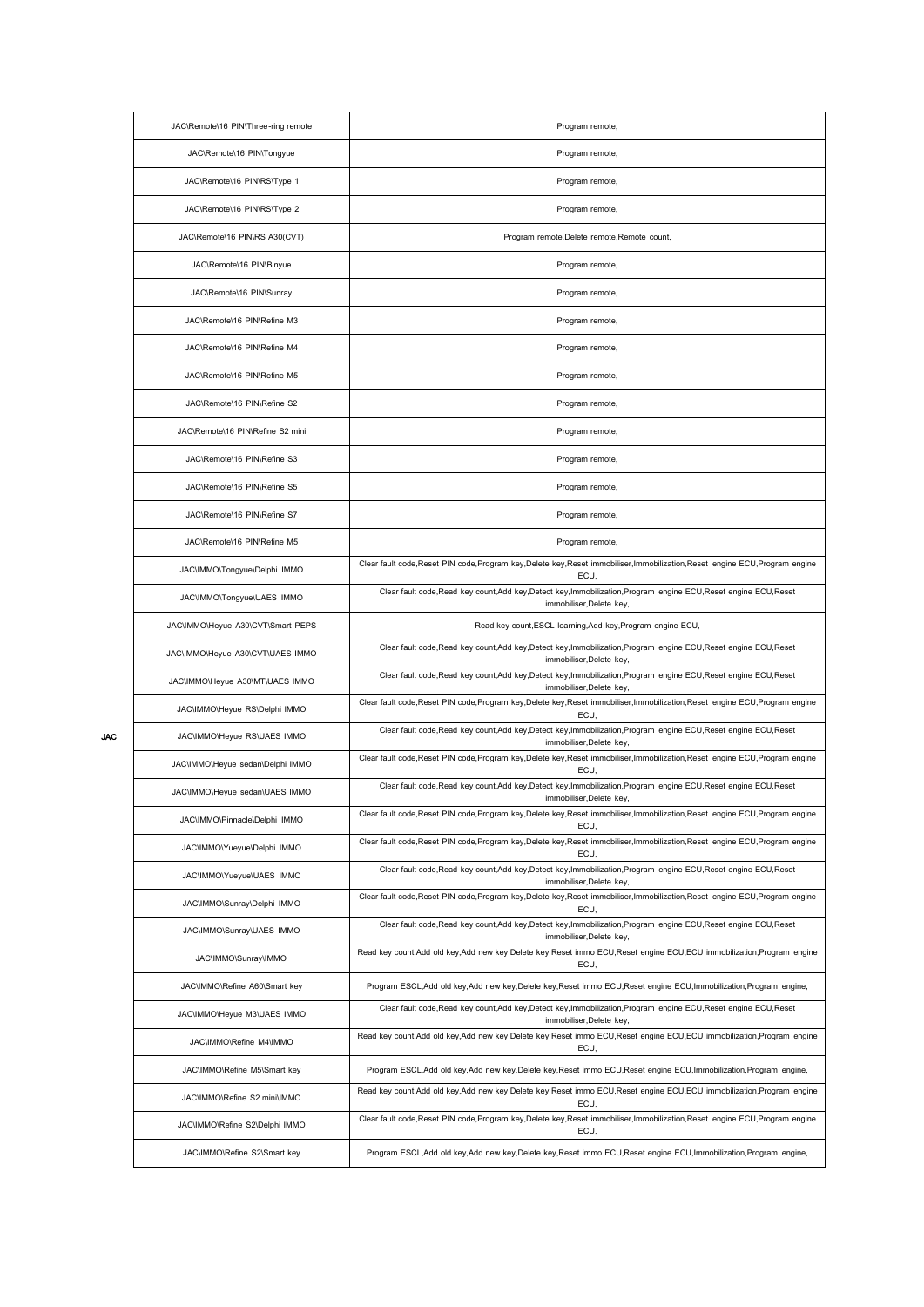| JAC | JAC\Remote\16 PIN\Three-ring remote | Program remote, |
|---|---|---|
| | JAC\Remote\16 PIN\Tongyue | Program remote, |
| | JAC\Remote\16 PIN\RS\Type 1 | Program remote, |
| | JAC\Remote\16 PIN\RS\Type 2 | Program remote, |
| | JAC\Remote\16 PIN\RS A30(CVT) | Program remote,Delete remote,Remote count, |
| | JAC\Remote\16 PIN\Binyue | Program remote, |
| | JAC\Remote\16 PIN\Sunray | Program remote, |
| | JAC\Remote\16 PIN\Refine M3 | Program remote, |
| | JAC\Remote\16 PIN\Refine M4 | Program remote, |
| | JAC\Remote\16 PIN\Refine M5 | Program remote, |
| | JAC\Remote\16 PIN\Refine S2 | Program remote, |
| | JAC\Remote\16 PIN\Refine S2 mini | Program remote, |
| | JAC\Remote\16 PIN\Refine S3 | Program remote, |
| | JAC\Remote\16 PIN\Refine S5 | Program remote, |
| | JAC\Remote\16 PIN\Refine S7 | Program remote, |
| | JAC\Remote\16 PIN\Refine M5 | Program remote, |
| | JAC\IMMO\Tongyue\Delphi IMMO | Clear fault code,Reset PIN code,Program key,Delete key,Reset immobiliser,Immobilization,Reset engine ECU,Program engine ECU, |
| | JAC\IMMO\Tongyue\UAES IMMO | Clear fault code,Read key count,Add key,Detect key,Immobilization,Program engine ECU,Reset engine ECU,Reset immobiliser,Delete key, |
| | JAC\IMMO\Heyue A30\CVT\Smart PEPS | Read key count,ESCL learning,Add key,Program engine ECU, |
| | JAC\IMMO\Heyue A30\CVT\UAES IMMO | Clear fault code,Read key count,Add key,Detect key,Immobilization,Program engine ECU,Reset engine ECU,Reset immobiliser,Delete key, |
| | JAC\IMMO\Heyue A30\MT\UAES IMMO | Clear fault code,Read key count,Add key,Detect key,Immobilization,Program engine ECU,Reset engine ECU,Reset immobiliser,Delete key, |
| | JAC\IMMO\Heyue RS\Delphi IMMO | Clear fault code,Reset PIN code,Program key,Delete key,Reset immobiliser,Immobilization,Reset engine ECU,Program engine ECU, |
| | JAC\IMMO\Heyue RS\UAES IMMO | Clear fault code,Read key count,Add key,Detect key,Immobilization,Program engine ECU,Reset engine ECU,Reset immobiliser,Delete key, |
| | JAC\IMMO\Heyue sedan\Delphi IMMO | Clear fault code,Reset PIN code,Program key,Delete key,Reset immobiliser,Immobilization,Reset engine ECU,Program engine ECU, |
| | JAC\IMMO\Heyue sedan\UAES IMMO | Clear fault code,Read key count,Add key,Detect key,Immobilization,Program engine ECU,Reset engine ECU,Reset immobiliser,Delete key, |
| | JAC\IMMO\Pinnacle\Delphi IMMO | Clear fault code,Reset PIN code,Program key,Delete key,Reset immobiliser,Immobilization,Reset engine ECU,Program engine ECU, |
| | JAC\IMMO\Yueyue\Delphi IMMO | Clear fault code,Reset PIN code,Program key,Delete key,Reset immobiliser,Immobilization,Reset engine ECU,Program engine ECU, |
| | JAC\IMMO\Yueyue\UAES IMMO | Clear fault code,Read key count,Add key,Detect key,Immobilization,Program engine ECU,Reset engine ECU,Reset immobiliser,Delete key, |
| | JAC\IMMO\Sunray\Delphi IMMO | Clear fault code,Reset PIN code,Program key,Delete key,Reset immobiliser,Immobilization,Reset engine ECU,Program engine ECU, |
| | JAC\IMMO\Sunray\UAES IMMO | Clear fault code,Read key count,Add key,Detect key,Immobilization,Program engine ECU,Reset engine ECU,Reset immobiliser,Delete key, |
| | JAC\IMMO\Sunray\IMMO | Read key count,Add old key,Add new key,Delete key,Reset immo ECU,Reset engine ECU,ECU immobilization,Program engine ECU, |
| | JAC\IMMO\Refine A60\Smart key | Program ESCL,Add old key,Add new key,Delete key,Reset immo ECU,Reset engine ECU,Immobilization,Program engine, |
| | JAC\IMMO\Heyue M3\UAES IMMO | Clear fault code,Read key count,Add key,Detect key,Immobilization,Program engine ECU,Reset engine ECU,Reset immobiliser,Delete key, |
| | JAC\IMMO\Refine M4\IMMO | Read key count,Add old key,Add new key,Delete key,Reset immo ECU,Reset engine ECU,ECU immobilization,Program engine ECU, |
| | JAC\IMMO\Refine M5\Smart key | Program ESCL,Add old key,Add new key,Delete key,Reset immo ECU,Reset engine ECU,Immobilization,Program engine, |
| | JAC\IMMO\Refine S2 mini\IMMO | Read key count,Add old key,Add new key,Delete key,Reset immo ECU,Reset engine ECU,ECU immobilization,Program engine ECU, |
| | JAC\IMMO\Refine S2\Delphi IMMO | Clear fault code,Reset PIN code,Program key,Delete key,Reset immobiliser,Immobilization,Reset engine ECU,Program engine ECU, |
| | JAC\IMMO\Refine S2\Smart key | Program ESCL,Add old key,Add new key,Delete key,Reset immo ECU,Reset engine ECU,Immobilization,Program engine, |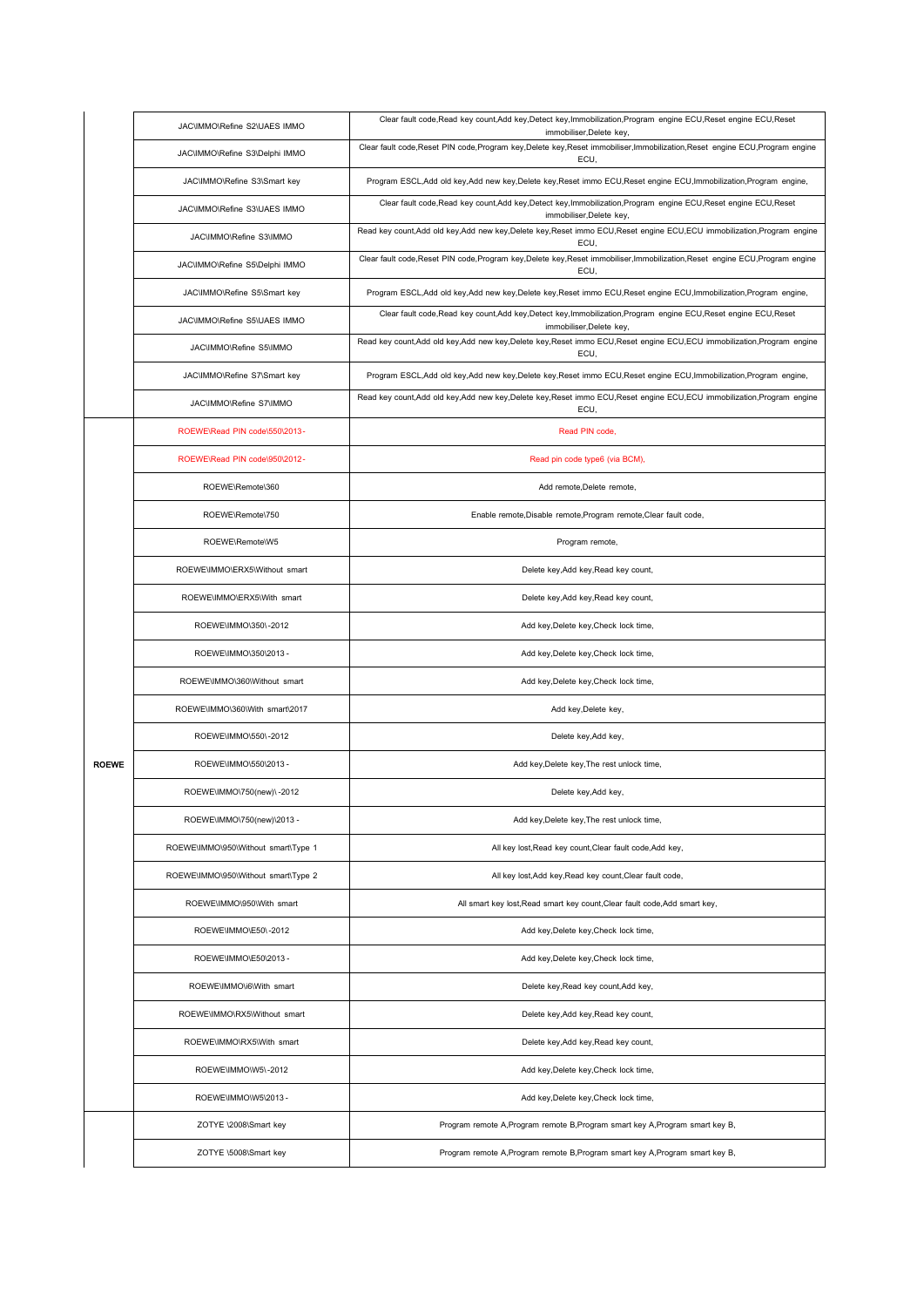| | | |
|---|---|---|
| | JAC\IMMO\Refine S2\UAES IMMO | Clear fault code,Read key count,Add key,Detect key,Immobilization,Program engine ECU,Reset engine ECU,Reset immobiliser,Delete key, |
| | JAC\IMMO\Refine S3\Delphi IMMO | Clear fault code,Reset PIN code,Program key,Delete key,Reset immobiliser,Immobilization,Reset engine ECU,Program engine ECU, |
| | JAC\IMMO\Refine S3\Smart key | Program ESCL,Add old key,Add new key,Delete key,Reset immo ECU,Reset engine ECU,Immobilization,Program engine, |
| | JAC\IMMO\Refine S3\UAES IMMO | Clear fault code,Read key count,Add key,Detect key,Immobilization,Program engine ECU,Reset engine ECU,Reset immobiliser,Delete key, |
| | JAC\IMMO\Refine S3\IMMO | Read key count,Add old key,Add new key,Delete key,Reset immo ECU,Reset engine ECU,ECU immobilization,Program engine ECU, |
| | JAC\IMMO\Refine S5\Delphi IMMO | Clear fault code,Reset PIN code,Program key,Delete key,Reset immobiliser,Immobilization,Reset engine ECU,Program engine ECU, |
| | JAC\IMMO\Refine S5\Smart key | Program ESCL,Add old key,Add new key,Delete key,Reset immo ECU,Reset engine ECU,Immobilization,Program engine, |
| | JAC\IMMO\Refine S5\UAES IMMO | Clear fault code,Read key count,Add key,Detect key,Immobilization,Program engine ECU,Reset engine ECU,Reset immobiliser,Delete key, |
| | JAC\IMMO\Refine S5\IMMO | Read key count,Add old key,Add new key,Delete key,Reset immo ECU,Reset engine ECU,ECU immobilization,Program engine ECU, |
| | JAC\IMMO\Refine S7\Smart key | Program ESCL,Add old key,Add new key,Delete key,Reset immo ECU,Reset engine ECU,Immobilization,Program engine, |
| | JAC\IMMO\Refine S7\IMMO | Read key count,Add old key,Add new key,Delete key,Reset immo ECU,Reset engine ECU,ECU immobilization,Program engine ECU, |
| **ROEWE** | ROEWE\Read PIN code\550\2013- | Read PIN code, |
| | ROEWE\Read PIN code\950\2012- | Read pin code type6 (via BCM), |
| | ROEWE\Remote\360 | Add remote,Delete remote, |
| | ROEWE\Remote\750 | Enable remote,Disable remote,Program remote,Clear fault code, |
| | ROEWE\Remote\W5 | Program remote, |
| | ROEWE\IMMO\ERX5\Without smart | Delete key,Add key,Read key count, |
| | ROEWE\IMMO\ERX5\With smart | Delete key,Add key,Read key count, |
| | ROEWE\IMMO\350\-2012 | Add key,Delete key,Check lock time, |
| | ROEWE\IMMO\350\2013- | Add key,Delete key,Check lock time, |
| | ROEWE\IMMO\360\Without smart | Add key,Delete key,Check lock time, |
| | ROEWE\IMMO\360\With smart\2017 | Add key,Delete key, |
| | ROEWE\IMMO\550\-2012 | Delete key,Add key, |
| | ROEWE\IMMO\550\2013- | Add key,Delete key,The rest unlock time, |
| | ROEWE\IMMO\750(new)\-2012 | Delete key,Add key, |
| | ROEWE\IMMO\750(new)\2013- | Add key,Delete key,The rest unlock time, |
| | ROEWE\IMMO\950\Without smart\Type 1 | All key lost,Read key count,Clear fault code,Add key, |
| | ROEWE\IMMO\950\Without smart\Type 2 | All key lost,Add key,Read key count,Clear fault code, |
| | ROEWE\IMMO\950\With smart | All smart key lost,Read smart key count,Clear fault code,Add smart key, |
| | ROEWE\IMMO\E50\-2012 | Add key,Delete key,Check lock time, |
| | ROEWE\IMMO\E50\2013- | Add key,Delete key,Check lock time, |
| | ROEWE\IMMO\i6\With smart | Delete key,Read key count,Add key, |
| | ROEWE\IMMO\RX5\Without smart | Delete key,Add key,Read key count, |
| | ROEWE\IMMO\RX5\With smart | Delete key,Add key,Read key count, |
| | ROEWE\IMMO\W5\-2012 | Add key,Delete key,Check lock time, |
| | ROEWE\IMMO\W5\2013- | Add key,Delete key,Check lock time, |
| | ZOTYE \2008\Smart key | Program remote A,Program remote B,Program smart key A,Program smart key B, |
| | ZOTYE \5008\Smart key | Program remote A,Program remote B,Program smart key A,Program smart key B, |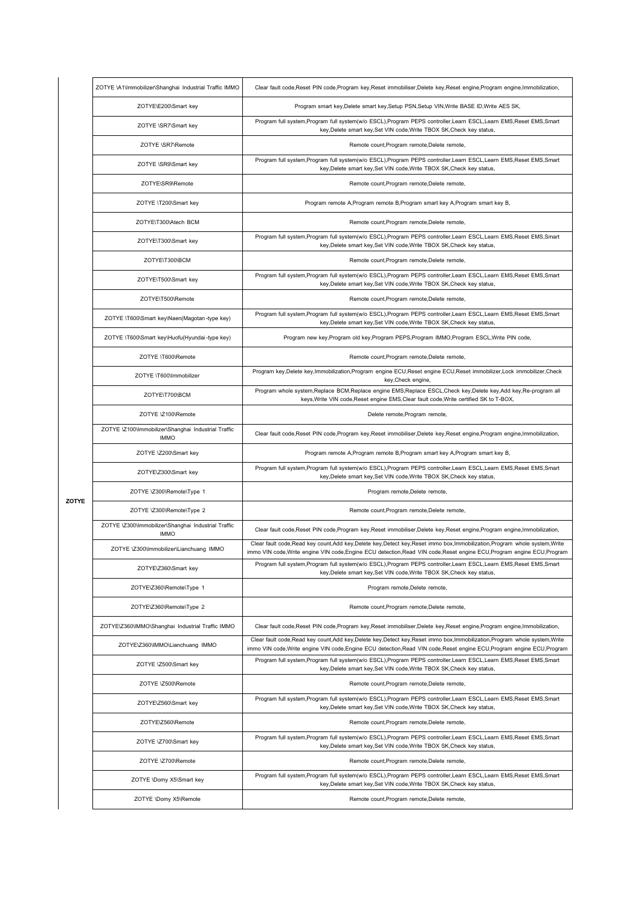| | | |
|---|---|---|
| ZOTYE | ZOTYE \A1\Immobilizer\Shanghai Industrial Traffic IMMO | Clear fault code,Reset PIN code,Program key,Reset immobiliser,Delete key,Reset engine,Program engine,Immobilization, |
| | ZOTYE\E200\Smart key | Program smart key,Delete smart key,Setup PSN,Setup VIN,Write BASE ID,Write AES SK, |
| | ZOTYE \SR7\Smart key | Program full system,Program full system(w/o ESCL),Program PEPS controller,Learn ESCL,Learn EMS,Reset EMS,Smart key,Delete smart key,Set VIN code,Write TBOX SK,Check key status, |
| | ZOTYE \SR7\Remote | Remote count,Program remote,Delete remote, |
| | ZOTYE \SR9\Smart key | Program full system,Program full system(w/o ESCL),Program PEPS controller,Learn ESCL,Learn EMS,Reset EMS,Smart key,Delete smart key,Set VIN code,Write TBOX SK,Check key status, |
| | ZOTYE\SR9\Remote | Remote count,Program remote,Delete remote, |
| | ZOTYE \T200\Smart key | Program remote A,Program remote B,Program smart key A,Program smart key B, |
| | ZOTYE\T300\Atech BCM | Remote count,Program remote,Delete remote, |
| | ZOTYE\T300\Smart key | Program full system,Program full system(w/o ESCL),Program PEPS controller,Learn ESCL,Learn EMS,Reset EMS,Smart key,Delete smart key,Set VIN code,Write TBOX SK,Check key status, |
| | ZOTYE\T300\BCM | Remote count,Program remote,Delete remote, |
| | ZOTYE\T500\Smart key | Program full system,Program full system(w/o ESCL),Program PEPS controller,Learn ESCL,Learn EMS,Reset EMS,Smart key,Delete smart key,Set VIN code,Write TBOX SK,Check key status, |
| | ZOTYE\T500\Remote | Remote count,Program remote,Delete remote, |
| | ZOTYE \T600\Smart key\Naen(Magotan-type key) | Program full system,Program full system(w/o ESCL),Program PEPS controller,Learn ESCL,Learn EMS,Reset EMS,Smart key,Delete smart key,Set VIN code,Write TBOX SK,Check key status, |
| | ZOTYE \T600\Smart key\Huofu(Hyundai-type key) | Program new key,Program old key,Program PEPS,Program IMMO,Program ESCL,Write PIN code, |
| | ZOTYE \T600\Remote | Remote count,Program remote,Delete remote, |
| | ZOTYE \T600\Immobilizer | Program key,Delete key,Immobilization,Program engine ECU,Reset engine ECU,Reset immobilizer,Lock immobilizer,Check key,Check engine, |
| | ZOTYE\T700\BCM | Program whole system,Replace BCM,Replace engine EMS,Replace ESCL,Check key,Delete key,Add key,Re-program all keys,Write VIN code,Reset engine EMS,Clear fault code,Write certified SK to T-BOX, |
| | ZOTYE \Z100\Remote | Delete remote,Program remote, |
| | ZOTYE \Z100\Immobilizer\Shanghai Industrial Traffic IMMO | Clear fault code,Reset PIN code,Program key,Reset immobiliser,Delete key,Reset engine,Program engine,Immobilization, |
| | ZOTYE \Z200\Smart key | Program remote A,Program remote B,Program smart key A,Program smart key B, |
| | ZOTYE\Z300\Smart key | Program full system,Program full system(w/o ESCL),Program PEPS controller,Learn ESCL,Learn EMS,Reset EMS,Smart key,Delete smart key,Set VIN code,Write TBOX SK,Check key status, |
| | ZOTYE \Z300\Remote\Type 1 | Program remote,Delete remote, |
| | ZOTYE \Z300\Remote\Type 2 | Remote count,Program remote,Delete remote, |
| | ZOTYE \Z300\Immobilizer\Shanghai Industrial Traffic IMMO | Clear fault code,Reset PIN code,Program key,Reset immobiliser,Delete key,Reset engine,Program engine,Immobilization, |
| | ZOTYE \Z300\Immobilizer\Lianchuang IMMO | Clear fault code,Read key count,Add key,Delete key,Detect key,Reset immo box,Immobilization,Program whole system,Write immo VIN code,Write engine VIN code,Engine ECU detection,Read VIN code,Reset engine ECU,Program engine ECU,Program |
| | ZOTYE\Z360\Smart key | Program full system,Program full system(w/o ESCL),Program PEPS controller,Learn ESCL,Learn EMS,Reset EMS,Smart key,Delete smart key,Set VIN code,Write TBOX SK,Check key status, |
| | ZOTYE\Z360\Remote\Type 1 | Program remote,Delete remote, |
| | ZOTYE\Z360\Remote\Type 2 | Remote count,Program remote,Delete remote, |
| | ZOTYE\Z360\IMMO\Shanghai Industrial Traffic IMMO | Clear fault code,Reset PIN code,Program key,Reset immobiliser,Delete key,Reset engine,Program engine,Immobilization, |
| | ZOTYE\Z360\IMMO\Lianchuang IMMO | Clear fault code,Read key count,Add key,Delete key,Detect key,Reset immo box,Immobilization,Program whole system,Write immo VIN code,Write engine VIN code,Engine ECU detection,Read VIN code,Reset engine ECU,Program engine ECU,Program |
| | ZOTYE \Z500\Smart key | Program full system,Program full system(w/o ESCL),Program PEPS controller,Learn ESCL,Learn EMS,Reset EMS,Smart key,Delete smart key,Set VIN code,Write TBOX SK,Check key status, |
| | ZOTYE \Z500\Remote | Remote count,Program remote,Delete remote, |
| | ZOTYE\Z560\Smart key | Program full system,Program full system(w/o ESCL),Program PEPS controller,Learn ESCL,Learn EMS,Reset EMS,Smart key,Delete smart key,Set VIN code,Write TBOX SK,Check key status, |
| | ZOTYE\Z560\Remote | Remote count,Program remote,Delete remote, |
| | ZOTYE \Z700\Smart key | Program full system,Program full system(w/o ESCL),Program PEPS controller,Learn ESCL,Learn EMS,Reset EMS,Smart key,Delete smart key,Set VIN code,Write TBOX SK,Check key status, |
| | ZOTYE \Z700\Remote | Remote count,Program remote,Delete remote, |
| | ZOTYE \Domy X5\Smart key | Program full system,Program full system(w/o ESCL),Program PEPS controller,Learn ESCL,Learn EMS,Reset EMS,Smart key,Delete smart key,Set VIN code,Write TBOX SK,Check key status, |
| | ZOTYE \Domy X5\Remote | Remote count,Program remote,Delete remote, |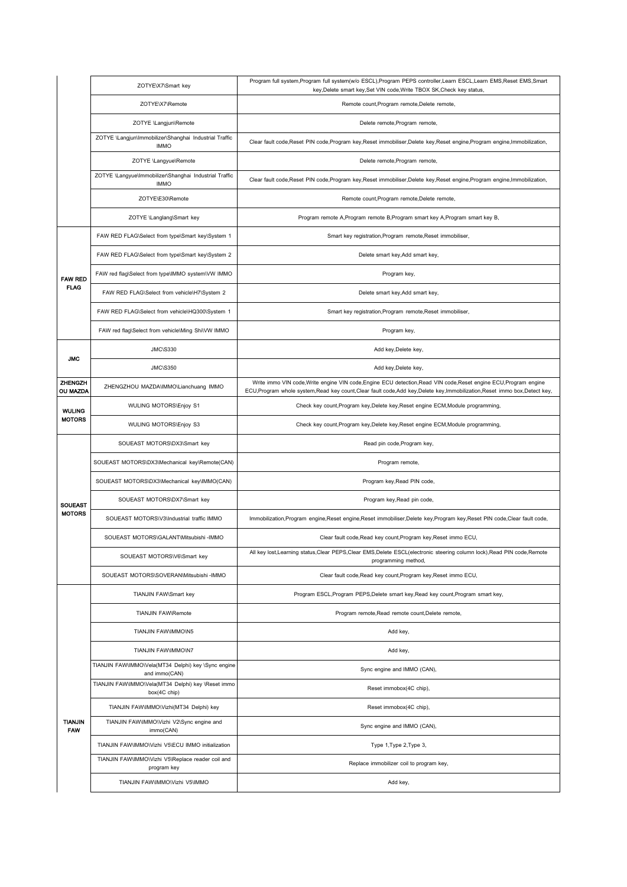| | | |
|---|---|---|
| | ZOTYE\X7\Smart key | Program full system,Program full system(w/o ESCL),Program PEPS controller,Learn ESCL,Learn EMS,Reset EMS,Smart key,Delete smart key,Set VIN code,Write TBOX SK,Check key status, |
| | ZOTYE\X7\Remote | Remote count,Program remote,Delete remote, |
| | ZOTYE \Langjun\Remote | Delete remote,Program remote, |
| | ZOTYE \Langjun\Immobilizer\Shanghai Industrial Traffic IMMO | Clear fault code,Reset PIN code,Program key,Reset immobiliser,Delete key,Reset engine,Program engine,Immobilization, |
| | ZOTYE \Langyue\Remote | Delete remote,Program remote, |
| | ZOTYE \Langyue\Immobilizer\Shanghai Industrial Traffic IMMO | Clear fault code,Reset PIN code,Program key,Reset immobiliser,Delete key,Reset engine,Program engine,Immobilization, |
| | ZOTYE\E30\Remote | Remote count,Program remote,Delete remote, |
| | ZOTYE \Langlang\Smart key | Program remote A,Program remote B,Program smart key A,Program smart key B, |
| **FAW RED FLAG** | FAW RED FLAG\Select from type\Smart key\System 1 | Smart key registration,Program remote,Reset immobiliser, |
| | FAW RED FLAG\Select from type\Smart key\System 2 | Delete smart key,Add smart key, |
| | FAW red flag\Select from type\IMMO system\VW IMMO | Program key, |
| | FAW RED FLAG\Select from vehicle\H7\System 2 | Delete smart key,Add smart key, |
| | FAW RED FLAG\Select from vehicle\HQ300\System 1 | Smart key registration,Program remote,Reset immobiliser, |
| | FAW red flag\Select from vehicle\Ming Shi\VW IMMO | Program key, |
| **JMC** | JMC\S330 | Add key,Delete key, |
| | JMC\S350 | Add key,Delete key, |
| **ZHENGZHOU MAZDA** | ZHENGZHOU MAZDA\IMMO\Lianchuang IMMO | Write immo VIN code,Write engine VIN code,Engine ECU detection,Read VIN code,Reset engine ECU,Program engine ECU,Program whole system,Read key count,Clear fault code,Add key,Delete key,Immobilization,Reset immo box,Detect key, |
| **WULING MOTORS** | WULING MOTORS\Enjoy S1 | Check key count,Program key,Delete key,Reset engine ECM,Module programming, |
| | WULING MOTORS\Enjoy S3 | Check key count,Program key,Delete key,Reset engine ECM,Module programming, |
| **SOUEAST MOTORS** | SOUEAST MOTORS\DX3\Smart key | Read pin code,Program key, |
| | SOUEAST MOTORS\DX3\Mechanical key\Remote(CAN) | Program remote, |
| | SOUEAST MOTORS\DX3\Mechanical key\IMMO(CAN) | Program key,Read PIN code, |
| | SOUEAST MOTORS\DX7\Smart key | Program key,Read pin code, |
| | SOUEAST MOTORS\V3\Industrial traffic IMMO | Immobilization,Program engine,Reset engine,Reset immobiliser,Delete key,Program key,Reset PIN code,Clear fault code, |
| | SOUEAST MOTORS\GALANT\Mitsubishi -IMMO | Clear fault code,Read key count,Program key,Reset immo ECU, |
| | SOUEAST MOTORS\V6\Smart key | All key lost,Learning status,Clear PEPS,Clear EMS,Delete ESCL(electronic steering column lock),Read PIN code,Remote programming method, |
| | SOUEAST MOTORS\SOVERAN\Mitsubishi -IMMO | Clear fault code,Read key count,Program key,Reset immo ECU, |
| **TIANJIN FAW** | TIANJIN FAW\Smart key | Program ESCL,Program PEPS,Delete smart key,Read key count,Program smart key, |
| | TIANJIN FAW\Remote | Program remote,Read remote count,Delete remote, |
| | TIANJIN FAW\IMMO\N5 | Add key, |
| | TIANJIN FAW\IMMO\N7 | Add key, |
| | TIANJIN FAW\IMMO\Vela(MT34 Delphi) key \Sync engine and immo(CAN) | Sync engine and IMMO (CAN), |
| | TIANJIN FAW\IMMO\Vela(MT34 Delphi) key \Reset immo box(4C chip) | Reset immobox(4C chip), |
| | TIANJIN FAW\IMMO\Vizhi(MT34 Delphi) key | Reset immobox(4C chip), |
| | TIANJIN FAW\IMMO\Vizhi V2\Sync engine and immo(CAN) | Sync engine and IMMO (CAN), |
| | TIANJIN FAW\IMMO\Vizhi V5\ECU IMMO initialization | Type 1,Type 2,Type 3, |
| | TIANJIN FAW\IMMO\Vizhi V5\Replace reader coil and program key | Replace immobilizer coil to program key, |
| | TIANJIN FAW\IMMO\Vizhi V5\IMMO | Add key, |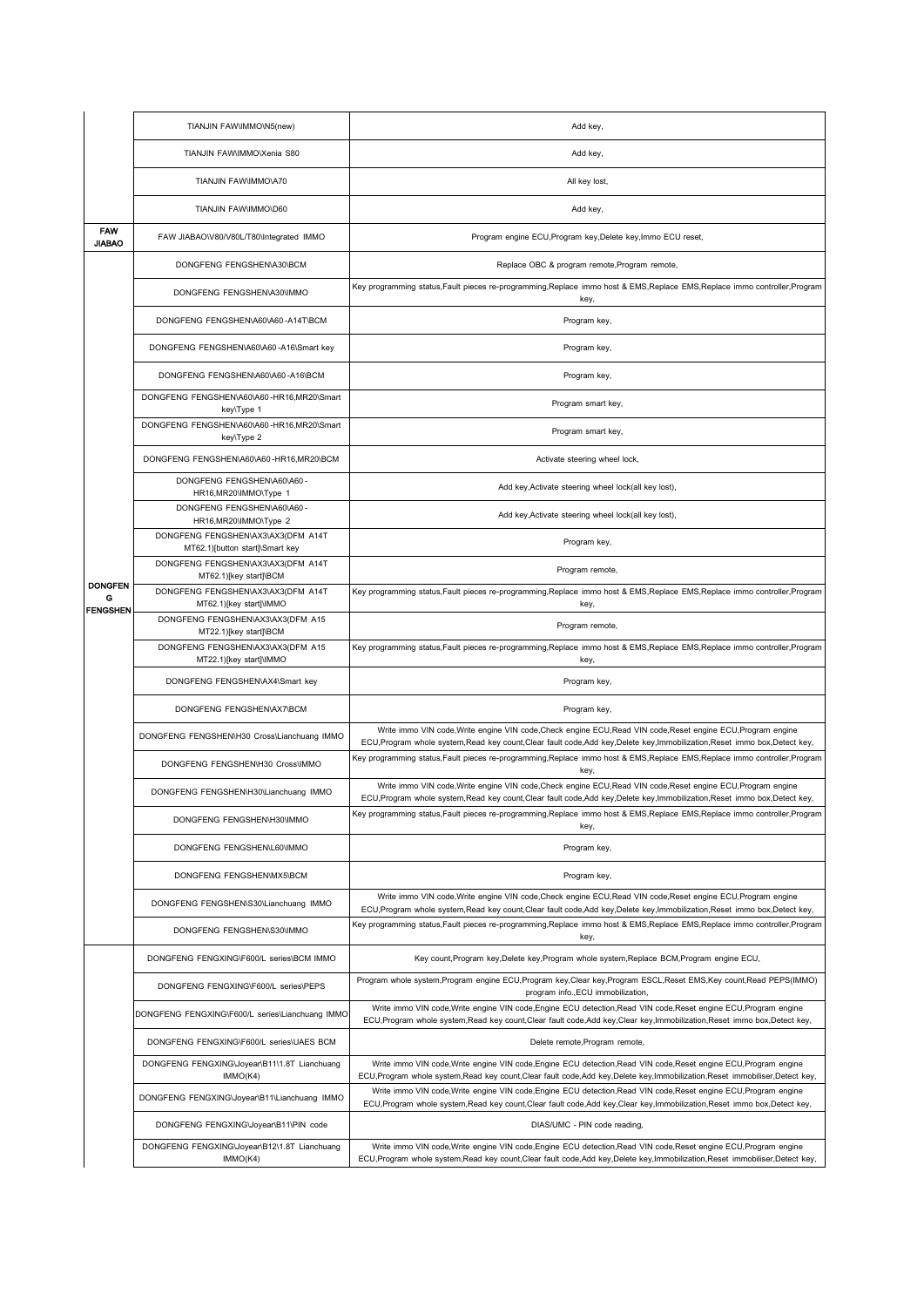| | | |
|---|---|---|
| | TIANJIN FAW\IMMO\N5(new) | Add key, |
| | TIANJIN FAW\IMMO\Xenia S80 | Add key, |
| | TIANJIN FAW\IMMO\A70 | All key lost, |
| | TIANJIN FAW\IMMO\D60 | Add key, |
| FAW JIABAO | FAW JIABAO\V80/V80L/T80\Integrated IMMO | Program engine ECU,Program key,Delete key,Immo ECU reset, |
| DONGFENG FENGSHEN | DONGFENG FENGSHEN\A30\BCM | Replace OBC & program remote,Program remote, |
| | DONGFENG FENGSHEN\A30\IMMO | Key programming status,Fault pieces re-programming,Replace immo host & EMS,Replace EMS,Replace immo controller,Program key, |
| | DONGFENG FENGSHEN\A60\A60-A14T\BCM | Program key, |
| | DONGFENG FENGSHEN\A60\A60-A16\Smart key | Program key, |
| | DONGFENG FENGSHEN\A60\A60-A16\BCM | Program key, |
| | DONGFENG FENGSHEN\A60\A60-HR16,MR20\Smart key\Type 1 | Program smart key, |
| | DONGFENG FENGSHEN\A60\A60-HR16,MR20\Smart key\Type 2 | Program smart key, |
| | DONGFENG FENGSHEN\A60\A60-HR16,MR20\BCM | Activate steering wheel lock, |
| | DONGFENG FENGSHEN\A60\A60-HR16,MR20\IMMO\Type 1 | Add key,Activate steering wheel lock(all key lost), |
| | DONGFENG FENGSHEN\A60\A60-HR16,MR20\IMMO\Type 2 | Add key,Activate steering wheel lock(all key lost), |
| | DONGFENG FENGSHEN\AX3\AX3(DFM A14T MT62.1)[button start]\Smart key | Program key, |
| | DONGFENG FENGSHEN\AX3\AX3(DFM A14T MT62.1)[key start]\BCM | Program remote, |
| | DONGFENG FENGSHEN\AX3\AX3(DFM A14T MT62.1)[key start]\IMMO | Key programming status,Fault pieces re-programming,Replace immo host & EMS,Replace EMS,Replace immo controller,Program key, |
| | DONGFENG FENGSHEN\AX3\AX3(DFM A15 MT22.1)[key start]\BCM | Program remote, |
| | DONGFENG FENGSHEN\AX3\AX3(DFM A15 MT22.1)[key start]\IMMO | Key programming status,Fault pieces re-programming,Replace immo host & EMS,Replace EMS,Replace immo controller,Program key, |
| | DONGFENG FENGSHEN\AX4\Smart key | Program key, |
| | DONGFENG FENGSHEN\AX7\BCM | Program key, |
| | DONGFENG FENGSHEN\H30 Cross\Lianchuang IMMO | Write immo VIN code,Write engine VIN code,Check engine ECU,Read VIN code,Reset engine ECU,Program engine ECU,Program whole system,Read key count,Clear fault code,Add key,Delete key,Immobilization,Reset immo box,Detect key, |
| | DONGFENG FENGSHEN\H30 Cross\IMMO | Key programming status,Fault pieces re-programming,Replace immo host & EMS,Replace EMS,Replace immo controller,Program key, |
| | DONGFENG FENGSHEN\H30\Lianchuang IMMO | Write immo VIN code,Write engine VIN code,Check engine ECU,Read VIN code,Reset engine ECU,Program engine ECU,Program whole system,Read key count,Clear fault code,Add key,Delete key,Immobilization,Reset immo box,Detect key, |
| | DONGFENG FENGSHEN\H30\IMMO | Key programming status,Fault pieces re-programming,Replace immo host & EMS,Replace EMS,Replace immo controller,Program key, |
| | DONGFENG FENGSHEN\L60\IMMO | Program key, |
| | DONGFENG FENGSHEN\MX5\BCM | Program key, |
| | DONGFENG FENGSHEN\S30\Lianchuang IMMO | Write immo VIN code,Write engine VIN code,Check engine ECU,Read VIN code,Reset engine ECU,Program engine ECU,Program whole system,Read key count,Clear fault code,Add key,Delete key,Immobilization,Reset immo box,Detect key, |
| | DONGFENG FENGSHEN\S30\IMMO | Key programming status,Fault pieces re-programming,Replace immo host & EMS,Replace EMS,Replace immo controller,Program key, |
| | DONGFENG FENGXING\F600/L series\BCM IMMO | Key count,Program key,Delete key,Program whole system,Replace BCM,Program engine ECU, |
| | DONGFENG FENGXING\F600/L series\PEPS | Program whole system,Program engine ECU,Program key,Clear key,Program ESCL,Reset EMS,Key count,Read PEPS(IMMO) program info.,ECU immobilization, |
| | DONGFENG FENGXING\F600/L series\Lianchuang IMMO | Write immo VIN code,Write engine VIN code,Engine ECU detection,Read VIN code,Reset engine ECU,Program engine ECU,Program whole system,Read key count,Clear fault code,Add key,Clear key,Immobilization,Reset immo box,Detect key, |
| | DONGFENG FENGXING\F600/L series\UAES BCM | Delete remote,Program remote, |
| | DONGFENG FENGXING\Joyear\B11\1.8T Lianchuang IMMO(K4) | Write immo VIN code,Write engine VIN code,Engine ECU detection,Read VIN code,Reset engine ECU,Program engine ECU,Program whole system,Read key count,Clear fault code,Add key,Delete key,Immobilization,Reset immobiliser,Detect key, |
| | DONGFENG FENGXING\Joyear\B11\Lianchuang IMMO | Write immo VIN code,Write engine VIN code,Engine ECU detection,Read VIN code,Reset engine ECU,Program engine ECU,Program whole system,Read key count,Clear fault code,Add key,Clear key,Immobilization,Reset immo box,Detect key, |
| | DONGFENG FENGXING\Joyear\B11\PIN code | DIAS/UMC - PIN code reading, |
| | DONGFENG FENGXING\Joyear\B12\1.8T Lianchuang IMMO(K4) | Write immo VIN code,Write engine VIN code,Engine ECU detection,Read VIN code,Reset engine ECU,Program engine ECU,Program whole system,Read key count,Clear fault code,Add key,Delete key,Immobilization,Reset immobiliser,Detect key, |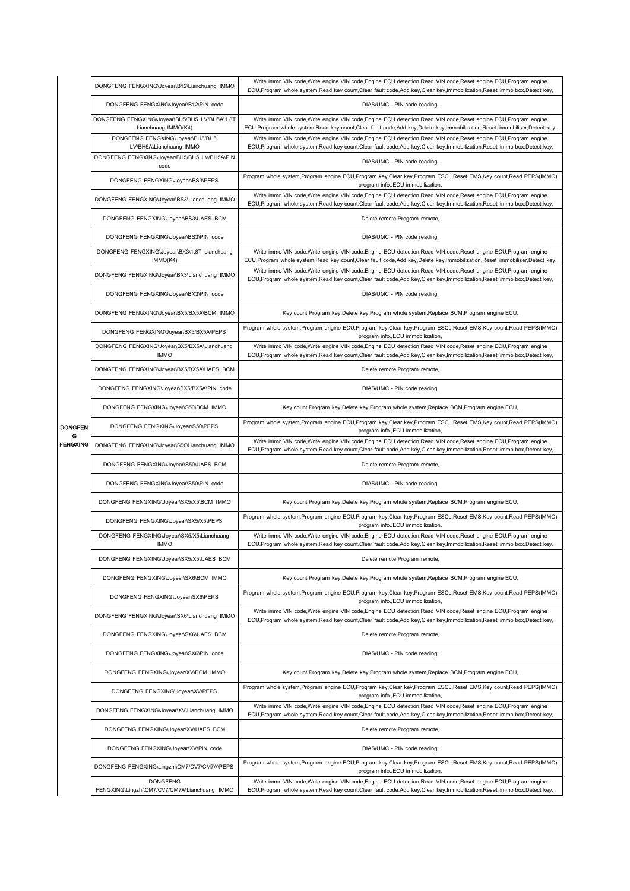| | | |
|---|---|---|
| DONGFENG FENGXING | DONGFENG FENGXING\Joyear\B12\Lianchuang IMMO | Write immo VIN code,Write engine VIN code,Engine ECU detection,Read VIN code,Reset engine ECU,Program engine ECU,Program whole system,Read key count,Clear fault code,Add key,Clear key,Immobilization,Reset immo box,Detect key, |
| | DONGFENG FENGXING\Joyear\B12\PIN code | DIAS/UMC - PIN code reading, |
| | DONGFENG FENGXING\Joyear\BH5/BH5 LV/BH5A\1.8T Lianchuang IMMO(K4) | Write immo VIN code,Write engine VIN code,Engine ECU detection,Read VIN code,Reset engine ECU,Program engine ECU,Program whole system,Read key count,Clear fault code,Add key,Delete key,Immobilization,Reset immobiliser,Detect key, |
| | DONGFENG FENGXING\Joyear\BH5/BH5 LV/BH5A\Lianchuang IMMO | Write immo VIN code,Write engine VIN code,Engine ECU detection,Read VIN code,Reset engine ECU,Program engine ECU,Program whole system,Read key count,Clear fault code,Add key,Clear key,Immobilization,Reset immo box,Detect key, |
| | DONGFENG FENGXING\Joyear\BH5/BH5 LV/BH5A\PIN code | DIAS/UMC - PIN code reading, |
| | DONGFENG FENGXING\Joyear\BS3\PEPS | Program whole system,Program engine ECU,Program key,Clear key,Program ESCL,Reset EMS,Key count,Read PEPS(IMMO) program info.,ECU immobilization, |
| | DONGFENG FENGXING\Joyear\BS3\Lianchuang IMMO | Write immo VIN code,Write engine VIN code,Engine ECU detection,Read VIN code,Reset engine ECU,Program engine ECU,Program whole system,Read key count,Clear fault code,Add key,Clear key,Immobilization,Reset immo box,Detect key, |
| | DONGFENG FENGXING\Joyear\BS3\UAES BCM | Delete remote,Program remote, |
| | DONGFENG FENGXING\Joyear\BS3\PIN code | DIAS/UMC - PIN code reading, |
| | DONGFENG FENGXING\Joyear\BX3\1.8T Lianchuang IMMO(K4) | Write immo VIN code,Write engine VIN code,Engine ECU detection,Read VIN code,Reset engine ECU,Program engine ECU,Program whole system,Read key count,Clear fault code,Add key,Delete key,Immobilization,Reset immobiliser,Detect key, |
| | DONGFENG FENGXING\Joyear\BX3\Lianchuang IMMO | Write immo VIN code,Write engine VIN code,Engine ECU detection,Read VIN code,Reset engine ECU,Program engine ECU,Program whole system,Read key count,Clear fault code,Add key,Clear key,Immobilization,Reset immo box,Detect key, |
| | DONGFENG FENGXING\Joyear\BX3\PIN code | DIAS/UMC - PIN code reading, |
| | DONGFENG FENGXING\Joyear\BX5/BX5A\BCM IMMO | Key count,Program key,Delete key,Program whole system,Replace BCM,Program engine ECU, |
| | DONGFENG FENGXING\Joyear\BX5/BX5A\PEPS | Program whole system,Program engine ECU,Program key,Clear key,Program ESCL,Reset EMS,Key count,Read PEPS(IMMO) program info.,ECU immobilization, |
| | DONGFENG FENGXING\Joyear\BX5/BX5A\Lianchuang IMMO | Write immo VIN code,Write engine VIN code,Engine ECU detection,Read VIN code,Reset engine ECU,Program engine ECU,Program whole system,Read key count,Clear fault code,Add key,Clear key,Immobilization,Reset immo box,Detect key, |
| | DONGFENG FENGXING\Joyear\BX5/BX5A\UAES BCM | Delete remote,Program remote, |
| | DONGFENG FENGXING\Joyear\BX5/BX5A\PIN code | DIAS/UMC - PIN code reading, |
| | DONGFENG FENGXING\Joyear\S50\BCM IMMO | Key count,Program key,Delete key,Program whole system,Replace BCM,Program engine ECU, |
| | DONGFENG FENGXING\Joyear\S50\PEPS | Program whole system,Program engine ECU,Program key,Clear key,Program ESCL,Reset EMS,Key count,Read PEPS(IMMO) program info.,ECU immobilization, |
| | DONGFENG FENGXING\Joyear\S50\Lianchuang IMMO | Write immo VIN code,Write engine VIN code,Engine ECU detection,Read VIN code,Reset engine ECU,Program engine ECU,Program whole system,Read key count,Clear fault code,Add key,Clear key,Immobilization,Reset immo box,Detect key, |
| | DONGFENG FENGXING\Joyear\S50\UAES BCM | Delete remote,Program remote, |
| | DONGFENG FENGXING\Joyear\S50\PIN code | DIAS/UMC - PIN code reading, |
| | DONGFENG FENGXING\Joyear\SX5/X5\BCM IMMO | Key count,Program key,Delete key,Program whole system,Replace BCM,Program engine ECU, |
| | DONGFENG FENGXING\Joyear\SX5/X5\PEPS | Program whole system,Program engine ECU,Program key,Clear key,Program ESCL,Reset EMS,Key count,Read PEPS(IMMO) program info.,ECU immobilization, |
| | DONGFENG FENGXING\Joyear\SX5/X5\Lianchuang IMMO | Write immo VIN code,Write engine VIN code,Engine ECU detection,Read VIN code,Reset engine ECU,Program engine ECU,Program whole system,Read key count,Clear fault code,Add key,Clear key,Immobilization,Reset immo box,Detect key, |
| | DONGFENG FENGXING\Joyear\SX5/X5\UAES BCM | Delete remote,Program remote, |
| | DONGFENG FENGXING\Joyear\SX6\BCM IMMO | Key count,Program key,Delete key,Program whole system,Replace BCM,Program engine ECU, |
| | DONGFENG FENGXING\Joyear\SX6\PEPS | Program whole system,Program engine ECU,Program key,Clear key,Program ESCL,Reset EMS,Key count,Read PEPS(IMMO) program info.,ECU immobilization, |
| | DONGFENG FENGXING\Joyear\SX6\Lianchuang IMMO | Write immo VIN code,Write engine VIN code,Engine ECU detection,Read VIN code,Reset engine ECU,Program engine ECU,Program whole system,Read key count,Clear fault code,Add key,Clear key,Immobilization,Reset immo box,Detect key, |
| | DONGFENG FENGXING\Joyear\SX6\UAES BCM | Delete remote,Program remote, |
| | DONGFENG FENGXING\Joyear\SX6\PIN code | DIAS/UMC - PIN code reading, |
| | DONGFENG FENGXING\Joyear\XV\BCM IMMO | Key count,Program key,Delete key,Program whole system,Replace BCM,Program engine ECU, |
| | DONGFENG FENGXING\Joyear\XV\PEPS | Program whole system,Program engine ECU,Program key,Clear key,Program ESCL,Reset EMS,Key count,Read PEPS(IMMO) program info.,ECU immobilization, |
| | DONGFENG FENGXING\Joyear\XV\Lianchuang IMMO | Write immo VIN code,Write engine VIN code,Engine ECU detection,Read VIN code,Reset engine ECU,Program engine ECU,Program whole system,Read key count,Clear fault code,Add key,Clear key,Immobilization,Reset immo box,Detect key, |
| | DONGFENG FENGXING\Joyear\XV\UAES BCM | Delete remote,Program remote, |
| | DONGFENG FENGXING\Joyear\XV\PIN code | DIAS/UMC - PIN code reading, |
| | DONGFENG FENGXING\Lingzhi\CM7/CV7/CM7A\PEPS | Program whole system,Program engine ECU,Program key,Clear key,Program ESCL,Reset EMS,Key count,Read PEPS(IMMO) program info.,ECU immobilization, |
| | DONGFENG FENGXING\Lingzhi\CM7/CV7/CM7A\Lianchuang IMMO | Write immo VIN code,Write engine VIN code,Engine ECU detection,Read VIN code,Reset engine ECU,Program engine ECU,Program whole system,Read key count,Clear fault code,Add key,Clear key,Immobilization,Reset immo box,Detect key, |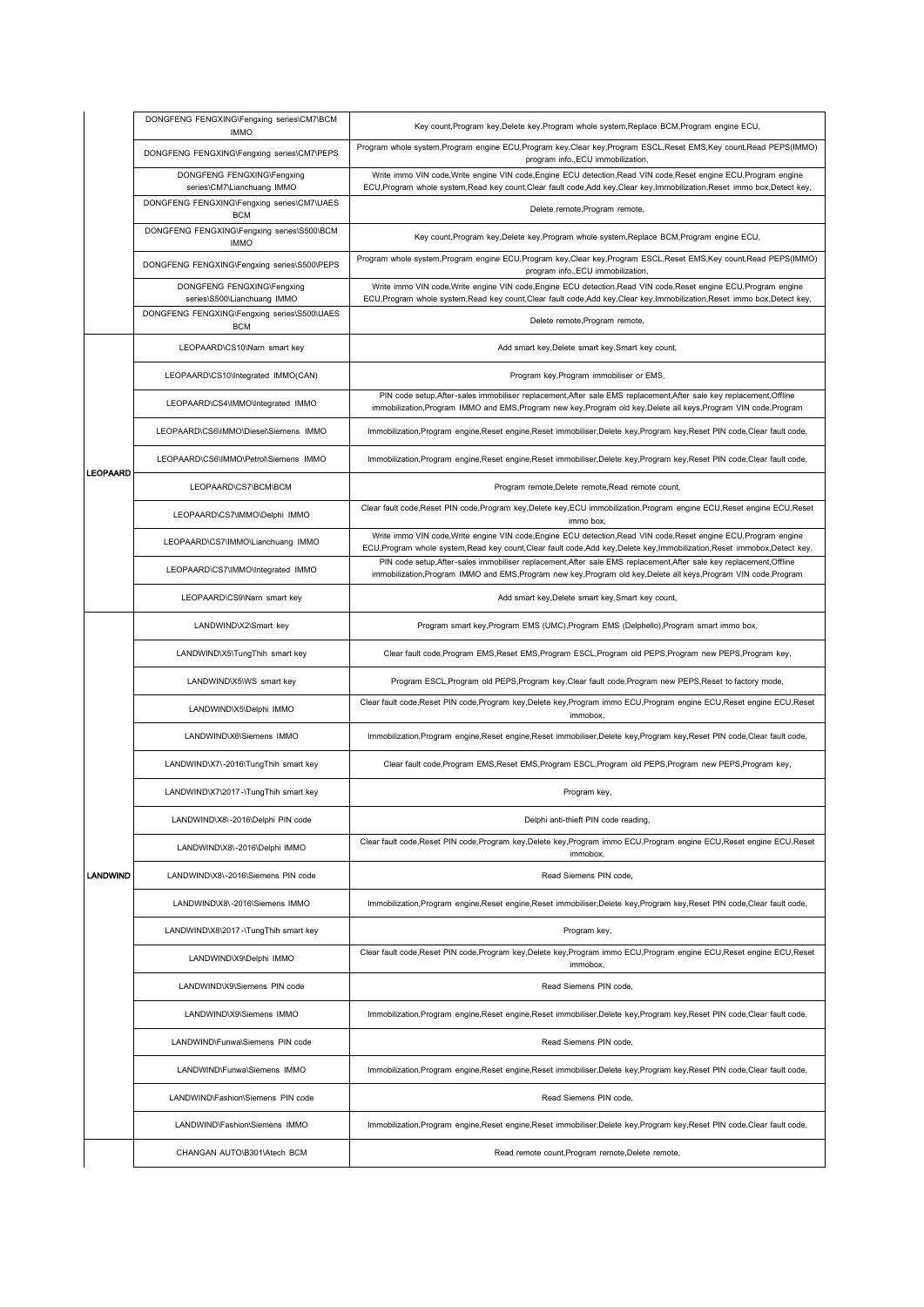| | | |
|---|---|---|
| | DONGFENG FENGXING\Fengxing series\CM7\BCM IMMO | Key count,Program key,Delete key,Program whole system,Replace BCM,Program engine ECU, |
| | DONGFENG FENGXING\Fengxing series\CM7\PEPS | Program whole system,Program engine ECU,Program key,Clear key,Program ESCL,Reset EMS,Key count,Read PEPS(IMMO) program info.,ECU immobilization, |
| | DONGFENG FENGXING\Fengxing series\CM7\Lianchuang IMMO | Write immo VIN code,Write engine VIN code,Engine ECU detection,Read VIN code,Reset engine ECU,Program engine ECU,Program whole system,Read key count,Clear fault code,Add key,Clear key,Immobilization,Reset immo box,Detect key, |
| | DONGFENG FENGXING\Fengxing series\CM7\UAES BCM | Delete remote,Program remote, |
| | DONGFENG FENGXING\Fengxing series\S500\BCM IMMO | Key count,Program key,Delete key,Program whole system,Replace BCM,Program engine ECU, |
| | DONGFENG FENGXING\Fengxing series\S500\PEPS | Program whole system,Program engine ECU,Program key,Clear key,Program ESCL,Reset EMS,Key count,Read PEPS(IMMO) program info.,ECU immobilization, |
| | DONGFENG FENGXING\Fengxing series\S500\Lianchuang IMMO | Write immo VIN code,Write engine VIN code,Engine ECU detection,Read VIN code,Reset engine ECU,Program engine ECU,Program whole system,Read key count,Clear fault code,Add key,Clear key,Immobilization,Reset immo box,Detect key, |
| | DONGFENG FENGXING\Fengxing series\S500\UAES BCM | Delete remote,Program remote, |
| LEOPAARD | LEOPAARD\CS10\Narn smart key | Add smart key,Delete smart key,Smart key count, |
| | LEOPAARD\CS10\Integrated IMMO(CAN) | Program key,Program immobiliser or EMS, |
| | LEOPAARD\CS4\IMMO\Integrated IMMO | PIN code setup,After-sales immobiliser replacement,After sale EMS replacement,After sale key replacement,Offline immobilization,Program IMMO and EMS,Program new key,Program old key,Delete all keys,Program VIN code,Program |
| | LEOPAARD\CS6\IMMO\Diesel\Siemens IMMO | Immobilization,Program engine,Reset engine,Reset immobiliser,Delete key,Program key,Reset PIN code,Clear fault code, |
| | LEOPAARD\CS6\IMMO\Petrol\Siemens IMMO | Immobilization,Program engine,Reset engine,Reset immobiliser,Delete key,Program key,Reset PIN code,Clear fault code, |
| | LEOPAARD\CS7\BCM\BCM | Program remote,Delete remote,Read remote count, |
| | LEOPAARD\CS7\IMMO\Delphi IMMO | Clear fault code,Reset PIN code,Program key,Delete key,ECU immobilization,Program engine ECU,Reset engine ECU,Reset immo box, |
| | LEOPAARD\CS7\IMMO\Lianchuang IMMO | Write immo VIN code,Write engine VIN code,Engine ECU detection,Read VIN code,Reset engine ECU,Program engine ECU,Program whole system,Read key count,Clear fault code,Add key,Delete key,Immobilization,Reset immobox,Detect key, |
| | LEOPAARD\CS7\IMMO\Integrated IMMO | PIN code setup,After-sales immobiliser replacement,After sale EMS replacement,After sale key replacement,Offline immobilization,Program IMMO and EMS,Program new key,Program old key,Delete all keys,Program VIN code,Program |
| | LEOPAARD\CS9\Narn smart key | Add smart key,Delete smart key,Smart key count, |
| LANDWIND | LANDWIND\X2\Smart key | Program smart key,Program EMS (UMC),Program EMS (Delphello),Program smart immo box, |
| | LANDWIND\X5\TungThih smart key | Clear fault code,Program EMS,Reset EMS,Program ESCL,Program old PEPS,Program new PEPS,Program key, |
| | LANDWIND\X5\WS smart key | Program ESCL,Program old PEPS,Program key,Clear fault code,Program new PEPS,Reset to factory mode, |
| | LANDWIND\X5\Delphi IMMO | Clear fault code,Reset PIN code,Program key,Delete key,Program immo ECU,Program engine ECU,Reset engine ECU,Reset immobox, |
| | LANDWIND\X6\Siemens IMMO | Immobilization,Program engine,Reset engine,Reset immobiliser,Delete key,Program key,Reset PIN code,Clear fault code, |
| | LANDWIND\X7\-2016\TungThih smart key | Clear fault code,Program EMS,Reset EMS,Program ESCL,Program old PEPS,Program new PEPS,Program key, |
| | LANDWIND\X7\2017-\TungThih smart key | Program key, |
| | LANDWIND\X8\-2016\Delphi PIN code | Delphi anti-thieft PIN code reading, |
| | LANDWIND\X8\-2016\Delphi IMMO | Clear fault code,Reset PIN code,Program key,Delete key,Program immo ECU,Program engine ECU,Reset engine ECU,Reset immobox, |
| | LANDWIND\X8\-2016\Siemens PIN code | Read Siemens PIN code, |
| | LANDWIND\X8\-2016\Siemens IMMO | Immobilization,Program engine,Reset engine,Reset immobiliser,Delete key,Program key,Reset PIN code,Clear fault code, |
| | LANDWIND\X8\2017-\TungThih smart key | Program key, |
| | LANDWIND\X9\Delphi IMMO | Clear fault code,Reset PIN code,Program key,Delete key,Program immo ECU,Program engine ECU,Reset engine ECU,Reset immobox, |
| | LANDWIND\X9\Siemens PIN code | Read Siemens PIN code, |
| | LANDWIND\X9\Siemens IMMO | Immobilization,Program engine,Reset engine,Reset immobiliser,Delete key,Program key,Reset PIN code,Clear fault code, |
| | LANDWIND\Funwa\Siemens PIN code | Read Siemens PIN code, |
| | LANDWIND\Funwa\Siemens IMMO | Immobilization,Program engine,Reset engine,Reset immobiliser,Delete key,Program key,Reset PIN code,Clear fault code, |
| | LANDWIND\Fashion\Siemens PIN code | Read Siemens PIN code, |
| | LANDWIND\Fashion\Siemens IMMO | Immobilization,Program engine,Reset engine,Reset immobiliser,Delete key,Program key,Reset PIN code,Clear fault code, |
| | CHANGAN AUTO\B301\Atech BCM | Read remote count,Program remote,Delete remote, |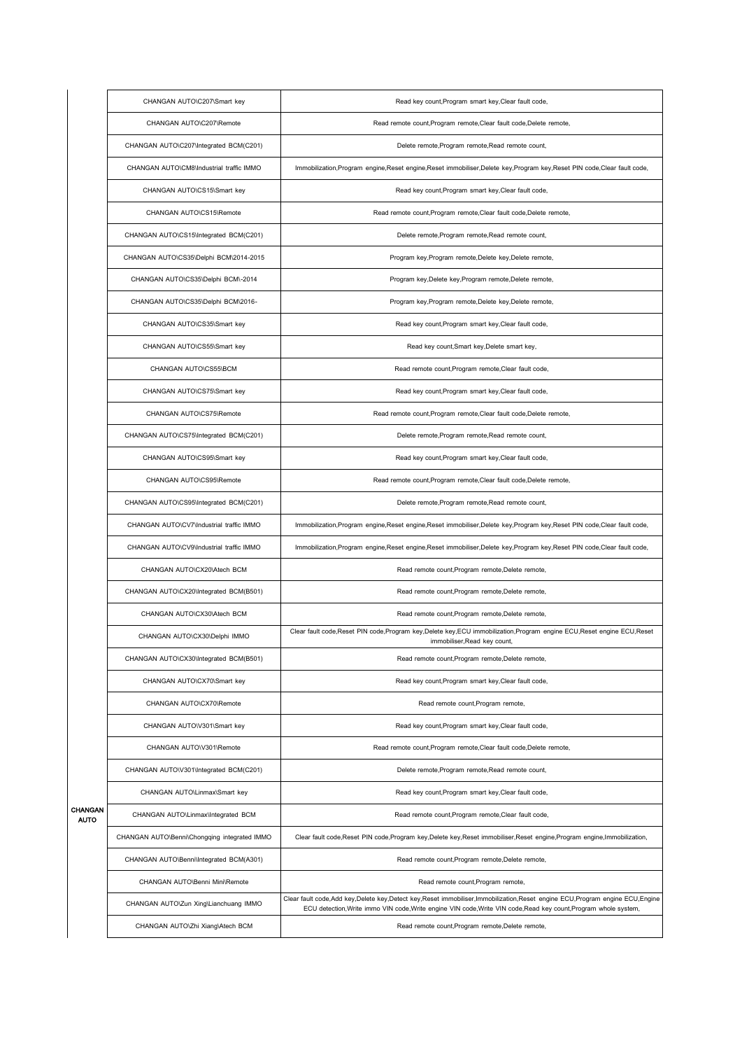| | | |
|---|---|---|
| CHANGAN AUTO | CHANGAN AUTO\C207\Smart key | Read key count,Program smart key,Clear fault code, |
| | CHANGAN AUTO\C207\Remote | Read remote count,Program remote,Clear fault code,Delete remote, |
| | CHANGAN AUTO\C207\Integrated BCM(C201) | Delete remote,Program remote,Read remote count, |
| | CHANGAN AUTO\CM8\Industrial traffic IMMO | Immobilization,Program engine,Reset engine,Reset immobiliser,Delete key,Program key,Reset PIN code,Clear fault code, |
| | CHANGAN AUTO\CS15\Smart key | Read key count,Program smart key,Clear fault code, |
| | CHANGAN AUTO\CS15\Remote | Read remote count,Program remote,Clear fault code,Delete remote, |
| | CHANGAN AUTO\CS15\Integrated BCM(C201) | Delete remote,Program remote,Read remote count, |
| | CHANGAN AUTO\CS35\Delphi BCM\2014-2015 | Program key,Program remote,Delete key,Delete remote, |
| | CHANGAN AUTO\CS35\Delphi BCM\-2014 | Program key,Delete key,Program remote,Delete remote, |
| | CHANGAN AUTO\CS35\Delphi BCM\2016- | Program key,Program remote,Delete key,Delete remote, |
| | CHANGAN AUTO\CS35\Smart key | Read key count,Program smart key,Clear fault code, |
| | CHANGAN AUTO\CS55\Smart key | Read key count,Smart key,Delete smart key, |
| | CHANGAN AUTO\CS55\BCM | Read remote count,Program remote,Clear fault code, |
| | CHANGAN AUTO\CS75\Smart key | Read key count,Program smart key,Clear fault code, |
| | CHANGAN AUTO\CS75\Remote | Read remote count,Program remote,Clear fault code,Delete remote, |
| | CHANGAN AUTO\CS75\Integrated BCM(C201) | Delete remote,Program remote,Read remote count, |
| | CHANGAN AUTO\CS95\Smart key | Read key count,Program smart key,Clear fault code, |
| | CHANGAN AUTO\CS95\Remote | Read remote count,Program remote,Clear fault code,Delete remote, |
| | CHANGAN AUTO\CS95\Integrated BCM(C201) | Delete remote,Program remote,Read remote count, |
| | CHANGAN AUTO\CV7\Industrial traffic IMMO | Immobilization,Program engine,Reset engine,Reset immobiliser,Delete key,Program key,Reset PIN code,Clear fault code, |
| | CHANGAN AUTO\CV9\Industrial traffic IMMO | Immobilization,Program engine,Reset engine,Reset immobiliser,Delete key,Program key,Reset PIN code,Clear fault code, |
| | CHANGAN AUTO\CX20\Atech BCM | Read remote count,Program remote,Delete remote, |
| | CHANGAN AUTO\CX20\Integrated BCM(B501) | Read remote count,Program remote,Delete remote, |
| | CHANGAN AUTO\CX30\Atech BCM | Read remote count,Program remote,Delete remote, |
| | CHANGAN AUTO\CX30\Delphi IMMO | Clear fault code,Reset PIN code,Program key,Delete key,ECU immobilization,Program engine ECU,Reset engine ECU,Reset immobiliser,Read key count, |
| | CHANGAN AUTO\CX30\Integrated BCM(B501) | Read remote count,Program remote,Delete remote, |
| | CHANGAN AUTO\CX70\Smart key | Read key count,Program smart key,Clear fault code, |
| | CHANGAN AUTO\CX70\Remote | Read remote count,Program remote, |
| | CHANGAN AUTO\V301\Smart key | Read key count,Program smart key,Clear fault code, |
| | CHANGAN AUTO\V301\Remote | Read remote count,Program remote,Clear fault code,Delete remote, |
| | CHANGAN AUTO\V301\Integrated BCM(C201) | Delete remote,Program remote,Read remote count, |
| | CHANGAN AUTO\Linmax\Smart key | Read key count,Program smart key,Clear fault code, |
| | CHANGAN AUTO\Linmax\Integrated BCM | Read remote count,Program remote,Clear fault code, |
| | CHANGAN AUTO\Benni\Chongqing integrated IMMO | Clear fault code,Reset PIN code,Program key,Delete key,Reset immobiliser,Reset engine,Program engine,Immobilization, |
| | CHANGAN AUTO\Benni\Integrated BCM(A301) | Read remote count,Program remote,Delete remote, |
| | CHANGAN AUTO\Benni Mini\Remote | Read remote count,Program remote, |
| | CHANGAN AUTO\Zun Xing\Lianchuang IMMO | Clear fault code,Add key,Delete key,Detect key,Reset immobiliser,Immobilization,Reset engine ECU,Program engine ECU,Engine ECU detection,Write immo VIN code,Write engine VIN code,Write VIN code,Read key count,Program whole system, |
| | CHANGAN AUTO\Zhi Xiang\Atech BCM | Read remote count,Program remote,Delete remote, |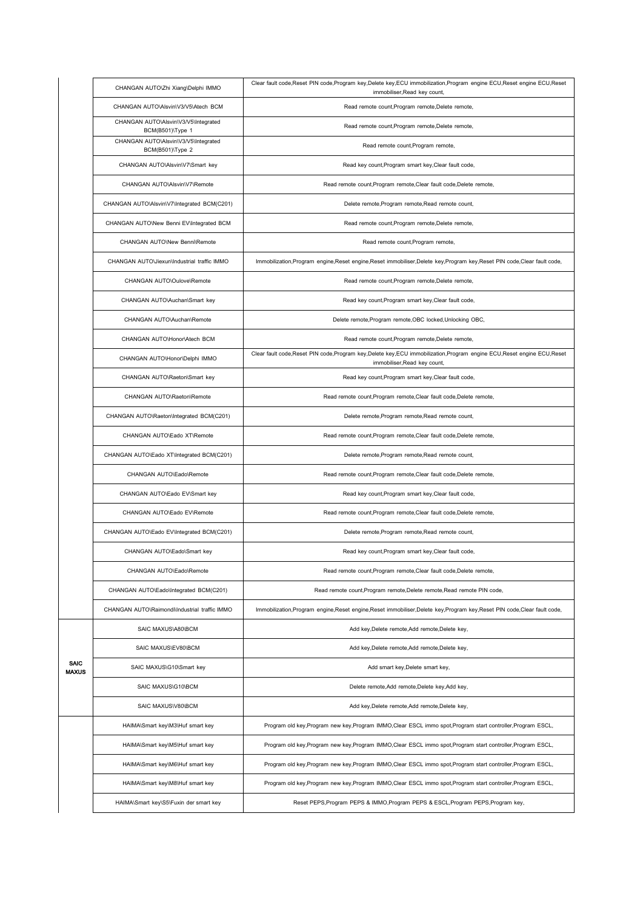| | | |
|---|---|---|
| | CHANGAN AUTO\Zhi Xiang\Delphi IMMO | Clear fault code,Reset PIN code,Program key,Delete key,ECU immobilization,Program engine ECU,Reset engine ECU,Reset immobiliser,Read key count, |
| | CHANGAN AUTO\Alsvin\V3/V5\Atech BCM | Read remote count,Program remote,Delete remote, |
| | CHANGAN AUTO\Alsvin\V3/V5\Integrated BCM(B501)\Type 1 | Read remote count,Program remote,Delete remote, |
| | CHANGAN AUTO\Alsvin\V3/V5\Integrated BCM(B501)\Type 2 | Read remote count,Program remote, |
| | CHANGAN AUTO\Alsvin\V7\Smart key | Read key count,Program smart key,Clear fault code, |
| | CHANGAN AUTO\Alsvin\V7\Remote | Read remote count,Program remote,Clear fault code,Delete remote, |
| | CHANGAN AUTO\Alsvin\V7\Integrated BCM(C201) | Delete remote,Program remote,Read remote count, |
| | CHANGAN AUTO\New Benni EV\Integrated BCM | Read remote count,Program remote,Delete remote, |
| | CHANGAN AUTO\New Benni\Remote | Read remote count,Program remote, |
| | CHANGAN AUTO\Jiexun\Industrial traffic IMMO | Immobilization,Program engine,Reset engine,Reset immobiliser,Delete key,Program key,Reset PIN code,Clear fault code, |
| | CHANGAN AUTO\Oulove\Remote | Read remote count,Program remote,Delete remote, |
| | CHANGAN AUTO\Auchan\Smart key | Read key count,Program smart key,Clear fault code, |
| | CHANGAN AUTO\Auchan\Remote | Delete remote,Program remote,OBC locked,Unlocking OBC, |
| | CHANGAN AUTO\Honor\Atech BCM | Read remote count,Program remote,Delete remote, |
| | CHANGAN AUTO\Honor\Delphi IMMO | Clear fault code,Reset PIN code,Program key,Delete key,ECU immobilization,Program engine ECU,Reset engine ECU,Reset immobiliser,Read key count, |
| | CHANGAN AUTO\Raeton\Smart key | Read key count,Program smart key,Clear fault code, |
| | CHANGAN AUTO\Raeton\Remote | Read remote count,Program remote,Clear fault code,Delete remote, |
| | CHANGAN AUTO\Raeton\Integrated BCM(C201) | Delete remote,Program remote,Read remote count, |
| | CHANGAN AUTO\Eado XT\Remote | Read remote count,Program remote,Clear fault code,Delete remote, |
| | CHANGAN AUTO\Eado XT\Integrated BCM(C201) | Delete remote,Program remote,Read remote count, |
| | CHANGAN AUTO\Eado\Remote | Read remote count,Program remote,Clear fault code,Delete remote, |
| | CHANGAN AUTO\Eado EV\Smart key | Read key count,Program smart key,Clear fault code, |
| | CHANGAN AUTO\Eado EV\Remote | Read remote count,Program remote,Clear fault code,Delete remote, |
| | CHANGAN AUTO\Eado EV\Integrated BCM(C201) | Delete remote,Program remote,Read remote count, |
| | CHANGAN AUTO\Eado\Smart key | Read key count,Program smart key,Clear fault code, |
| | CHANGAN AUTO\Eado\Remote | Read remote count,Program remote,Clear fault code,Delete remote, |
| | CHANGAN AUTO\Eado\Integrated BCM(C201) | Read remote count,Program remote,Delete remote,Read remote PIN code, |
| | CHANGAN AUTO\Raimondi\Industrial traffic IMMO | Immobilization,Program engine,Reset engine,Reset immobiliser,Delete key,Program key,Reset PIN code,Clear fault code, |
| **SAIC MAXUS** | SAIC MAXUS\A80\BCM | Add key,Delete remote,Add remote,Delete key, |
| | SAIC MAXUS\EV80\BCM | Add key,Delete remote,Add remote,Delete key, |
| | SAIC MAXUS\G10\Smart key | Add smart key,Delete smart key, |
| | SAIC MAXUS\G10\BCM | Delete remote,Add remote,Delete key,Add key, |
| | SAIC MAXUS\V80\BCM | Add key,Delete remote,Add remote,Delete key, |
| | HAIMA\Smart key\M3\Huf smart key | Program old key,Program new key,Program IMMO,Clear ESCL immo spot,Program start controller,Program ESCL, |
| | HAIMA\Smart key\M5\Huf smart key | Program old key,Program new key,Program IMMO,Clear ESCL immo spot,Program start controller,Program ESCL, |
| | HAIMA\Smart key\M6\Huf smart key | Program old key,Program new key,Program IMMO,Clear ESCL immo spot,Program start controller,Program ESCL, |
| | HAIMA\Smart key\M8\Huf smart key | Program old key,Program new key,Program IMMO,Clear ESCL immo spot,Program start controller,Program ESCL, |
| | HAIMA\Smart key\S5\Fuxin der smart key | Reset PEPS,Program PEPS & IMMO,Program PEPS & ESCL,Program PEPS,Program key, |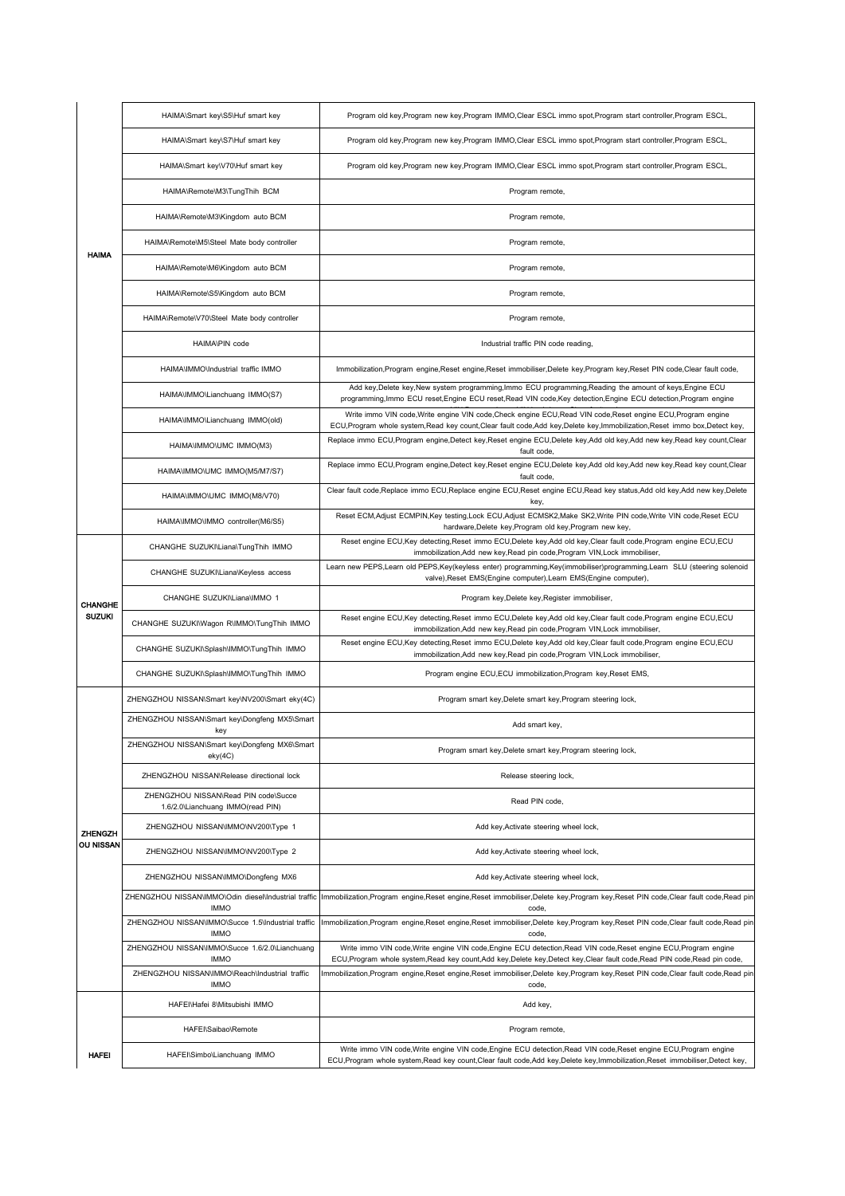| | | |
|---|---|---|
| HAIMA | HAIMA\Smart key\S5\Huf smart key | Program old key,Program new key,Program IMMO,Clear ESCL immo spot,Program start controller,Program ESCL, |
| | HAIMA\Smart key\S7\Huf smart key | Program old key,Program new key,Program IMMO,Clear ESCL immo spot,Program start controller,Program ESCL, |
| | HAIMA\Smart key\V70\Huf smart key | Program old key,Program new key,Program IMMO,Clear ESCL immo spot,Program start controller,Program ESCL, |
| | HAIMA\Remote\M3\TungThih BCM | Program remote, |
| | HAIMA\Remote\M3\Kingdom auto BCM | Program remote, |
| | HAIMA\Remote\M5\Steel Mate body controller | Program remote, |
| | HAIMA\Remote\M6\Kingdom auto BCM | Program remote, |
| | HAIMA\Remote\S5\Kingdom auto BCM | Program remote, |
| | HAIMA\Remote\V70\Steel Mate body controller | Program remote, |
| | HAIMA\PIN code | Industrial traffic PIN code reading, |
| | HAIMA\IMMO\Industrial traffic IMMO | Immobilization,Program engine,Reset engine,Reset immobiliser,Delete key,Program key,Reset PIN code,Clear fault code, |
| | HAIMA\IMMO\Lianchuang IMMO(S7) | Add key,Delete key,New system programming,Immo ECU programming,Reading the amount of keys,Engine ECU programming,Immo ECU reset,Engine ECU reset,Read VIN code,Key detection,Engine ECU detection,Program engine |
| | HAIMA\IMMO\Lianchuang IMMO(old) | Write immo VIN code,Write engine VIN code,Check engine ECU,Read VIN code,Reset engine ECU,Program engine ECU,Program whole system,Read key count,Clear fault code,Add key,Delete key,Immobilization,Reset immo box,Detect key, |
| | HAIMA\IMMO\UMC IMMO(M3) | Replace immo ECU,Program engine,Detect key,Reset engine ECU,Delete key,Add old key,Add new key,Read key count,Clear fault code, |
| | HAIMA\IMMO\UMC IMMO(M5/M7/S7) | Replace immo ECU,Program engine,Detect key,Reset engine ECU,Delete key,Add old key,Add new key,Read key count,Clear fault code, |
| | HAIMA\IMMO\UMC IMMO(M8/V70) | Clear fault code,Replace immo ECU,Replace engine ECU,Reset engine ECU,Read key status,Add old key,Add new key,Delete key, |
| | HAIMA\IMMO\IMMO controller(M6/S5) | Reset ECM,Adjust ECMPIN,Key testing,Lock ECU,Adjust ECMSK2,Make SK2,Write PIN code,Write VIN code,Reset ECU hardware,Delete key,Program old key,Program new key, |
| CHANGHE SUZUKI | CHANGHE SUZUKI\Liana\TungThih IMMO | Reset engine ECU,Key detecting,Reset immo ECU,Delete key,Add old key,Clear fault code,Program engine ECU,ECU immobilization,Add new key,Read pin code,Program VIN,Lock immobiliser, |
| | CHANGHE SUZUKI\Liana\Keyless access | Learn new PEPS,Learn old PEPS,Key(keyless enter) programming,Key(immobiliser)programming,Learn SLU (steering solenoid valve),Reset EMS(Engine computer),Learn EMS(Engine computer), |
| | CHANGHE SUZUKI\Liana\IMMO 1 | Program key,Delete key,Register immobiliser, |
| | CHANGHE SUZUKI\Wagon R\IMMO\TungThih IMMO | Reset engine ECU,Key detecting,Reset immo ECU,Delete key,Add old key,Clear fault code,Program engine ECU,ECU immobilization,Add new key,Read pin code,Program VIN,Lock immobiliser, |
| | CHANGHE SUZUKI\Splash\IMMO\TungThih IMMO | Reset engine ECU,Key detecting,Reset immo ECU,Delete key,Add old key,Clear fault code,Program engine ECU,ECU immobilization,Add new key,Read pin code,Program VIN,Lock immobiliser, |
| | CHANGHE SUZUKI\Splash\IMMO\TungThih IMMO | Program engine ECU,ECU immobilization,Program key,Reset EMS, |
| ZHENGZHOU NISSAN | ZHENGZHOU NISSAN\Smart key\NV200\Smart eky(4C) | Program smart key,Delete smart key,Program steering lock, |
| | ZHENGZHOU NISSAN\Smart key\Dongfeng MX5\Smart key | Add smart key, |
| | ZHENGZHOU NISSAN\Smart key\Dongfeng MX6\Smart eky(4C) | Program smart key,Delete smart key,Program steering lock, |
| | ZHENGZHOU NISSAN\Release directional lock | Release steering lock, |
| | ZHENGZHOU NISSAN\Read PIN code\Succe 1.6/2.0\Lianchuang IMMO(read PIN) | Read PIN code, |
| | ZHENGZHOU NISSAN\IMMO\NV200\Type 1 | Add key,Activate steering wheel lock, |
| | ZHENGZHOU NISSAN\IMMO\NV200\Type 2 | Add key,Activate steering wheel lock, |
| | ZHENGZHOU NISSAN\IMMO\Dongfeng MX6 | Add key,Activate steering wheel lock, |
| | ZHENGZHOU NISSAN\IMMO\Odin diesel\Industrial traffic IMMO | Immobilization,Program engine,Reset engine,Reset immobiliser,Delete key,Program key,Reset PIN code,Clear fault code,Read pin code, |
| | ZHENGZHOU NISSAN\IMMO\Succe 1.5\Industrial traffic IMMO | Immobilization,Program engine,Reset engine,Reset immobiliser,Delete key,Program key,Reset PIN code,Clear fault code,Read pin code, |
| | ZHENGZHOU NISSAN\IMMO\Succe 1.6/2.0\Lianchuang IMMO | Write immo VIN code,Write engine VIN code,Engine ECU detection,Read VIN code,Reset engine ECU,Program engine ECU,Program whole system,Read key count,Add key,Delete key,Detect key,Clear fault code,Read PIN code,Read pin code, |
| | ZHENGZHOU NISSAN\IMMO\Reach\Industrial traffic IMMO | Immobilization,Program engine,Reset engine,Reset immobiliser,Delete key,Program key,Reset PIN code,Clear fault code,Read pin code, |
| HAFEI | HAFEI\Hafei 8\Mitsubishi IMMO | Add key, |
| | HAFEI\Saibao\Remote | Program remote, |
| | HAFEI\Simbo\Lianchuang IMMO | Write immo VIN code,Write engine VIN code,Engine ECU detection,Read VIN code,Reset engine ECU,Program engine ECU,Program whole system,Read key count,Clear fault code,Add key,Delete key,Immobilization,Reset immobiliser,Detect key, |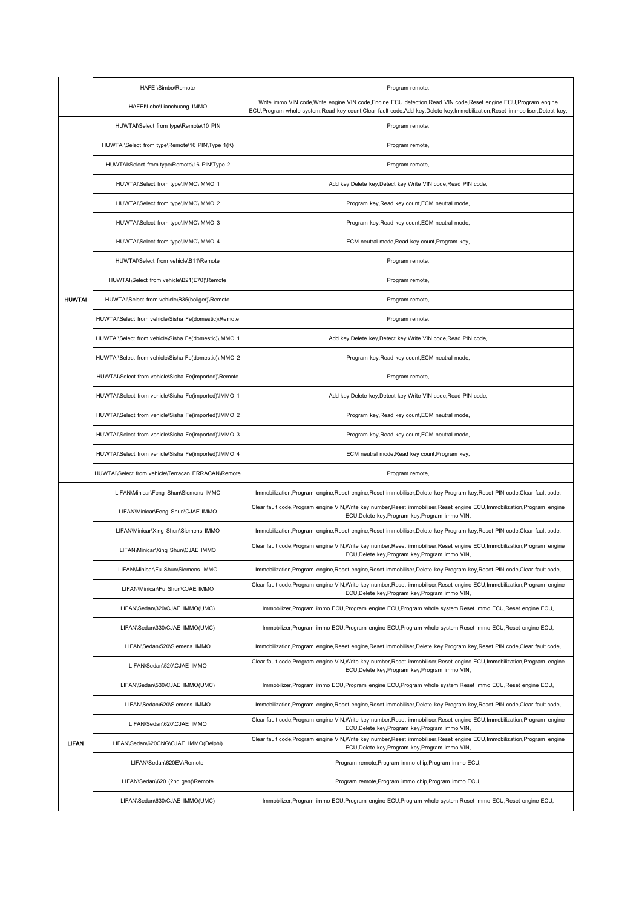| | | |
|---|---|---|
| | HAFEI\Simbo\Remote | Program remote, |
| | HAFEI\Lobo\Lianchuang IMMO | Write immo VIN code,Write engine VIN code,Engine ECU detection,Read VIN code,Reset engine ECU,Program engine ECU,Program whole system,Read key count,Clear fault code,Add key,Delete key,Immobilization,Reset immobiliser,Detect key, |
| HUWTAI | HUWTAI\Select from type\Remote\10 PIN | Program remote, |
| | HUWTAI\Select from type\Remote\16 PIN\Type 1(K) | Program remote, |
| | HUWTAI\Select from type\Remote\16 PIN\Type 2 | Program remote, |
| | HUWTAI\Select from type\IMMO\IMMO 1 | Add key,Delete key,Detect key,Write VIN code,Read PIN code, |
| | HUWTAI\Select from type\IMMO\IMMO 2 | Program key,Read key count,ECM neutral mode, |
| | HUWTAI\Select from type\IMMO\IMMO 3 | Program key,Read key count,ECM neutral mode, |
| | HUWTAI\Select from type\IMMO\IMMO 4 | ECM neutral mode,Read key count,Program key, |
| | HUWTAI\Select from vehicle\B11\Remote | Program remote, |
| | HUWTAI\Select from vehicle\B21(E70)\Remote | Program remote, |
| | HUWTAI\Select from vehicle\B35(boliger)\Remote | Program remote, |
| | HUWTAI\Select from vehicle\Sisha Fe(domestic)\Remote | Program remote, |
| | HUWTAI\Select from vehicle\Sisha Fe(domestic)\IMMO 1 | Add key,Delete key,Detect key,Write VIN code,Read PIN code, |
| | HUWTAI\Select from vehicle\Sisha Fe(domestic)\IMMO 2 | Program key,Read key count,ECM neutral mode, |
| | HUWTAI\Select from vehicle\Sisha Fe(imported)\Remote | Program remote, |
| | HUWTAI\Select from vehicle\Sisha Fe(imported)\IMMO 1 | Add key,Delete key,Detect key,Write VIN code,Read PIN code, |
| | HUWTAI\Select from vehicle\Sisha Fe(imported)\IMMO 2 | Program key,Read key count,ECM neutral mode, |
| | HUWTAI\Select from vehicle\Sisha Fe(imported)\IMMO 3 | Program key,Read key count,ECM neutral mode, |
| | HUWTAI\Select from vehicle\Sisha Fe(imported)\IMMO 4 | ECM neutral mode,Read key count,Program key, |
| | HUWTAI\Select from vehicle\Terracan ERRACAN\Remote | Program remote, |
| LIFAN | LIFAN\Minicar\Feng Shun\Siemens IMMO | Immobilization,Program engine,Reset engine,Reset immobiliser,Delete key,Program key,Reset PIN code,Clear fault code, |
| | LIFAN\Minicar\Feng Shun\CJAE IMMO | Clear fault code,Program engine VIN,Write key number,Reset immobiliser,Reset engine ECU,Immobilization,Program engine ECU,Delete key,Program key,Program immo VIN, |
| | LIFAN\Minicar\Xing Shun\Siemens IMMO | Immobilization,Program engine,Reset engine,Reset immobiliser,Delete key,Program key,Reset PIN code,Clear fault code, |
| | LIFAN\Minicar\Xing Shun\CJAE IMMO | Clear fault code,Program engine VIN,Write key number,Reset immobiliser,Reset engine ECU,Immobilization,Program engine ECU,Delete key,Program key,Program immo VIN, |
| | LIFAN\Minicar\Fu Shun\Siemens IMMO | Immobilization,Program engine,Reset engine,Reset immobiliser,Delete key,Program key,Reset PIN code,Clear fault code, |
| | LIFAN\Minicar\Fu Shun\CJAE IMMO | Clear fault code,Program engine VIN,Write key number,Reset immobiliser,Reset engine ECU,Immobilization,Program engine ECU,Delete key,Program key,Program immo VIN, |
| | LIFAN\Sedan\320\CJAE IMMO(UMC) | Immobilizer,Program immo ECU,Program engine ECU,Program whole system,Reset immo ECU,Reset engine ECU, |
| | LIFAN\Sedan\330\CJAE IMMO(UMC) | Immobilizer,Program immo ECU,Program engine ECU,Program whole system,Reset immo ECU,Reset engine ECU, |
| | LIFAN\Sedan\520\Siemens IMMO | Immobilization,Program engine,Reset engine,Reset immobiliser,Delete key,Program key,Reset PIN code,Clear fault code, |
| | LIFAN\Sedan\520\CJAE IMMO | Clear fault code,Program engine VIN,Write key number,Reset immobiliser,Reset engine ECU,Immobilization,Program engine ECU,Delete key,Program key,Program immo VIN, |
| | LIFAN\Sedan\530\CJAE IMMO(UMC) | Immobilizer,Program immo ECU,Program engine ECU,Program whole system,Reset immo ECU,Reset engine ECU, |
| | LIFAN\Sedan\620\Siemens IMMO | Immobilization,Program engine,Reset engine,Reset immobiliser,Delete key,Program key,Reset PIN code,Clear fault code, |
| | LIFAN\Sedan\620\CJAE IMMO | Clear fault code,Program engine VIN,Write key number,Reset immobiliser,Reset engine ECU,Immobilization,Program engine ECU,Delete key,Program key,Program immo VIN, |
| | LIFAN\Sedan\620CNG\CJAE IMMO(Delphi) | Clear fault code,Program engine VIN,Write key number,Reset immobiliser,Reset engine ECU,Immobilization,Program engine ECU,Delete key,Program key,Program immo VIN, |
| | LIFAN\Sedan\620EV\Remote | Program remote,Program immo chip,Program immo ECU, |
| | LIFAN\Sedan\620 (2nd gen)\Remote | Program remote,Program immo chip,Program immo ECU, |
| | LIFAN\Sedan\630\CJAE IMMO(UMC) | Immobilizer,Program immo ECU,Program engine ECU,Program whole system,Reset immo ECU,Reset engine ECU, |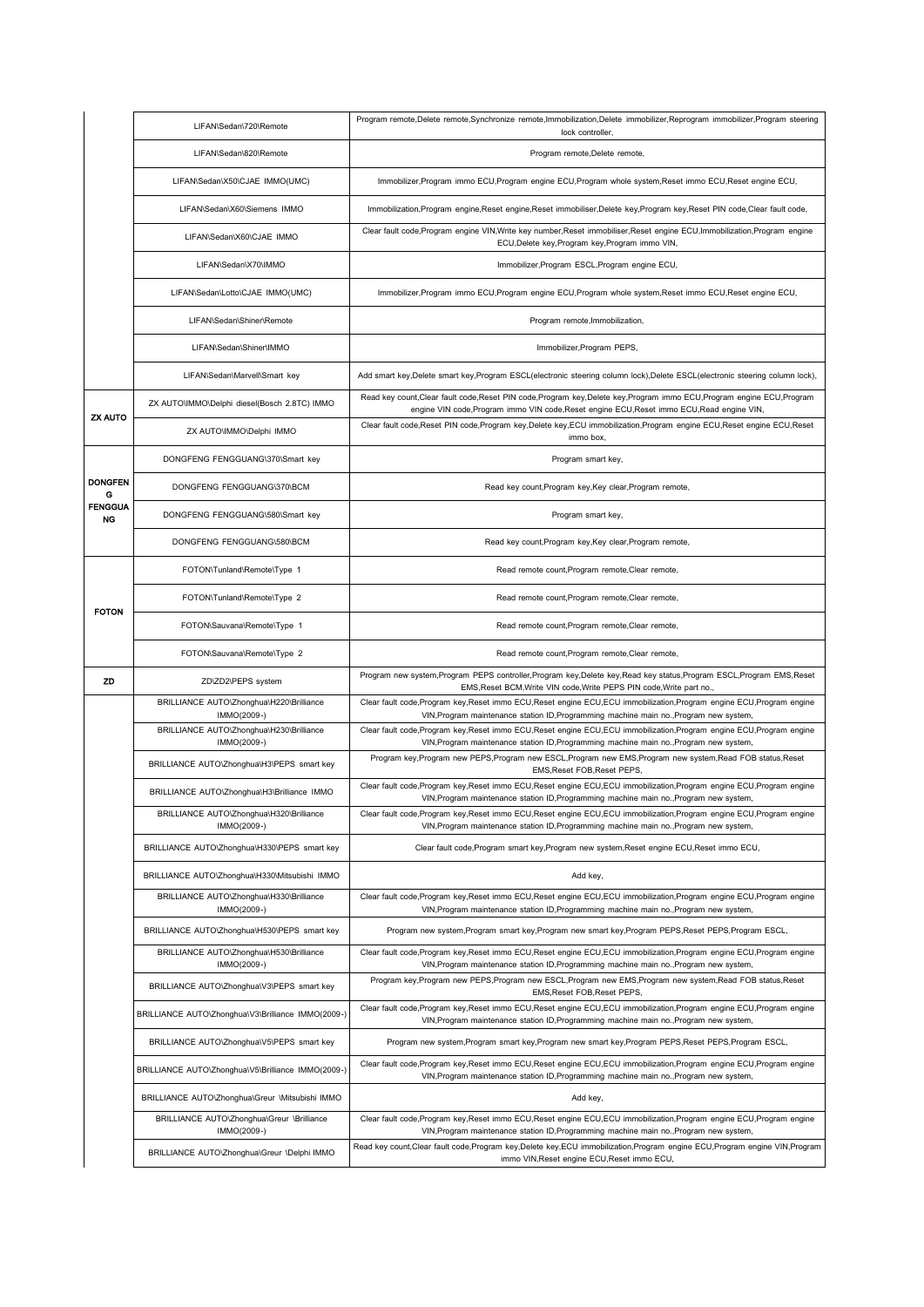| | | |
|---|---|---|
| | LIFAN\Sedan\720\Remote | Program remote,Delete remote,Synchronize remote,Immobilization,Delete immobilizer,Reprogram immobilizer,Program steering lock controller, |
| | LIFAN\Sedan\820\Remote | Program remote,Delete remote, |
| | LIFAN\Sedan\X50\CJAE IMMO(UMC) | Immobilizer,Program immo ECU,Program engine ECU,Program whole system,Reset immo ECU,Reset engine ECU, |
| | LIFAN\Sedan\X60\Siemens IMMO | Immobilization,Program engine,Reset engine,Reset immobiliser,Delete key,Program key,Reset PIN code,Clear fault code, |
| | LIFAN\Sedan\X60\CJAE IMMO | Clear fault code,Program engine VIN,Write key number,Reset immobiliser,Reset engine ECU,Immobilization,Program engine ECU,Delete key,Program key,Program immo VIN, |
| | LIFAN\Sedan\X70\IMMO | Immobilizer,Program ESCL,Program engine ECU, |
| | LIFAN\Sedan\Lotto\CJAE IMMO(UMC) | Immobilizer,Program immo ECU,Program engine ECU,Program whole system,Reset immo ECU,Reset engine ECU, |
| | LIFAN\Sedan\Shiner\Remote | Program remote,Immobilization, |
| | LIFAN\Sedan\Shiner\IMMO | Immobilizer,Program PEPS, |
| | LIFAN\Sedan\Marvell\Smart key | Add smart key,Delete smart key,Program ESCL(electronic steering column lock),Delete ESCL(electronic steering column lock), |
| **ZX AUTO** | ZX AUTO\IMMO\Delphi diesel(Bosch 2.8TC) IMMO | Read key count,Clear fault code,Reset PIN code,Program key,Delete key,Program immo ECU,Program engine ECU,Program engine VIN code,Program immo VIN code,Reset engine ECU,Reset immo ECU,Read engine VIN, |
| | ZX AUTO\IMMO\Delphi IMMO | Clear fault code,Reset PIN code,Program key,Delete key,ECU immobilization,Program engine ECU,Reset engine ECU,Reset immo box, |
| **DONGFENG FENGGUANG** | DONGFENG FENGGUANG\370\Smart key | Program smart key, |
| | DONGFENG FENGGUANG\370\BCM | Read key count,Program key,Key clear,Program remote, |
| | DONGFENG FENGGUANG\580\Smart key | Program smart key, |
| | DONGFENG FENGGUANG\580\BCM | Read key count,Program key,Key clear,Program remote, |
| **FOTON** | FOTON\Tunland\Remote\Type 1 | Read remote count,Program remote,Clear remote, |
| | FOTON\Tunland\Remote\Type 2 | Read remote count,Program remote,Clear remote, |
| | FOTON\Sauvana\Remote\Type 1 | Read remote count,Program remote,Clear remote, |
| | FOTON\Sauvana\Remote\Type 2 | Read remote count,Program remote,Clear remote, |
| **ZD** | ZD\ZD2\PEPS system | Program new system,Program PEPS controller,Program key,Delete key,Read key status,Program ESCL,Program EMS,Reset EMS,Reset BCM,Write VIN code,Write PEPS PIN code,Write part no., |
| | BRILLIANCE AUTO\Zhonghua\H220\Brilliance IMMO(2009-) | Clear fault code,Program key,Reset immo ECU,Reset engine ECU,ECU immobilization,Program engine ECU,Program engine VIN,Program maintenance station ID,Programming machine main no.,Program new system, |
| | BRILLIANCE AUTO\Zhonghua\H230\Brilliance IMMO(2009-) | Clear fault code,Program key,Reset immo ECU,Reset engine ECU,ECU immobilization,Program engine ECU,Program engine VIN,Program maintenance station ID,Programming machine main no.,Program new system, |
| | BRILLIANCE AUTO\Zhonghua\H3\PEPS smart key | Program key,Program new PEPS,Program new ESCL,Program new EMS,Program new system,Read FOB status,Reset EMS,Reset FOB,Reset PEPS, |
| | BRILLIANCE AUTO\Zhonghua\H3\Brilliance IMMO | Clear fault code,Program key,Reset immo ECU,Reset engine ECU,ECU immobilization,Program engine ECU,Program engine VIN,Program maintenance station ID,Programming machine main no.,Program new system, |
| | BRILLIANCE AUTO\Zhonghua\H320\Brilliance IMMO(2009-) | Clear fault code,Program key,Reset immo ECU,Reset engine ECU,ECU immobilization,Program engine ECU,Program engine VIN,Program maintenance station ID,Programming machine main no.,Program new system, |
| | BRILLIANCE AUTO\Zhonghua\H330\PEPS smart key | Clear fault code,Program smart key,Program new system,Reset engine ECU,Reset immo ECU, |
| | BRILLIANCE AUTO\Zhonghua\H330\Mitsubishi IMMO | Add key, |
| | BRILLIANCE AUTO\Zhonghua\H330\Brilliance IMMO(2009-) | Clear fault code,Program key,Reset immo ECU,Reset engine ECU,ECU immobilization,Program engine ECU,Program engine VIN,Program maintenance station ID,Programming machine main no.,Program new system, |
| | BRILLIANCE AUTO\Zhonghua\H530\PEPS smart key | Program new system,Program smart key,Program new smart key,Program PEPS,Reset PEPS,Program ESCL, |
| | BRILLIANCE AUTO\Zhonghua\H530\Brilliance IMMO(2009-) | Clear fault code,Program key,Reset immo ECU,Reset engine ECU,ECU immobilization,Program engine ECU,Program engine VIN,Program maintenance station ID,Programming machine main no.,Program new system, |
| | BRILLIANCE AUTO\Zhonghua\V3\PEPS smart key | Program key,Program new PEPS,Program new ESCL,Program new EMS,Program new system,Read FOB status,Reset EMS,Reset FOB,Reset PEPS, |
| | BRILLIANCE AUTO\Zhonghua\V3\Brilliance IMMO(2009-) | Clear fault code,Program key,Reset immo ECU,Reset engine ECU,ECU immobilization,Program engine ECU,Program engine VIN,Program maintenance station ID,Programming machine main no.,Program new system, |
| | BRILLIANCE AUTO\Zhonghua\V5\PEPS smart key | Program new system,Program smart key,Program new smart key,Program PEPS,Reset PEPS,Program ESCL, |
| | BRILLIANCE AUTO\Zhonghua\V5\Brilliance IMMO(2009-) | Clear fault code,Program key,Reset immo ECU,Reset engine ECU,ECU immobilization,Program engine ECU,Program engine VIN,Program maintenance station ID,Programming machine main no.,Program new system, |
| | BRILLIANCE AUTO\Zhonghua\Greur \Mitsubishi IMMO | Add key, |
| | BRILLIANCE AUTO\Zhonghua\Greur \Brilliance IMMO(2009-) | Clear fault code,Program key,Reset immo ECU,Reset engine ECU,ECU immobilization,Program engine ECU,Program engine VIN,Program maintenance station ID,Programming machine main no.,Program new system, |
| | BRILLIANCE AUTO\Zhonghua\Greur \Delphi IMMO | Read key count,Clear fault code,Program key,Delete key,ECU immobilization,Program engine ECU,Program engine VIN,Program immo VIN,Reset engine ECU,Reset immo ECU, |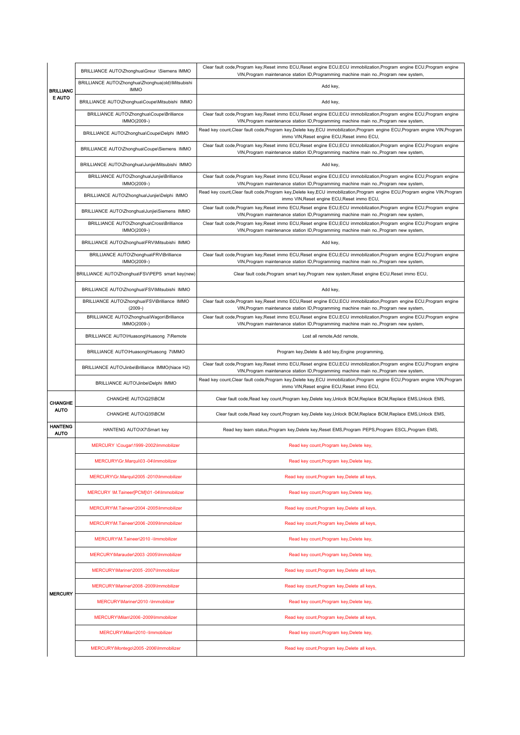| | | |
|---|---|---|
| BRILLIANCE AUTO | BRILLIANCE AUTO\Zhonghua\Greur \Siemens IMMO | Clear fault code,Program key,Reset immo ECU,Reset engine ECU,ECU immobilization,Program engine ECU,Program engine VIN,Program maintenance station ID,Programming machine main no.,Program new system, |
| | BRILLIANCE AUTO\Zhonghua\Zhonghua(old)\Mitsubishi IMMO | Add key, |
| | BRILLIANCE AUTO\Zhonghua\Coupe\Mitsubishi IMMO | Add key, |
| | BRILLIANCE AUTO\Zhonghua\Coupe\Brilliance IMMO(2009-) | Clear fault code,Program key,Reset immo ECU,Reset engine ECU,ECU immobilization,Program engine ECU,Program engine VIN,Program maintenance station ID,Programming machine main no.,Program new system, |
| | BRILLIANCE AUTO\Zhonghua\Coupe\Delphi IMMO | Read key count,Clear fault code,Program key,Delete key,ECU immobilization,Program engine ECU,Program engine VIN,Program immo VIN,Reset engine ECU,Reset immo ECU, |
| | BRILLIANCE AUTO\Zhonghua\Coupe\Siemens IMMO | Clear fault code,Program key,Reset immo ECU,Reset engine ECU,ECU immobilization,Program engine ECU,Program engine VIN,Program maintenance station ID,Programming machine main no.,Program new system, |
| | BRILLIANCE AUTO\Zhonghua\Junjie\Mitsubishi IMMO | Add key, |
| | BRILLIANCE AUTO\Zhonghua\Junjie\Brilliance IMMO(2009-) | Clear fault code,Program key,Reset immo ECU,Reset engine ECU,ECU immobilization,Program engine ECU,Program engine VIN,Program maintenance station ID,Programming machine main no.,Program new system, |
| | BRILLIANCE AUTO\Zhonghua\Junjie\Delphi IMMO | Read key count,Clear fault code,Program key,Delete key,ECU immobilization,Program engine ECU,Program engine VIN,Program immo VIN,Reset engine ECU,Reset immo ECU, |
| | BRILLIANCE AUTO\Zhonghua\Junjie\Siemens IMMO | Clear fault code,Program key,Reset immo ECU,Reset engine ECU,ECU immobilization,Program engine ECU,Program engine VIN,Program maintenance station ID,Programming machine main no.,Program new system, |
| | BRILLIANCE AUTO\Zhonghua\Cross\Brilliance IMMO(2009-) | Clear fault code,Program key,Reset immo ECU,Reset engine ECU,ECU immobilization,Program engine ECU,Program engine VIN,Program maintenance station ID,Programming machine main no.,Program new system, |
| | BRILLIANCE AUTO\Zhonghua\FRV\Mitsubishi IMMO | Add key, |
| | BRILLIANCE AUTO\Zhonghua\FRV\Brilliance IMMO(2009-) | Clear fault code,Program key,Reset immo ECU,Reset engine ECU,ECU immobilization,Program engine ECU,Program engine VIN,Program maintenance station ID,Programming machine main no.,Program new system, |
| | BRILLIANCE AUTO\Zhonghua\FSV\PEPS smart key(new) | Clear fault code,Program smart key,Program new system,Reset engine ECU,Reset immo ECU, |
| | BRILLIANCE AUTO\Zhonghua\FSV\Mitsubishi IMMO | Add key, |
| | BRILLIANCE AUTO\Zhonghua\FSV\Brilliance IMMO (2009-) | Clear fault code,Program key,Reset immo ECU,Reset engine ECU,ECU immobilization,Program engine ECU,Program engine VIN,Program maintenance station ID,Programming machine main no.,Program new system, |
| | BRILLIANCE AUTO\Zhonghua\Wagon\Brilliance IMMO(2009-) | Clear fault code,Program key,Reset immo ECU,Reset engine ECU,ECU immobilization,Program engine ECU,Program engine VIN,Program maintenance station ID,Programming machine main no.,Program new system, |
| | BRILLIANCE AUTO\Huasong\Huasong 7\Remote | Lost all remote,Add remote, |
| | BRILLIANCE AUTO\Huasong\Huasong 7\IMMO | Program key,Delete & add key,Engine programming, |
| | BRILLIANCE AUTO\Jinbe\Brilliance IMMO(hiace H2) | Clear fault code,Program key,Reset immo ECU,Reset engine ECU,ECU immobilization,Program engine ECU,Program engine VIN,Program maintenance station ID,Programming machine main no.,Program new system, |
| | BRILLIANCE AUTO\Jinbe\Delphi IMMO | Read key count,Clear fault code,Program key,Delete key,ECU immobilization,Program engine ECU,Program engine VIN,Program immo VIN,Reset engine ECU,Reset immo ECU, |
| CHANGHE AUTO | CHANGHE AUTO\Q25\BCM | Clear fault code,Read key count,Program key,Delete key,Unlock BCM,Replace BCM,Replace EMS,Unlock EMS, |
| | CHANGHE AUTO\Q35\BCM | Clear fault code,Read key count,Program key,Delete key,Unlock BCM,Replace BCM,Replace EMS,Unlock EMS, |
| HANTENG AUTO | HANTENG AUTO\X7\Smart key | Read key learn status,Program key,Delete key,Reset EMS,Program PEPS,Program ESCL,Program EMS, |
| MERCURY | MERCURY \Cougar\1999-2002\Immobilizer | Read key count,Program key,Delete key, |
| | MERCURY\Gr.Marqui\03-04\Immobilizer | Read key count,Program key,Delete key, |
| | MERCURY\Gr.Marqui\2005-2010\Immobilizer | Read key count,Program key,Delete all keys, |
| | MERCURY \M.Taineer[PCM]\01-04\Immobilizer | Read key count,Program key,Delete key, |
| | MERCURY\M.Taineer\2004-2005\Immobilizer | Read key count,Program key,Delete all keys, |
| | MERCURY\M.Taineer\2006-2009\Immobilizer | Read key count,Program key,Delete all keys, |
| | MERCURY\M.Taineer\2010-\Immobilizer | Read key count,Program key,Delete key, |
| | MERCURY\Marauder\2003-2005\Immobilizer | Read key count,Program key,Delete key, |
| | MERCURY\Mariner\2005-2007\Immobilizer | Read key count,Program key,Delete all keys, |
| | MERCURY\Mariner\2008-2009\Immobilizer | Read key count,Program key,Delete all keys, |
| | MERCURY\Mariner\2010-\Immobilizer | Read key count,Program key,Delete key, |
| | MERCURY\Milan\2006-2009\Immobilizer | Read key count,Program key,Delete all keys, |
| | MERCURY\Milan\2010-\Immobilizer | Read key count,Program key,Delete key, |
| | MERCURY\Montego\2005-2006\Immobilizer | Read key count,Program key,Delete all keys, |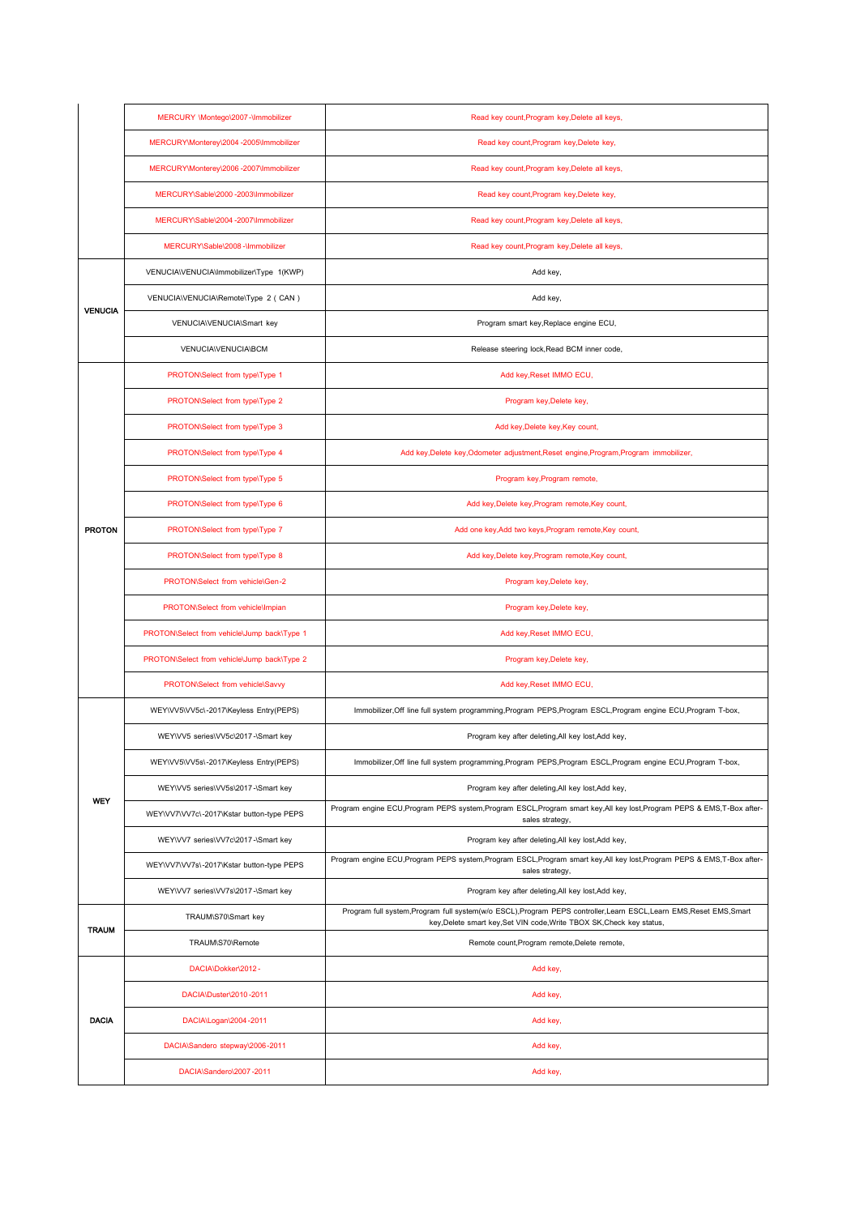| | | |
|---|---|---|
| | MERCURY \Montego\2007-\Immobilizer | Read key count,Program key,Delete all keys, |
| | MERCURY\Monterey\2004-2005\Immobilizer | Read key count,Program key,Delete key, |
| | MERCURY\Monterey\2006-2007\Immobilizer | Read key count,Program key,Delete all keys, |
| | MERCURY\Sable\2000-2003\Immobilizer | Read key count,Program key,Delete key, |
| | MERCURY\Sable\2004-2007\Immobilizer | Read key count,Program key,Delete all keys, |
| | MERCURY\Sable\2008-\Immobilizer | Read key count,Program key,Delete all keys, |
| **VENUCIA** | VENUCIA\VENUCIA\Immobilizer\Type 1(KWP) | Add key, |
| | VENUCIA\VENUCIA\Remote\Type 2 ( CAN ) | Add key, |
| | VENUCIA\VENUCIA\Smart key | Program smart key,Replace engine ECU, |
| | VENUCIA\VENUCIA\BCM | Release steering lock,Read BCM inner code, |
| **PROTON** | PROTON\Select from type\Type 1 | Add key,Reset IMMO ECU, |
| | PROTON\Select from type\Type 2 | Program key,Delete key, |
| | PROTON\Select from type\Type 3 | Add key,Delete key,Key count, |
| | PROTON\Select from type\Type 4 | Add key,Delete key,Odometer adjustment,Reset engine,Program,Program immobilizer, |
| | PROTON\Select from type\Type 5 | Program key,Program remote, |
| | PROTON\Select from type\Type 6 | Add key,Delete key,Program remote,Key count, |
| | PROTON\Select from type\Type 7 | Add one key,Add two keys,Program remote,Key count, |
| | PROTON\Select from type\Type 8 | Add key,Delete key,Program remote,Key count, |
| | PROTON\Select from vehicle\Gen-2 | Program key,Delete key, |
| | PROTON\Select from vehicle\Impian | Program key,Delete key, |
| | PROTON\Select from vehicle\Jump back\Type 1 | Add key,Reset IMMO ECU, |
| | PROTON\Select from vehicle\Jump back\Type 2 | Program key,Delete key, |
| | PROTON\Select from vehicle\Savvy | Add key,Reset IMMO ECU, |
| **WEY** | WEY\VV5\VV5c\-2017\Keyless Entry(PEPS) | Immobilizer,Off line full system programming,Program PEPS,Program ESCL,Program engine ECU,Program T-box, |
| | WEY\VV5 series\VV5c\2017-\Smart key | Program key after deleting,All key lost,Add key, |
| | WEY\VV5\VV5s\-2017\Keyless Entry(PEPS) | Immobilizer,Off line full system programming,Program PEPS,Program ESCL,Program engine ECU,Program T-box, |
| | WEY\VV5 series\VV5s\2017-\Smart key | Program key after deleting,All key lost,Add key, |
| | WEY\VV7\VV7c\-2017\Kstar button-type PEPS | Program engine ECU,Program PEPS system,Program ESCL,Program smart key,All key lost,Program PEPS & EMS,T-Box after-sales strategy, |
| | WEY\VV7 series\VV7c\2017-\Smart key | Program key after deleting,All key lost,Add key, |
| | WEY\VV7\VV7s\-2017\Kstar button-type PEPS | Program engine ECU,Program PEPS system,Program ESCL,Program smart key,All key lost,Program PEPS & EMS,T-Box after-sales strategy, |
| | WEY\VV7 series\VV7s\2017-\Smart key | Program key after deleting,All key lost,Add key, |
| **TRAUM** | TRAUM\S70\Smart key | Program full system,Program full system(w/o ESCL),Program PEPS controller,Learn ESCL,Learn EMS,Reset EMS,Smart key,Delete smart key,Set VIN code,Write TBOX SK,Check key status, |
| | TRAUM\S70\Remote | Remote count,Program remote,Delete remote, |
| **DACIA** | DACIA\Dokker\2012- | Add key, |
| | DACIA\Duster\2010-2011 | Add key, |
| | DACIA\Logan\2004-2011 | Add key, |
| | DACIA\Sandero stepway\2006-2011 | Add key, |
| | DACIA\Sandero\2007-2011 | Add key, |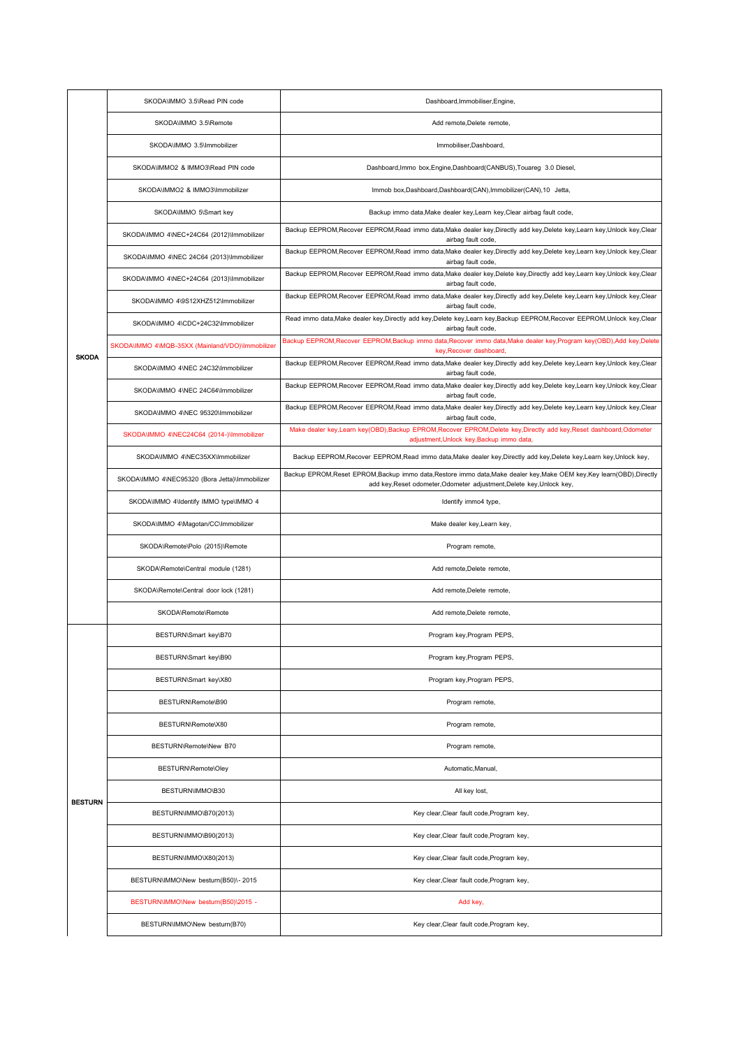| | | |
|---|---|---|
| SKODA | SKODA\IMMO 3.5\Read PIN code | Dashboard,Immobiliser,Engine, |
| | SKODA\IMMO 3.5\Remote | Add remote,Delete remote, |
| | SKODA\IMMO 3.5\Immobilizer | Immobiliser,Dashboard, |
| | SKODA\IMMO2 & IMMO3\Read PIN code | Dashboard,Immo box,Engine,Dashboard(CANBUS),Touareg 3.0 Diesel, |
| | SKODA\IMMO2 & IMMO3\Immobilizer | Immob box,Dashboard,Dashboard(CAN),Immobilizer(CAN),10 Jetta, |
| | SKODA\IMMO 5\Smart key | Backup immo data,Make dealer key,Learn key,Clear airbag fault code, |
| | SKODA\IMMO 4\NEC+24C64 (2012)\Immobilizer | Backup EEPROM,Recover EEPROM,Read immo data,Make dealer key,Directly add key,Delete key,Learn key,Unlock key,Clear airbag fault code, |
| | SKODA\IMMO 4\NEC 24C64 (2013)\Immobilizer | Backup EEPROM,Recover EEPROM,Read immo data,Make dealer key,Directly add key,Delete key,Learn key,Unlock key,Clear airbag fault code, |
| | SKODA\IMMO 4\NEC+24C64 (2013)\Immobilizer | Backup EEPROM,Recover EEPROM,Read immo data,Make dealer key,Delete key,Directly add key,Learn key,Unlock key,Clear airbag fault code, |
| | SKODA\IMMO 4\9S12XHZ512\Immobilizer | Backup EEPROM,Recover EEPROM,Read immo data,Make dealer key,Directly add key,Delete key,Learn key,Unlock key,Clear airbag fault code, |
| | SKODA\IMMO 4\CDC+24C32\Immobilizer | Read immo data,Make dealer key,Directly add key,Delete key,Learn key,Backup EEPROM,Recover EEPROM,Unlock key,Clear airbag fault code, |
| | SKODA\IMMO 4\MQB-35XX (Mainland/VDO)\Immobilizer | Backup EEPROM,Recover EEPROM,Backup immo data,Recover immo data,Make dealer key,Program key(OBD),Add key,Delete key,Recover dashboard, |
| | SKODA\IMMO 4\NEC 24C32\Immobilizer | Backup EEPROM,Recover EEPROM,Read immo data,Make dealer key,Directly add key,Delete key,Learn key,Unlock key,Clear airbag fault code, |
| | SKODA\IMMO 4\NEC 24C64\Immobilizer | Backup EEPROM,Recover EEPROM,Read immo data,Make dealer key,Directly add key,Delete key,Learn key,Unlock key,Clear airbag fault code, |
| | SKODA\IMMO 4\NEC 95320\Immobilizer | Backup EEPROM,Recover EEPROM,Read immo data,Make dealer key,Directly add key,Delete key,Learn key,Unlock key,Clear airbag fault code, |
| | SKODA\IMMO 4\NEC24C64 (2014-)\Immobilizer | Make dealer key,Learn key(OBD),Backup EPROM,Recover EPROM,Delete key,Directly add key,Reset dashboard,Odometer adjustment,Unlock key,Backup immo data, |
| | SKODA\IMMO 4\NEC35XX\Immobilizer | Backup EEPROM,Recover EEPROM,Read immo data,Make dealer key,Directly add key,Delete key,Learn key,Unlock key, |
| | SKODA\IMMO 4\NEC95320 (Bora Jetta)\Immobilizer | Backup EPROM,Reset EPROM,Backup immo data,Restore immo data,Make dealer key,Make OEM key,Key learn(OBD),Directly add key,Reset odometer,Odometer adjustment,Delete key,Unlock key, |
| | SKODA\IMMO 4\Identify IMMO type\IMMO 4 | Identify immo4 type, |
| | SKODA\IMMO 4\Magotan/CC\Immobilizer | Make dealer key,Learn key, |
| | SKODA\Remote\Polo (2015)\Remote | Program remote, |
| | SKODA\Remote\Central module (1281) | Add remote,Delete remote, |
| | SKODA\Remote\Central door lock (1281) | Add remote,Delete remote, |
| | SKODA\Remote\Remote | Add remote,Delete remote, |
| BESTURN | BESTURN\Smart key\B70 | Program key,Program PEPS, |
| | BESTURN\Smart key\B90 | Program key,Program PEPS, |
| | BESTURN\Smart key\X80 | Program key,Program PEPS, |
| | BESTURN\Remote\B90 | Program remote, |
| | BESTURN\Remote\X80 | Program remote, |
| | BESTURN\Remote\New B70 | Program remote, |
| | BESTURN\Remote\Oley | Automatic,Manual, |
| | BESTURN\IMMO\B30 | All key lost, |
| | BESTURN\IMMO\B70(2013) | Key clear,Clear fault code,Program key, |
| | BESTURN\IMMO\B90(2013) | Key clear,Clear fault code,Program key, |
| | BESTURN\IMMO\X80(2013) | Key clear,Clear fault code,Program key, |
| | BESTURN\IMMO\New besturn(B50)\- 2015 | Key clear,Clear fault code,Program key, |
| | BESTURN\IMMO\New besturn(B50)\2015 - | Add key, |
| | BESTURN\IMMO\New besturn(B70) | Key clear,Clear fault code,Program key, |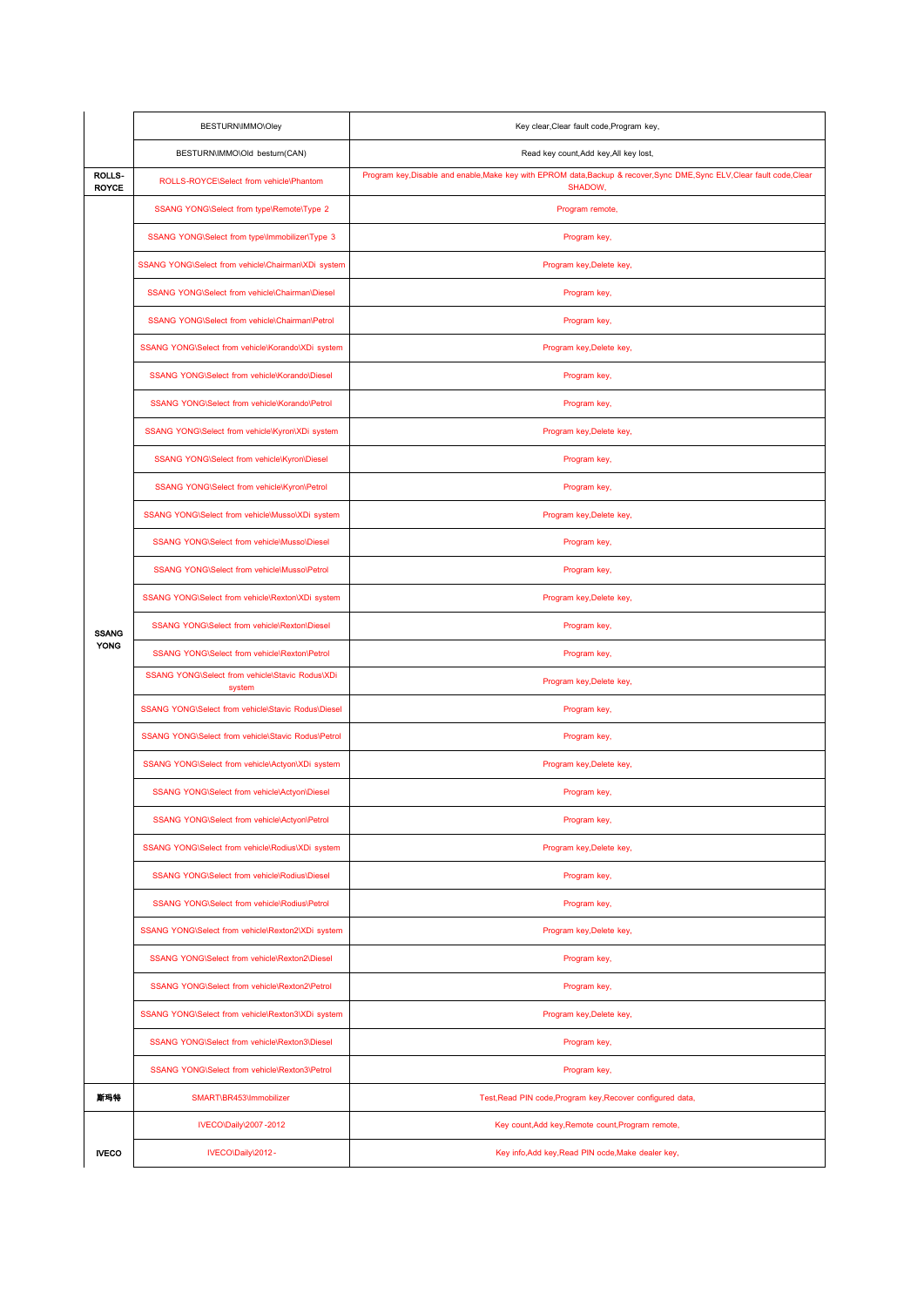| | | |
|---|---|---|
| | BESTURN\IMMO\Oley | Key clear,Clear fault code,Program key, |
| | BESTURN\IMMO\Old besturn(CAN) | Read key count,Add key,All key lost, |
| ROLLS-ROYCE | ROLLS-ROYCE\Select from vehicle\Phantom | Program key,Disable and enable,Make key with EPROM data,Backup & recover,Sync DME,Sync ELV,Clear fault code,Clear SHADOW, |
| SSANG YONG | SSANG YONG\Select from type\Remote\Type 2 | Program remote, |
| | SSANG YONG\Select from type\Immobilizer\Type 3 | Program key, |
| | SSANG YONG\Select from vehicle\Chairman\XDi system | Program key,Delete key, |
| | SSANG YONG\Select from vehicle\Chairman\Diesel | Program key, |
| | SSANG YONG\Select from vehicle\Chairman\Petrol | Program key, |
| | SSANG YONG\Select from vehicle\Korando\XDi system | Program key,Delete key, |
| | SSANG YONG\Select from vehicle\Korando\Diesel | Program key, |
| | SSANG YONG\Select from vehicle\Korando\Petrol | Program key, |
| | SSANG YONG\Select from vehicle\Kyron\XDi system | Program key,Delete key, |
| | SSANG YONG\Select from vehicle\Kyron\Diesel | Program key, |
| | SSANG YONG\Select from vehicle\Kyron\Petrol | Program key, |
| | SSANG YONG\Select from vehicle\Musso\XDi system | Program key,Delete key, |
| | SSANG YONG\Select from vehicle\Musso\Diesel | Program key, |
| | SSANG YONG\Select from vehicle\Musso\Petrol | Program key, |
| | SSANG YONG\Select from vehicle\Rexton\XDi system | Program key,Delete key, |
| | SSANG YONG\Select from vehicle\Rexton\Diesel | Program key, |
| | SSANG YONG\Select from vehicle\Rexton\Petrol | Program key, |
| | SSANG YONG\Select from vehicle\Stavic Rodus\XDi system | Program key,Delete key, |
| | SSANG YONG\Select from vehicle\Stavic Rodus\Diesel | Program key, |
| | SSANG YONG\Select from vehicle\Stavic Rodus\Petrol | Program key, |
| | SSANG YONG\Select from vehicle\Actyon\XDi system | Program key,Delete key, |
| | SSANG YONG\Select from vehicle\Actyon\Diesel | Program key, |
| | SSANG YONG\Select from vehicle\Actyon\Petrol | Program key, |
| | SSANG YONG\Select from vehicle\Rodius\XDi system | Program key,Delete key, |
| | SSANG YONG\Select from vehicle\Rodius\Diesel | Program key, |
| | SSANG YONG\Select from vehicle\Rodius\Petrol | Program key, |
| | SSANG YONG\Select from vehicle\Rexton2\XDi system | Program key,Delete key, |
| | SSANG YONG\Select from vehicle\Rexton2\Diesel | Program key, |
| | SSANG YONG\Select from vehicle\Rexton2\Petrol | Program key, |
| | SSANG YONG\Select from vehicle\Rexton3\XDi system | Program key,Delete key, |
| | SSANG YONG\Select from vehicle\Rexton3\Diesel | Program key, |
| | SSANG YONG\Select from vehicle\Rexton3\Petrol | Program key, |
| 斯玛特 | SMART\BR453\Immobilizer | Test,Read PIN code,Program key,Recover configured data, |
| IVECO | IVECO\Daily\2007-2012 | Key count,Add key,Remote count,Program remote, |
| | IVECO\Daily\2012- | Key info,Add key,Read PIN code,Make dealer key, |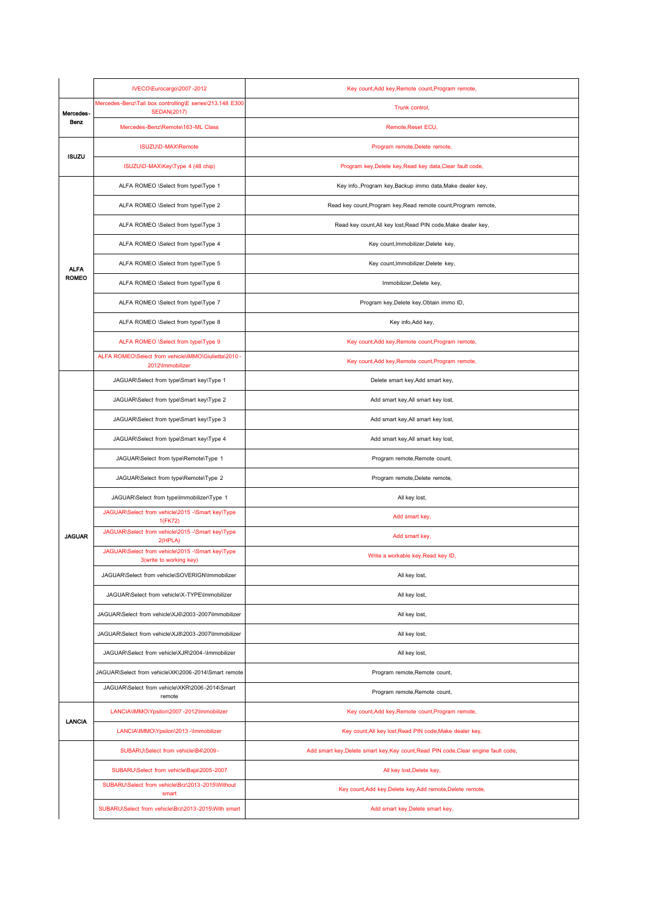| | | |
|---|---|---|
| | IVECO\Eurocargo\2007-2012 | Key count,Add key,Remote count,Program remote, |
| Mercedes-Benz | Mercedes-Benz\Tail box controlling\E series\213.148 E300 SEDAN(2017) | Trunk control, |
| | Mercedes-Benz\Remote\163-ML Class | Remote,Reset ECU, |
| ISUZU | ISUZU\D-MAX\Remote | Program remote,Delete remote, |
| | ISUZU\D-MAX\Key\Type 4 (48 chip) | Program key,Delete key,Read key data,Clear fault code, |
| ALFA ROMEO | ALFA ROMEO \Select from type\Type 1 | Key info.,Program key,Backup immo data,Make dealer key, |
| | ALFA ROMEO \Select from type\Type 2 | Read key count,Program key,Read remote count,Program remote, |
| | ALFA ROMEO \Select from type\Type 3 | Read key count,All key lost,Read PIN code,Make dealer key, |
| | ALFA ROMEO \Select from type\Type 4 | Key count,Immobilizer,Delete key, |
| | ALFA ROMEO \Select from type\Type 5 | Key count,Immobilizer,Delete key, |
| | ALFA ROMEO \Select from type\Type 6 | Immobilizer,Delete key, |
| | ALFA ROMEO \Select from type\Type 7 | Program key,Delete key,Obtain immo ID, |
| | ALFA ROMEO \Select from type\Type 8 | Key info,Add key, |
| | ALFA ROMEO \Select from type\Type 9 | Key count,Add key,Remote count,Program remote, |
| | ALFA ROMEO\Select from vehicle\IMMO\Giulietta\2010-2012\Immobilizer | Key count,Add key,Remote count,Program remote, |
| JAGUAR | JAGUAR\Select from type\Smart key\Type 1 | Delete smart key,Add smart key, |
| | JAGUAR\Select from type\Smart key\Type 2 | Add smart key,All smart key lost, |
| | JAGUAR\Select from type\Smart key\Type 3 | Add smart key,All smart key lost, |
| | JAGUAR\Select from type\Smart key\Type 4 | Add smart key,All smart key lost, |
| | JAGUAR\Select from type\Remote\Type 1 | Program remote,Remote count, |
| | JAGUAR\Select from type\Remote\Type 2 | Program remote,Delete remote, |
| | JAGUAR\Select from type\Immobilizer\Type 1 | All key lost, |
| | JAGUAR\Select from vehicle\2015 -\Smart key\Type 1(FK72) | Add smart key, |
| | JAGUAR\Select from vehicle\2015 -\Smart key\Type 2(HPLA) | Add smart key, |
| | JAGUAR\Select from vehicle\2015 -\Smart key\Type 3(write to working key) | Write a workable key,Read key ID, |
| | JAGUAR\Select from vehicle\SOVERIGN\Immobilizer | All key lost, |
| | JAGUAR\Select from vehicle\X-TYPE\Immobilizer | All key lost, |
| | JAGUAR\Select from vehicle\XJ6\2003-2007\Immobilizer | All key lost, |
| | JAGUAR\Select from vehicle\XJ8\2003-2007\Immobilizer | All key lost, |
| | JAGUAR\Select from vehicle\XJR\2004-\Immobilizer | All key lost, |
| | JAGUAR\Select from vehicle\XK\2006-2014\Smart remote | Program remote,Remote count, |
| | JAGUAR\Select from vehicle\XKR\2006-2014\Smart remote | Program remote,Remote count, |
| LANCIA | LANCIA\IMMO\Ypsilon\2007-2012\Immobilizer | Key count,Add key,Remote count,Program remote, |
| | LANCIA\IMMO\Ypsilon\2013-\Immobilizer | Key count,All key lost,Read PIN code,Make dealer key, |
| | SUBARU\Select from vehicle\B4\2009- | Add smart key,Delete smart key,Key count,Read PIN code,Clear engine fault code, |
| | SUBARU\Select from vehicle\Baja\2005-2007 | All key lost,Delete key, |
| | SUBARU\Select from vehicle\Brz\2013-2015\Without smart | Key count,Add key,Delete key,Add remote,Delete remote, |
| | SUBARU\Select from vehicle\Brz\2013-2015\With smart | Add smart key,Delete smart key, |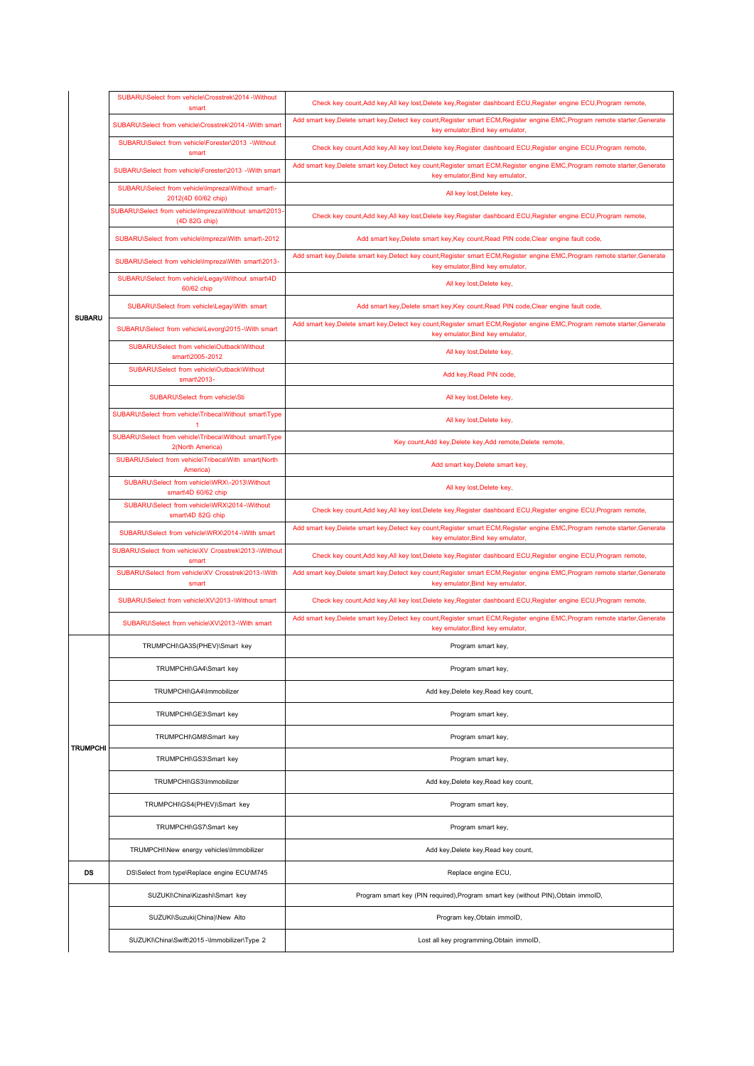| | | |
|---|---|---|
| SUBARU | SUBARU\Select from vehicle\Crosstrek\2014 -\Without smart | Check key count,Add key,All key lost,Delete key,Register dashboard ECU,Register engine ECU,Program remote, |
| | SUBARU\Select from vehicle\Crosstrek\2014 -\With smart | Add smart key,Delete smart key,Detect key count,Register smart ECM,Register engine EMC,Program remote starter,Generate key emulator,Bind key emulator, |
| | SUBARU\Select from vehicle\Forester\2013 -\Without smart | Check key count,Add key,All key lost,Delete key,Register dashboard ECU,Register engine ECU,Program remote, |
| | SUBARU\Select from vehicle\Forester\2013 -\With smart | Add smart key,Delete smart key,Detect key count,Register smart ECM,Register engine EMC,Program remote starter,Generate key emulator,Bind key emulator, |
| | SUBARU\Select from vehicle\Impreza\Without smart\-2012(4D 60/62 chip) | All key lost,Delete key, |
| | SUBARU\Select from vehicle\Impreza\Without smart\2013-(4D 82G chip) | Check key count,Add key,All key lost,Delete key,Register dashboard ECU,Register engine ECU,Program remote, |
| | SUBARU\Select from vehicle\Impreza\With smart\-2012 | Add smart key,Delete smart key,Key count,Read PIN code,Clear engine fault code, |
| | SUBARU\Select from vehicle\Impreza\With smart\2013- | Add smart key,Delete smart key,Detect key count,Register smart ECM,Register engine EMC,Program remote starter,Generate key emulator,Bind key emulator, |
| | SUBARU\Select from vehicle\Legay\Without smart\4D 60/62 chip | All key lost,Delete key, |
| | SUBARU\Select from vehicle\Legay\With smart | Add smart key,Delete smart key,Key count,Read PIN code,Clear engine fault code, |
| | SUBARU\Select from vehicle\Levorg\2015 -\With smart | Add smart key,Delete smart key,Detect key count,Register smart ECM,Register engine EMC,Program remote starter,Generate key emulator,Bind key emulator, |
| | SUBARU\Select from vehicle\Outback\Without smart\2005-2012 | All key lost,Delete key, |
| | SUBARU\Select from vehicle\Outback\Without smart\2013- | Add key,Read PIN code, |
| | SUBARU\Select from vehicle\Sti | All key lost,Delete key, |
| | SUBARU\Select from vehicle\Tribeca\Without smart\Type 1 | All key lost,Delete key, |
| | SUBARU\Select from vehicle\Tribeca\Without smart\Type 2(North America) | Key count,Add key,Delete key,Add remote,Delete remote, |
| | SUBARU\Select from vehicle\Tribeca\With smart(North America) | Add smart key,Delete smart key, |
| | SUBARU\Select from vehicle\WRX\-2013\Without smart\4D 60/62 chip | All key lost,Delete key, |
| | SUBARU\Select from vehicle\WRX\2014 -\Without smart\4D 82G chip | Check key count,Add key,All key lost,Delete key,Register dashboard ECU,Register engine ECU,Program remote, |
| | SUBARU\Select from vehicle\WRX\2014 -\With smart | Add smart key,Delete smart key,Detect key count,Register smart ECM,Register engine EMC,Program remote starter,Generate key emulator,Bind key emulator, |
| | SUBARU\Select from vehicle\XV Crosstrek\2013 -\Without smart | Check key count,Add key,All key lost,Delete key,Register dashboard ECU,Register engine ECU,Program remote, |
| | SUBARU\Select from vehicle\XV Crosstrek\2013 -\With smart | Add smart key,Delete smart key,Detect key count,Register smart ECM,Register engine EMC,Program remote starter,Generate key emulator,Bind key emulator, |
| | SUBARU\Select from vehicle\XV\2013 -\Without smart | Check key count,Add key,All key lost,Delete key,Register dashboard ECU,Register engine ECU,Program remote, |
| | SUBARU\Select from vehicle\XV\2013 -\With smart | Add smart key,Delete smart key,Detect key count,Register smart ECM,Register engine EMC,Program remote starter,Generate key emulator,Bind key emulator, |
| TRUMPCHI | TRUMPCHI\GA3S(PHEV)\Smart key | Program smart key, |
| | TRUMPCHI\GA4\Smart key | Program smart key, |
| | TRUMPCHI\GA4\Immobilizer | Add key,Delete key,Read key count, |
| | TRUMPCHI\GE3\Smart key | Program smart key, |
| | TRUMPCHI\GM8\Smart key | Program smart key, |
| | TRUMPCHI\GS3\Smart key | Program smart key, |
| | TRUMPCHI\GS3\Immobilizer | Add key,Delete key,Read key count, |
| | TRUMPCHI\GS4(PHEV)\Smart key | Program smart key, |
| | TRUMPCHI\GS7\Smart key | Program smart key, |
| | TRUMPCHI\New energy vehicles\Immobilizer | Add key,Delete key,Read key count, |
| DS | DS\Select from type\Replace engine ECU\M745 | Replace engine ECU, |
| | SUZUKI\China\Kizashi\Smart key | Program smart key (PIN required),Program smart key (without PIN),Obtain immoID, |
| | SUZUKI\Suzuki(China)\New Alto | Program key,Obtain immoID, |
| | SUZUKI\China\Swift\2015 -\Immobilizer\Type 2 | Lost all key programming,Obtain immoID, |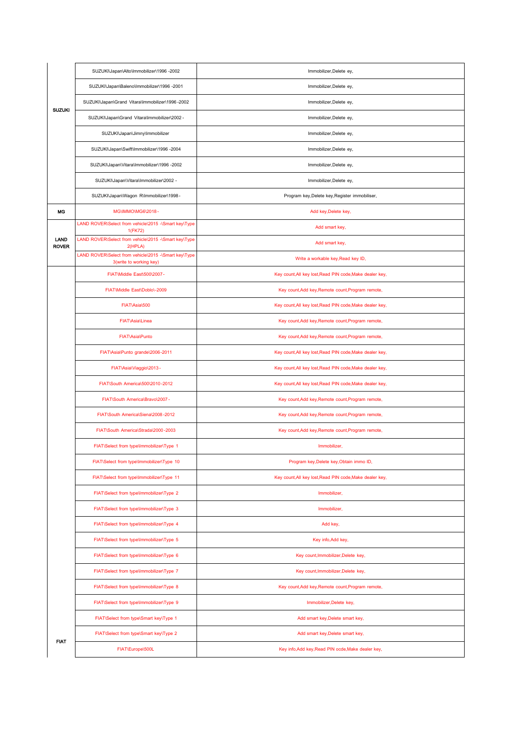| | | |
|---|---|---|
| SUZUKI | SUZUKI\Japan\Alto\Immobilizer\1996 -2002 | Immobilizer,Delete ey, |
| | SUZUKI\Japan\Baleno\Immobilizer\1996 -2001 | Immobilizer,Delete ey, |
| | SUZUKI\Japan\Grand Vitara\Immobilizer\1996 -2002 | Immobilizer,Delete ey, |
| | SUZUKI\Japan\Grand Vitara\Immobilizer\2002 - | Immobilizer,Delete ey, |
| | SUZUKI\Japan\Jimny\Immobilizer | Immobilizer,Delete ey, |
| | SUZUKI\Japan\Swift\Immobilizer\1996 -2004 | Immobilizer,Delete ey, |
| | SUZUKI\Japan\Vitara\Immobilizer\1996 -2002 | Immobilizer,Delete ey, |
| | SUZUKI\Japan\Vitara\Immobilizer\2002 - | Immobilizer,Delete ey, |
| | SUZUKI\Japan\Wagon R\Immobilizer\1998 - | Program key,Delete key,Register immobiliser, |
| MG | MG\IMMO\MG6\2018 - | Add key,Delete key, |
| LAND ROVER | LAND ROVER\Select from vehicle\2015 -\Smart key\Type 1(FK72) | Add smart key, |
| | LAND ROVER\Select from vehicle\2015 -\Smart key\Type 2(HPLA) | Add smart key, |
| | LAND ROVER\Select from vehicle\2015 -\Smart key\Type 3(write to working key) | Write a workable key,Read key ID, |
| FIAT | FIAT\Middle East\500\2007 - | Key count,All key lost,Read PIN code,Make dealer key, |
| | FIAT\Middle East\Doblo\-2009 | Key count,Add key,Remote count,Program remote, |
| | FIAT\Asia\500 | Key count,All key lost,Read PIN code,Make dealer key, |
| | FIAT\Asia\Linea | Key count,Add key,Remote count,Program remote, |
| | FIAT\Asia\Punto | Key count,Add key,Remote count,Program remote, |
| | FIAT\Asia\Punto grande\2006-2011 | Key count,All key lost,Read PIN code,Make dealer key, |
| | FIAT\Asia\Viaggio\2013 - | Key count,All key lost,Read PIN code,Make dealer key, |
| | FIAT\South America\500\2010 -2012 | Key count,All key lost,Read PIN code,Make dealer key, |
| | FIAT\South America\Bravo\2007 - | Key count,Add key,Remote count,Program remote, |
| | FIAT\South America\Siena\2008 -2012 | Key count,Add key,Remote count,Program remote, |
| | FIAT\South America\Strada\2000 -2003 | Key count,Add key,Remote count,Program remote, |
| | FIAT\Select from type\Immobilizer\Type 1 | Immobilizer, |
| | FIAT\Select from type\Immobilizer\Type 10 | Program key,Delete key,Obtain immo ID, |
| | FIAT\Select from type\Immobilizer\Type 11 | Key count,All key lost,Read PIN code,Make dealer key, |
| | FIAT\Select from type\Immobilizer\Type 2 | Immobilizer, |
| | FIAT\Select from type\Immobilizer\Type 3 | Immobilizer, |
| | FIAT\Select from type\Immobilizer\Type 4 | Add key, |
| | FIAT\Select from type\Immobilizer\Type 5 | Key info,Add key, |
| | FIAT\Select from type\Immobilizer\Type 6 | Key count,Immobilizer,Delete key, |
| | FIAT\Select from type\Immobilizer\Type 7 | Key count,Immobilizer,Delete key, |
| | FIAT\Select from type\Immobilizer\Type 8 | Key count,Add key,Remote count,Program remote, |
| | FIAT\Select from type\Immobilizer\Type 9 | Immobilizer,Delete key, |
| | FIAT\Select from type\Smart key\Type 1 | Add smart key,Delete smart key, |
| | FIAT\Select from type\Smart key\Type 2 | Add smart key,Delete smart key, |
| | FIAT\Europe\500L | Key info,Add key,Read PIN ocde,Make dealer key, |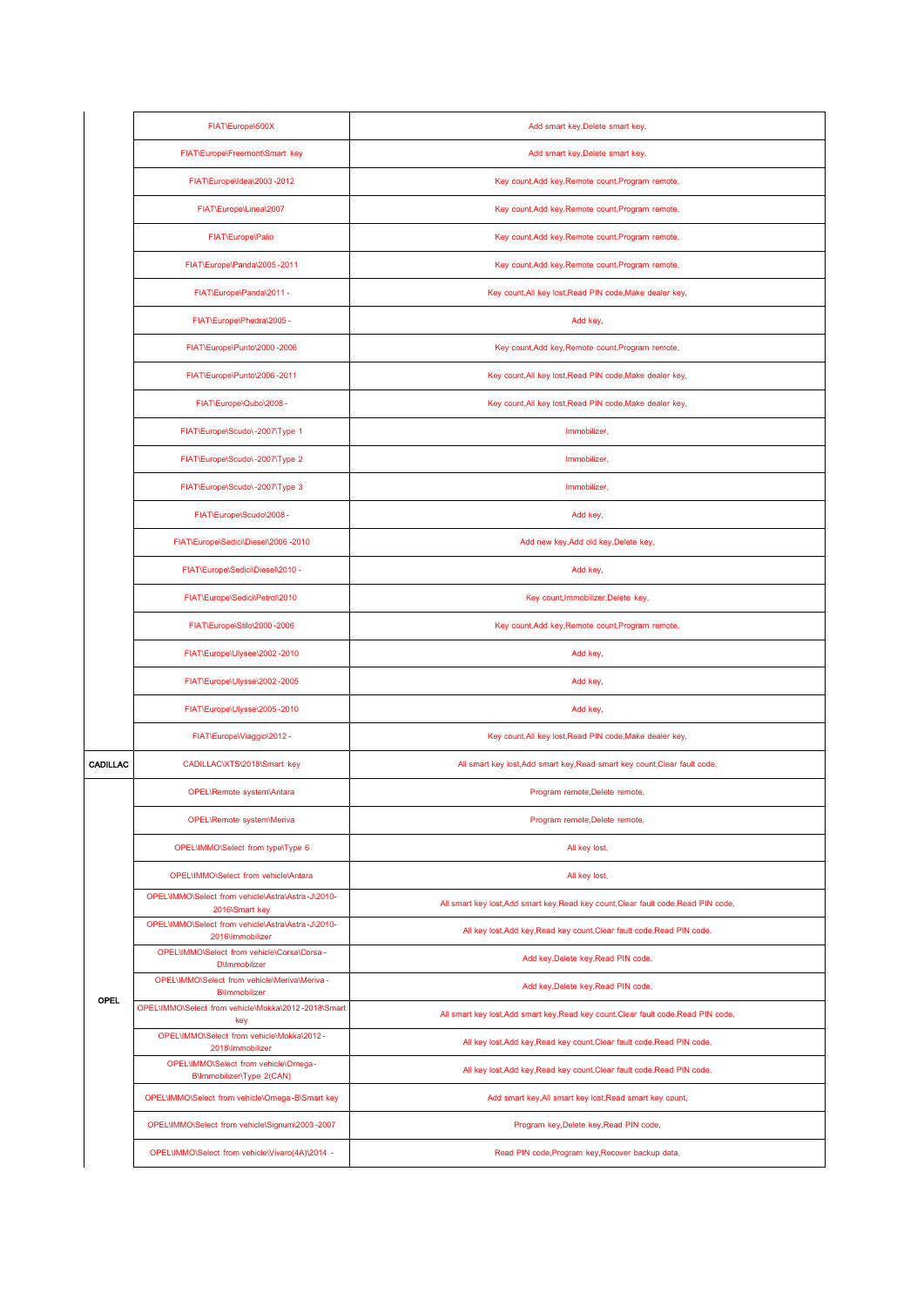| | | |
|---|---|---|
| | FIAT\Europe\500X | Add smart key,Delete smart key, |
| | FIAT\Europe\Freemont\Smart key | Add smart key,Delete smart key, |
| | FIAT\Europe\Idea\2003-2012 | Key count,Add key,Remote count,Program remote, |
| | FIAT\Europe\Linea\2007 | Key count,Add key,Remote count,Program remote, |
| | FIAT\Europe\Palio | Key count,Add key,Remote count,Program remote, |
| | FIAT\Europe\Panda\2005-2011 | Key count,Add key,Remote count,Program remote, |
| | FIAT\Europe\Panda\2011- | Key count,All key lost,Read PIN code,Make dealer key, |
| | FIAT\Europe\Phedra\2005- | Add key, |
| | FIAT\Europe\Punto\2000-2006 | Key count,Add key,Remote count,Program remote, |
| | FIAT\Europe\Punto\2006-2011 | Key count,All key lost,Read PIN code,Make dealer key, |
| | FIAT\Europe\Qubo\2008- | Key count,All key lost,Read PIN code,Make dealer key, |
| | FIAT\Europe\Scudo\-2007\Type 1 | Immobilizer, |
| | FIAT\Europe\Scudo\-2007\Type 2 | Immobilizer, |
| | FIAT\Europe\Scudo\-2007\Type 3 | Immobilizer, |
| | FIAT\Europe\Scudo\2008- | Add key, |
| | FIAT\Europe\Sedici\Diesel\2006-2010 | Add new key,Add old key,Delete key, |
| | FIAT\Europe\Sedici\Diesel\2010- | Add key, |
| | FIAT\Europe\Sedici\Petrol\2010 | Key count,Immobilizer,Delete key, |
| | FIAT\Europe\Stilo\2000-2006 | Key count,Add key,Remote count,Program remote, |
| | FIAT\Europe\Ulysee\2002-2010 | Add key, |
| | FIAT\Europe\Ulysse\2002-2005 | Add key, |
| | FIAT\Europe\Ulysse\2005-2010 | Add key, |
| | FIAT\Europe\Viaggio\2012- | Key count,All key lost,Read PIN code,Make dealer key, |
| CADILLAC | CADILLAC\XTS\2018\Smart key | All smart key lost,Add smart key,Read smart key count,Clear fault code, |
| OPEL | OPEL\Remote system\Antara | Program remote,Delete remote, |
| | OPEL\Remote system\Meriva | Program remote,Delete remote, |
| | OPEL\IMMO\Select from type\Type 6 | All key lost, |
| | OPEL\IMMO\Select from vehicle\Antara | All key lost, |
| | OPEL\IMMO\Select from vehicle\Astra\Astra-J\2010-2016\Smart key | All smart key lost,Add smart key,Read key count,Clear fault code,Read PIN code, |
| | OPEL\IMMO\Select from vehicle\Astra\Astra-J\2010-2016\Immobilizer | All key lost,Add key,Read key count,Clear fault code,Read PIN code, |
| | OPEL\IMMO\Select from vehicle\Corsa\Corsa-D\Immobilizer | Add key,Delete key,Read PIN code, |
| | OPEL\IMMO\Select from vehicle\Meriva\Meriva-B\Immobilizer | Add key,Delete key,Read PIN code, |
| | OPEL\IMMO\Select from vehicle\Mokka\2012-2018\Smart key | All smart key lost,Add smart key,Read key count,Clear fault code,Read PIN code, |
| | OPEL\IMMO\Select from vehicle\Mokka\2012-2018\Immobilizer | All key lost,Add key,Read key count,Clear fault code,Read PIN code, |
| | OPEL\IMMO\Select from vehicle\Omega-B\Immobilizer\Type 2(CAN) | All key lost,Add key,Read key count,Clear fault code,Read PIN code, |
| | OPEL\IMMO\Select from vehicle\Omega-B\Smart key | Add smart key,All smart key lost,Read smart key count, |
| | OPEL\IMMO\Select from vehicle\Signum\2003-2007 | Program key,Delete key,Read PIN code, |
| | OPEL\IMMO\Select from vehicle\Vivaro(4A)\2014 - | Read PIN code,Program key,Recover backup data, |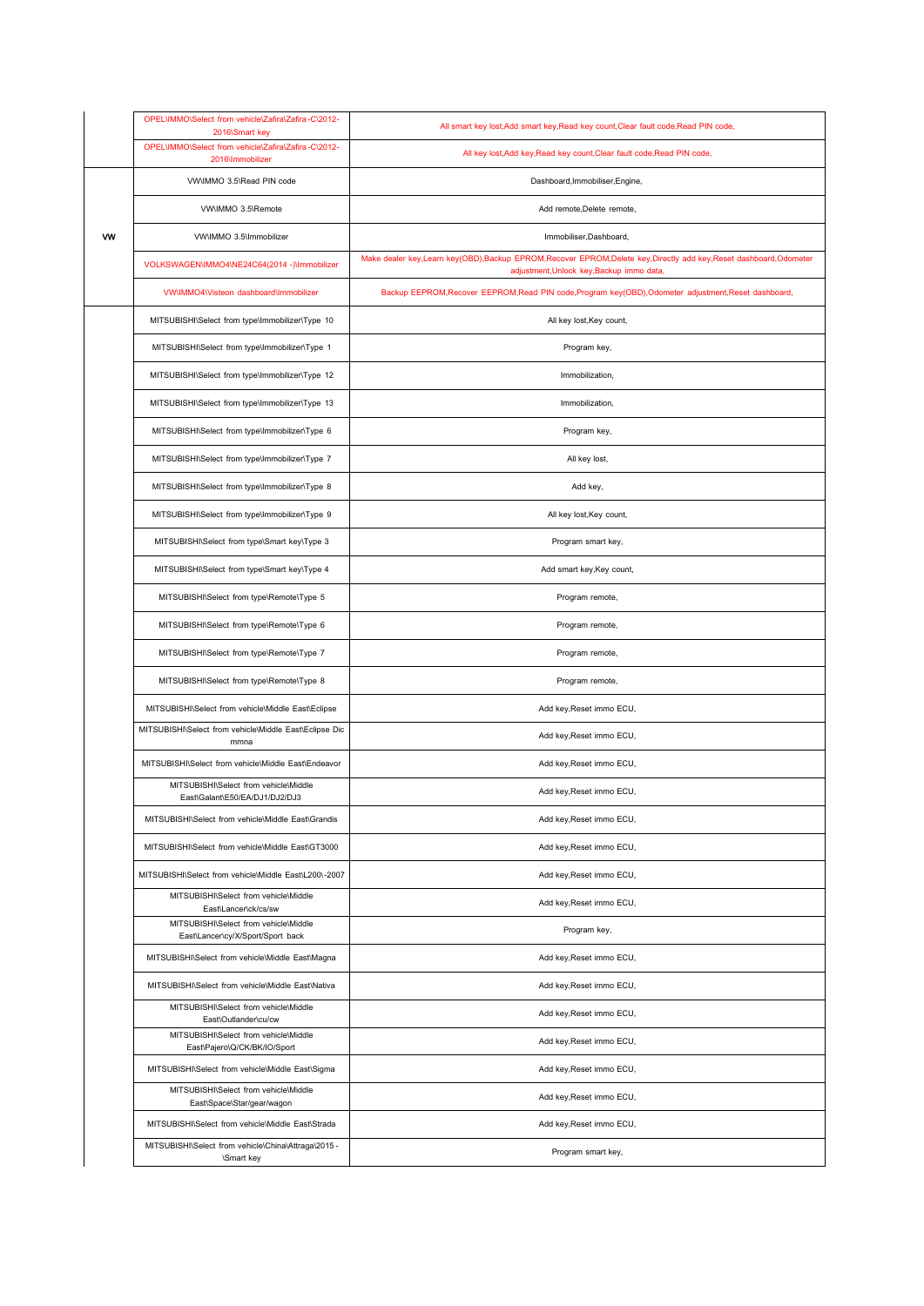| | | |
|---|---|---|
| | OPEL\IMMO\Select from vehicle\Zafira\Zafira -C\2012-2016\Smart key | All smart key lost,Add smart key,Read key count,Clear fault code,Read PIN code, |
| | OPEL\IMMO\Select from vehicle\Zafira\Zafira -C\2012-2016\Immobilizer | All key lost,Add key,Read key count,Clear fault code,Read PIN code, |
| VW | VW\IMMO 3.5\Read PIN code | Dashboard,Immobiliser,Engine, |
| | VW\IMMO 3.5\Remote | Add remote,Delete remote, |
| | VW\IMMO 3.5\Immobilizer | Immobiliser,Dashboard, |
| | VOLKSWAGEN\IMMO4\NE24C64(2014 -)\Immobilizer | Make dealer key,Learn key(OBD),Backup EPROM,Recover EPROM,Delete key,Directly add key,Reset dashboard,Odometer adjustment,Unlock key,Backup immo data, |
| | VW\IMMO4\Visteon dashboard\Immobilizer | Backup EEPROM,Recover EEPROM,Read PIN code,Program key(OBD),Odometer adjustment,Reset dashboard, |
| | MITSUBISHI\Select from type\Immobilizer\Type 10 | All key lost,Key count, |
| | MITSUBISHI\Select from type\Immobilizer\Type 1 | Program key, |
| | MITSUBISHI\Select from type\Immobilizer\Type 12 | Immobilization, |
| | MITSUBISHI\Select from type\Immobilizer\Type 13 | Immobilization, |
| | MITSUBISHI\Select from type\Immobilizer\Type 6 | Program key, |
| | MITSUBISHI\Select from type\Immobilizer\Type 7 | All key lost, |
| | MITSUBISHI\Select from type\Immobilizer\Type 8 | Add key, |
| | MITSUBISHI\Select from type\Immobilizer\Type 9 | All key lost,Key count, |
| | MITSUBISHI\Select from type\Smart key\Type 3 | Program smart key, |
| | MITSUBISHI\Select from type\Smart key\Type 4 | Add smart key,Key count, |
| | MITSUBISHI\Select from type\Remote\Type 5 | Program remote, |
| | MITSUBISHI\Select from type\Remote\Type 6 | Program remote, |
| | MITSUBISHI\Select from type\Remote\Type 7 | Program remote, |
| | MITSUBISHI\Select from type\Remote\Type 8 | Program remote, |
| | MITSUBISHI\Select from vehicle\Middle East\Eclipse | Add key,Reset immo ECU, |
| | MITSUBISHI\Select from vehicle\Middle East\Eclipse Dic mmna | Add key,Reset immo ECU, |
| | MITSUBISHI\Select from vehicle\Middle East\Endeavor | Add key,Reset immo ECU, |
| | MITSUBISHI\Select from vehicle\Middle East\Galant\E50/EA/DJ1/DJ2/DJ3 | Add key,Reset immo ECU, |
| | MITSUBISHI\Select from vehicle\Middle East\Grandis | Add key,Reset immo ECU, |
| | MITSUBISHI\Select from vehicle\Middle East\GT3000 | Add key,Reset immo ECU, |
| | MITSUBISHI\Select from vehicle\Middle East\L200\-2007 | Add key,Reset immo ECU, |
| | MITSUBISHI\Select from vehicle\Middle East\Lancer\ck/cs/sw | Add key,Reset immo ECU, |
| | MITSUBISHI\Select from vehicle\Middle East\Lancer\cy/X/Sport/Sport back | Program key, |
| | MITSUBISHI\Select from vehicle\Middle East\Magna | Add key,Reset immo ECU, |
| | MITSUBISHI\Select from vehicle\Middle East\Nativa | Add key,Reset immo ECU, |
| | MITSUBISHI\Select from vehicle\Middle East\Outlander\cu/cw | Add key,Reset immo ECU, |
| | MITSUBISHI\Select from vehicle\Middle East\Pajero\Q/CK/BK/IO/Sport | Add key,Reset immo ECU, |
| | MITSUBISHI\Select from vehicle\Middle East\Sigma | Add key,Reset immo ECU, |
| | MITSUBISHI\Select from vehicle\Middle East\Space\Star/gear/wagon | Add key,Reset immo ECU, |
| | MITSUBISHI\Select from vehicle\Middle East\Strada | Add key,Reset immo ECU, |
| | MITSUBISHI\Select from vehicle\China\Attraga\2015 -\Smart key | Program smart key, |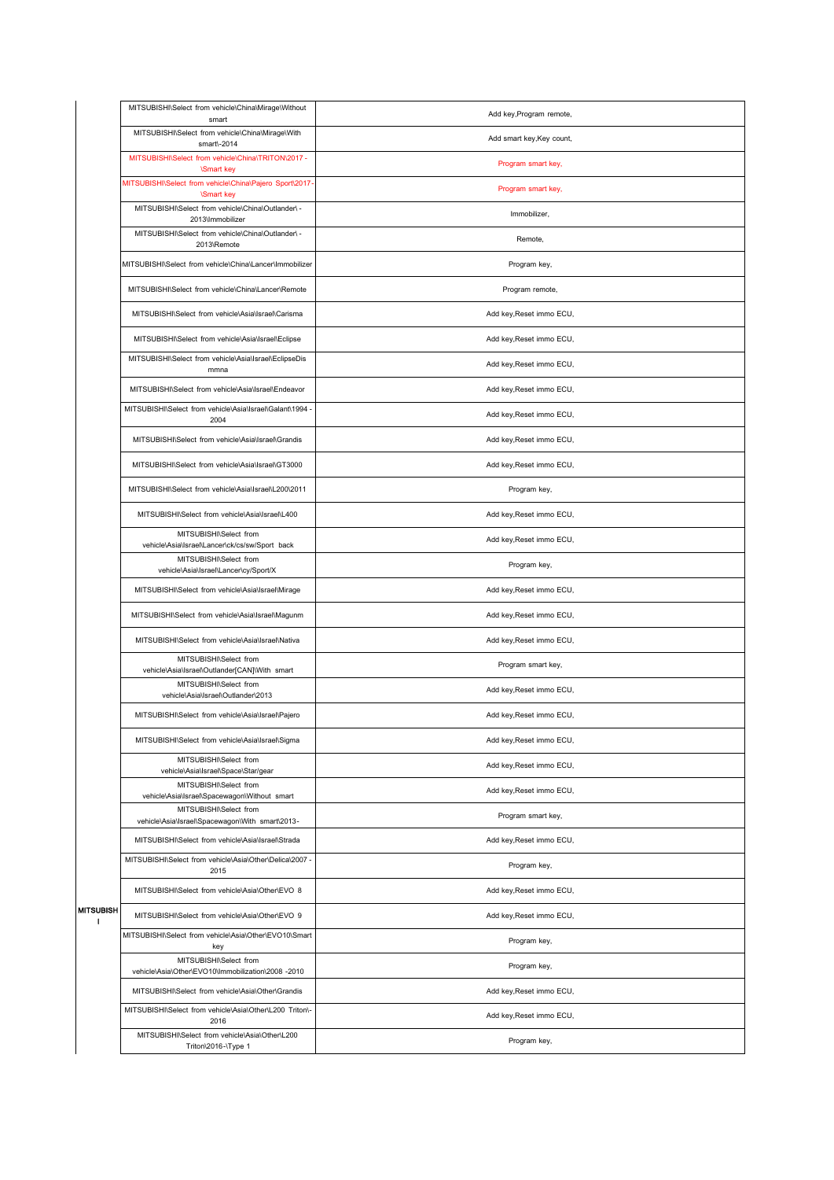| | | |
|---|---|---|
| MITSUBISHI | MITSUBISHI\Select from vehicle\China\Mirage\Without smart | Add key,Program remote, |
| | MITSUBISHI\Select from vehicle\China\Mirage\With smart\-2014 | Add smart key,Key count, |
| | MITSUBISHI\Select from vehicle\China\TRITON\2017 -\Smart key | Program smart key, |
| | MITSUBISHI\Select from vehicle\China\Pajero Sport\2017-\Smart key | Program smart key, |
| | MITSUBISHI\Select from vehicle\China\Outlander\ -2013\Immobilizer | Immobilizer, |
| | MITSUBISHI\Select from vehicle\China\Outlander\ -2013\Remote | Remote, |
| | MITSUBISHI\Select from vehicle\China\Lancer\Immobilizer | Program key, |
| | MITSUBISHI\Select from vehicle\China\Lancer\Remote | Program remote, |
| | MITSUBISHI\Select from vehicle\Asia\Israel\Carisma | Add key,Reset immo ECU, |
| | MITSUBISHI\Select from vehicle\Asia\Israel\Eclipse | Add key,Reset immo ECU, |
| | MITSUBISHI\Select from vehicle\Asia\Israel\EclipseDismmna | Add key,Reset immo ECU, |
| | MITSUBISHI\Select from vehicle\Asia\Israel\Endeavor | Add key,Reset immo ECU, |
| | MITSUBISHI\Select from vehicle\Asia\Israel\Galant\1994 - 2004 | Add key,Reset immo ECU, |
| | MITSUBISHI\Select from vehicle\Asia\Israel\Grandis | Add key,Reset immo ECU, |
| | MITSUBISHI\Select from vehicle\Asia\Israel\GT3000 | Add key,Reset immo ECU, |
| | MITSUBISHI\Select from vehicle\Asia\Israel\L200\2011 | Program key, |
| | MITSUBISHI\Select from vehicle\Asia\Israel\L400 | Add key,Reset immo ECU, |
| | MITSUBISHI\Select from vehicle\Asia\Israel\Lancer\ck/cs/sw/Sport back | Add key,Reset immo ECU, |
| | MITSUBISHI\Select from vehicle\Asia\Israel\Lancer\cy/Sport/X | Program key, |
| | MITSUBISHI\Select from vehicle\Asia\Israel\Mirage | Add key,Reset immo ECU, |
| | MITSUBISHI\Select from vehicle\Asia\Israel\Magunm | Add key,Reset immo ECU, |
| | MITSUBISHI\Select from vehicle\Asia\Israel\Nativa | Add key,Reset immo ECU, |
| | MITSUBISHI\Select from vehicle\Asia\Israel\Outlander[CAN]\With smart | Program smart key, |
| | MITSUBISHI\Select from vehicle\Asia\Israel\Outlander\2013 | Add key,Reset immo ECU, |
| | MITSUBISHI\Select from vehicle\Asia\Israel\Pajero | Add key,Reset immo ECU, |
| | MITSUBISHI\Select from vehicle\Asia\Israel\Sigma | Add key,Reset immo ECU, |
| | MITSUBISHI\Select from vehicle\Asia\Israel\Space\Star/gear | Add key,Reset immo ECU, |
| | MITSUBISHI\Select from vehicle\Asia\Israel\Spacewagon\Without smart | Add key,Reset immo ECU, |
| | MITSUBISHI\Select from vehicle\Asia\Israel\Spacewagon\With smart\2013- | Program smart key, |
| | MITSUBISHI\Select from vehicle\Asia\Israel\Strada | Add key,Reset immo ECU, |
| | MITSUBISHI\Select from vehicle\Asia\Other\Delica\2007 - 2015 | Program key, |
| | MITSUBISHI\Select from vehicle\Asia\Other\EVO 8 | Add key,Reset immo ECU, |
| | MITSUBISHI\Select from vehicle\Asia\Other\EVO 9 | Add key,Reset immo ECU, |
| | MITSUBISHI\Select from vehicle\Asia\Other\EVO10\Smart key | Program key, |
| | MITSUBISHI\Select from vehicle\Asia\Other\EVO10\Immobilization\2008 -2010 | Program key, |
| | MITSUBISHI\Select from vehicle\Asia\Other\Grandis | Add key,Reset immo ECU, |
| | MITSUBISHI\Select from vehicle\Asia\Other\L200 Triton\-2016 | Add key,Reset immo ECU, |
| | MITSUBISHI\Select from vehicle\Asia\Other\L200 Triton\2016-\Type 1 | Program key, |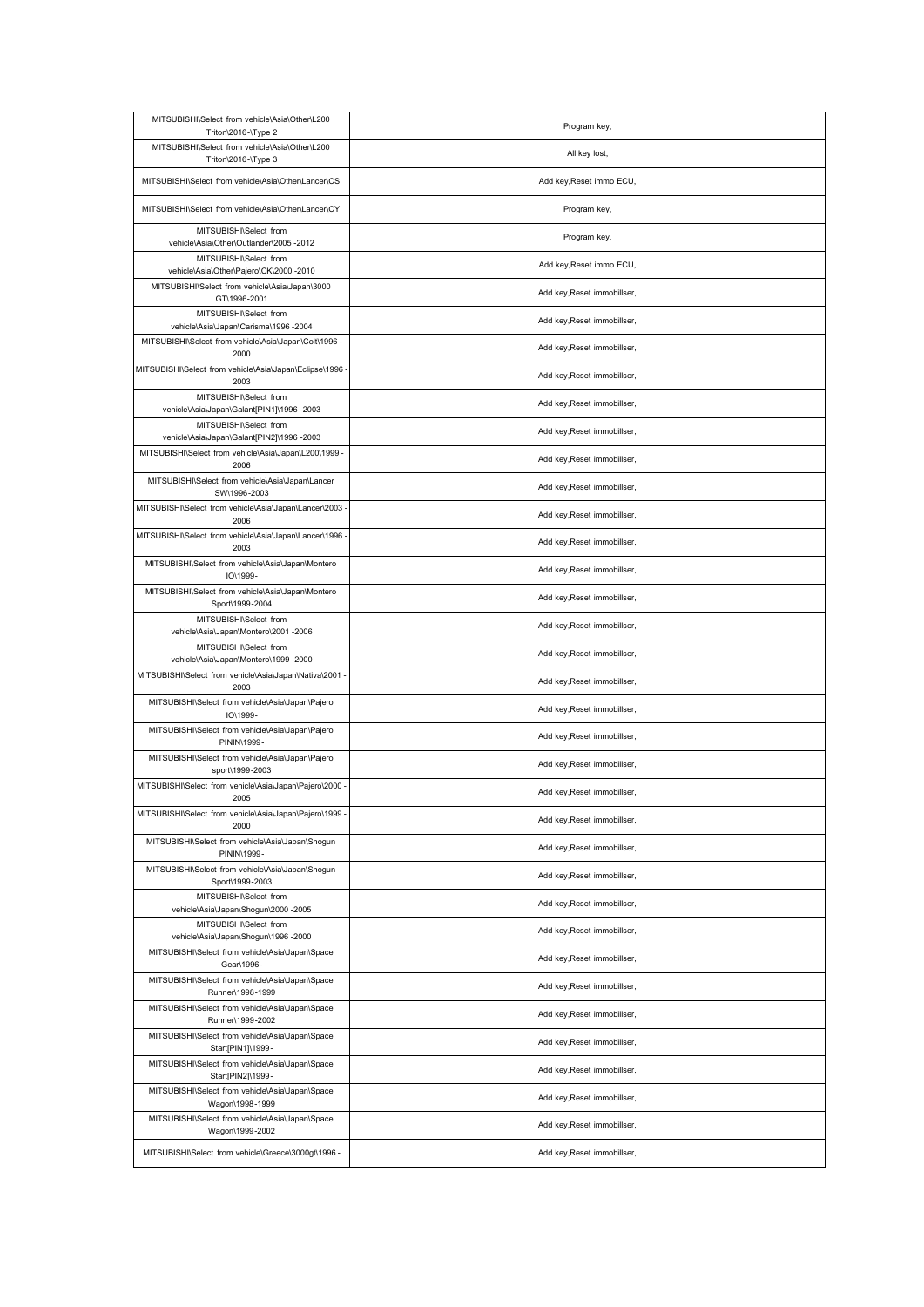| MITSUBISHI\Select from vehicle\Asia\Other\L200 Triton\2016-\Type 2 | Program key, |
|---|---|
| MITSUBISHI\Select from vehicle\Asia\Other\L200 Triton\2016-\Type 3 | All key lost, |
| MITSUBISHI\Select from vehicle\Asia\Other\Lancer\CS | Add key,Reset immo ECU, |
| MITSUBISHI\Select from vehicle\Asia\Other\Lancer\CY | Program key, |
| MITSUBISHI\Select from vehicle\Asia\Other\Outlander\2005 -2012 | Program key, |
| MITSUBISHI\Select from vehicle\Asia\Other\Pajero\CK\2000 -2010 | Add key,Reset immo ECU, |
| MITSUBISHI\Select from vehicle\Asia\Japan\3000 GT\1996-2001 | Add key,Reset immobillser, |
| MITSUBISHI\Select from vehicle\Asia\Japan\Carisma\1996 -2004 | Add key,Reset immobillser, |
| MITSUBISHI\Select from vehicle\Asia\Japan\Colt\1996 -2000 | Add key,Reset immobillser, |
| MITSUBISHI\Select from vehicle\Asia\Japan\Eclipse\1996 -2003 | Add key,Reset immobillser, |
| MITSUBISHI\Select from vehicle\Asia\Japan\Galant[PIN1]\1996 -2003 | Add key,Reset immobillser, |
| MITSUBISHI\Select from vehicle\Asia\Japan\Galant[PIN2]\1996 -2003 | Add key,Reset immobillser, |
| MITSUBISHI\Select from vehicle\Asia\Japan\L200\1999 -2006 | Add key,Reset immobillser, |
| MITSUBISHI\Select from vehicle\Asia\Japan\Lancer SW\1996-2003 | Add key,Reset immobillser, |
| MITSUBISHI\Select from vehicle\Asia\Japan\Lancer\2003 -2006 | Add key,Reset immobillser, |
| MITSUBISHI\Select from vehicle\Asia\Japan\Lancer\1996 -2003 | Add key,Reset immobillser, |
| MITSUBISHI\Select from vehicle\Asia\Japan\Montero IO\1999- | Add key,Reset immobillser, |
| MITSUBISHI\Select from vehicle\Asia\Japan\Montero Sport\1999-2004 | Add key,Reset immobillser, |
| MITSUBISHI\Select from vehicle\Asia\Japan\Montero\2001 -2006 | Add key,Reset immobillser, |
| MITSUBISHI\Select from vehicle\Asia\Japan\Montero\1999 -2000 | Add key,Reset immobillser, |
| MITSUBISHI\Select from vehicle\Asia\Japan\Nativa\2001 -2003 | Add key,Reset immobillser, |
| MITSUBISHI\Select from vehicle\Asia\Japan\Pajero IO\1999- | Add key,Reset immobillser, |
| MITSUBISHI\Select from vehicle\Asia\Japan\Pajero PININ\1999- | Add key,Reset immobillser, |
| MITSUBISHI\Select from vehicle\Asia\Japan\Pajero sport\1999-2003 | Add key,Reset immobillser, |
| MITSUBISHI\Select from vehicle\Asia\Japan\Pajero\2000 -2005 | Add key,Reset immobillser, |
| MITSUBISHI\Select from vehicle\Asia\Japan\Pajero\1999 -2000 | Add key,Reset immobillser, |
| MITSUBISHI\Select from vehicle\Asia\Japan\Shogun PININ\1999- | Add key,Reset immobillser, |
| MITSUBISHI\Select from vehicle\Asia\Japan\Shogun Sport\1999-2003 | Add key,Reset immobillser, |
| MITSUBISHI\Select from vehicle\Asia\Japan\Shogun\2000 -2005 | Add key,Reset immobillser, |
| MITSUBISHI\Select from vehicle\Asia\Japan\Shogun\1996 -2000 | Add key,Reset immobillser, |
| MITSUBISHI\Select from vehicle\Asia\Japan\Space Gear\1996- | Add key,Reset immobillser, |
| MITSUBISHI\Select from vehicle\Asia\Japan\Space Runner\1998-1999 | Add key,Reset immobillser, |
| MITSUBISHI\Select from vehicle\Asia\Japan\Space Runner\1999-2002 | Add key,Reset immobillser, |
| MITSUBISHI\Select from vehicle\Asia\Japan\Space Start[PIN1]\1999- | Add key,Reset immobillser, |
| MITSUBISHI\Select from vehicle\Asia\Japan\Space Start[PIN2]\1999- | Add key,Reset immobillser, |
| MITSUBISHI\Select from vehicle\Asia\Japan\Space Wagon\1998-1999 | Add key,Reset immobillser, |
| MITSUBISHI\Select from vehicle\Asia\Japan\Space Wagon\1999-2002 | Add key,Reset immobillser, |
| MITSUBISHI\Select from vehicle\Greece\3000gt\1996 - | Add key,Reset immobillser, |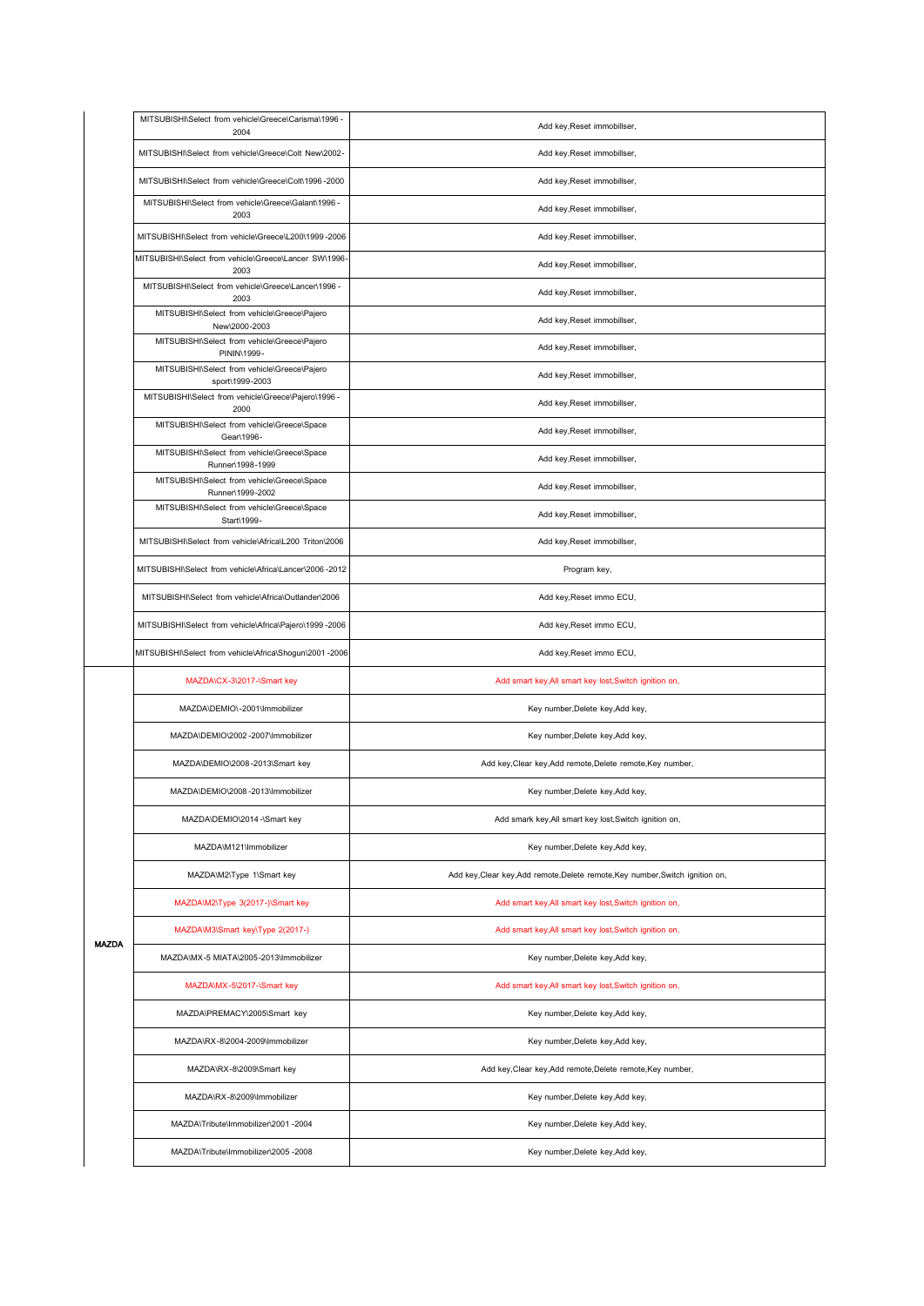| | | |
|---|---|---|
| | MITSUBISHI\Select from vehicle\Greece\Carisma\1996 - 2004 | Add key,Reset immobillser, |
| | MITSUBISHI\Select from vehicle\Greece\Colt New\2002- | Add key,Reset immobillser, |
| | MITSUBISHI\Select from vehicle\Greece\Colt\1996 -2000 | Add key,Reset immobillser, |
| | MITSUBISHI\Select from vehicle\Greece\Galant\1996 - 2003 | Add key,Reset immobillser, |
| | MITSUBISHI\Select from vehicle\Greece\L200\1999 -2006 | Add key,Reset immobillser, |
| | MITSUBISHI\Select from vehicle\Greece\Lancer SW\1996- 2003 | Add key,Reset immobillser, |
| | MITSUBISHI\Select from vehicle\Greece\Lancer\1996 - 2003 | Add key,Reset immobillser, |
| | MITSUBISHI\Select from vehicle\Greece\Pajero New\2000-2003 | Add key,Reset immobillser, |
| | MITSUBISHI\Select from vehicle\Greece\Pajero PININ\1999- | Add key,Reset immobillser, |
| | MITSUBISHI\Select from vehicle\Greece\Pajero sport\1999-2003 | Add key,Reset immobillser, |
| | MITSUBISHI\Select from vehicle\Greece\Pajero\1996 - 2000 | Add key,Reset immobillser, |
| | MITSUBISHI\Select from vehicle\Greece\Space Gear\1996- | Add key,Reset immobillser, |
| | MITSUBISHI\Select from vehicle\Greece\Space Runner\1998-1999 | Add key,Reset immobillser, |
| | MITSUBISHI\Select from vehicle\Greece\Space Runner\1999-2002 | Add key,Reset immobillser, |
| | MITSUBISHI\Select from vehicle\Greece\Space Start\1999- | Add key,Reset immobillser, |
| | MITSUBISHI\Select from vehicle\Africa\L200 Triton\2006 | Add key,Reset immobillser, |
| | MITSUBISHI\Select from vehicle\Africa\Lancer\2006 -2012 | Program key, |
| | MITSUBISHI\Select from vehicle\Africa\Outlander\2006 | Add key,Reset immo ECU, |
| | MITSUBISHI\Select from vehicle\Africa\Pajero\1999 -2006 | Add key,Reset immo ECU, |
| | MITSUBISHI\Select from vehicle\Africa\Shogun\2001 -2006 | Add key,Reset immo ECU, |
| **MAZDA** | MAZDA\CX-3\2017-\Smart key | Add smart key,All smart key lost,Switch ignition on, |
| | MAZDA\DEMIO\ -2001\Immobilizer | Key number,Delete key,Add key, |
| | MAZDA\DEMIO\2002 -2007\Immobilizer | Key number,Delete key,Add key, |
| | MAZDA\DEMIO\2008 -2013\Smart key | Add key,Clear key,Add remote,Delete remote,Key number, |
| | MAZDA\DEMIO\2008 -2013\Immobilizer | Key number,Delete key,Add key, |
| | MAZDA\DEMIO\2014 -\Smart key | Add smark key,All smart key lost,Switch ignition on, |
| | MAZDA\M121\Immobilizer | Key number,Delete key,Add key, |
| | MAZDA\M2\Type 1\Smart key | Add key,Clear key,Add remote,Delete remote,Key number,Switch ignition on, |
| | MAZDA\M2\Type 3(2017-)\Smart key | Add smart key,All smart key lost,Switch ignition on, |
| | MAZDA\M3\Smart key\Type 2(2017-) | Add smart key,All smart key lost,Switch ignition on, |
| | MAZDA\MX-5 MIATA\2005-2013\Immobilizer | Key number,Delete key,Add key, |
| | MAZDA\MX-5\2017-\Smart key | Add smart key,All smart key lost,Switch ignition on, |
| | MAZDA\PREMACY\2005\Smart key | Key number,Delete key,Add key, |
| | MAZDA\RX-8\2004-2009\Immobilizer | Key number,Delete key,Add key, |
| | MAZDA\RX-8\2009\Smart key | Add key,Clear key,Add remote,Delete remote,Key number, |
| | MAZDA\RX-8\2009\Immobilizer | Key number,Delete key,Add key, |
| | MAZDA\Tribute\Immobilizer\2001 -2004 | Key number,Delete key,Add key, |
| | MAZDA\Tribute\Immobilizer\2005 -2008 | Key number,Delete key,Add key, |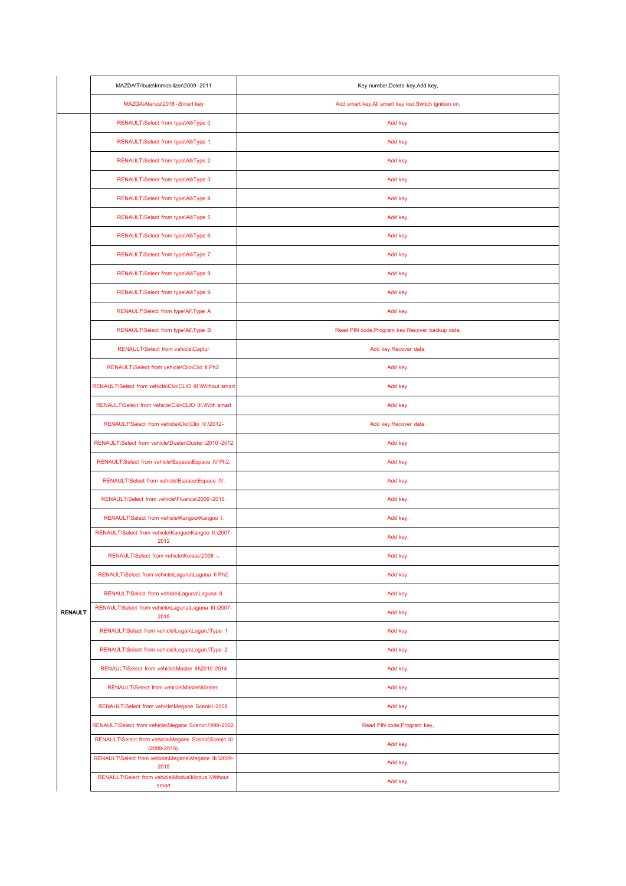| | | |
|---|---|---|
| | MAZDA\Tribute\Immobilizer\2009 -2011 | Key number,Delete key,Add key, |
| | MAZDA\Atenza\2018 -\Smart key | Add smart key,All smart key lost,Switch ignition on, |
| RENAULT | RENAULT\Select from type\All\Type 0 | Add key, |
| | RENAULT\Select from type\All\Type 1 | Add key, |
| | RENAULT\Select from type\All\Type 2 | Add key, |
| | RENAULT\Select from type\All\Type 3 | Add key, |
| | RENAULT\Select from type\All\Type 4 | Add key, |
| | RENAULT\Select from type\All\Type 5 | Add key, |
| | RENAULT\Select from type\All\Type 6 | Add key, |
| | RENAULT\Select from type\All\Type 7 | Add key, |
| | RENAULT\Select from type\All\Type 8 | Add key, |
| | RENAULT\Select from type\All\Type 9 | Add key, |
| | RENAULT\Select from type\All\Type A | Add key, |
| | RENAULT\Select from type\All\Type B | Read PIN code,Program key,Recover backup data, |
| | RENAULT\Select from vehicle\Captur | Add key,Recover data, |
| | RENAULT\Select from vehicle\Clio\Clio II Ph2. | Add key, |
| | RENAULT\Select from vehicle\Clio\CLIO III.\Without smart | Add key, |
| | RENAULT\Select from vehicle\Clio\CLIO III.\With smart | Add key, |
| | RENAULT\Select from vehicle\Clio\Clio IV.\2012- | Add key,Recover data, |
| | RENAULT\Select from vehicle\Duster\Duster.\2010 -2012 | Add key, |
| | RENAULT\Select from vehicle\Espace\Espace IV Ph2. | Add key, |
| | RENAULT\Select from vehicle\Espace\Espace IV. | Add key, |
| | RENAULT\Select from vehicle\Fluence\2009 -2015. | Add key, |
| | RENAULT\Select from vehicle\Kangoo\Kangoo I. | Add key, |
| | RENAULT\Select from vehicle\Kangoo\Kangoo II.\2007-2012 | Add key, |
| | RENAULT\Select from vehicle\Koleos\2008 -. | Add key, |
| | RENAULT\Select from vehicle\Laguna\Laguna II Ph2. | Add key, |
| | RENAULT\Select from vehicle\Laguna\Laguna II. | Add key, |
| | RENAULT\Select from vehicle\Laguna\Laguna III.\2007-2015 | Add key, |
| | RENAULT\Select from vehicle\Logan\Logan.\Type 1 | Add key, |
| | RENAULT\Select from vehicle\Logan\Logan.\Type 2 | Add key, |
| | RENAULT\Select from vehicle\Master III\2010-2014 | Add key, |
| | RENAULT\Select from vehicle\Master\Master. | Add key, |
| | RENAULT\Select from vehicle\Megane Scenic\-2008. | Add key, |
| | RENAULT\Select from vehicle\Megane Scenic\1999-2002. | Read PIN code,Program key, |
| | RENAULT\Select from vehicle\Megane Scenic\Scenic III (2009-2015). | Add key, |
| | RENAULT\Select from vehicle\Megane\Megane III.\2009-2015 | Add key, |
| | RENAULT\Select from vehicle\Modus\Modus.\Without smart | Add key, |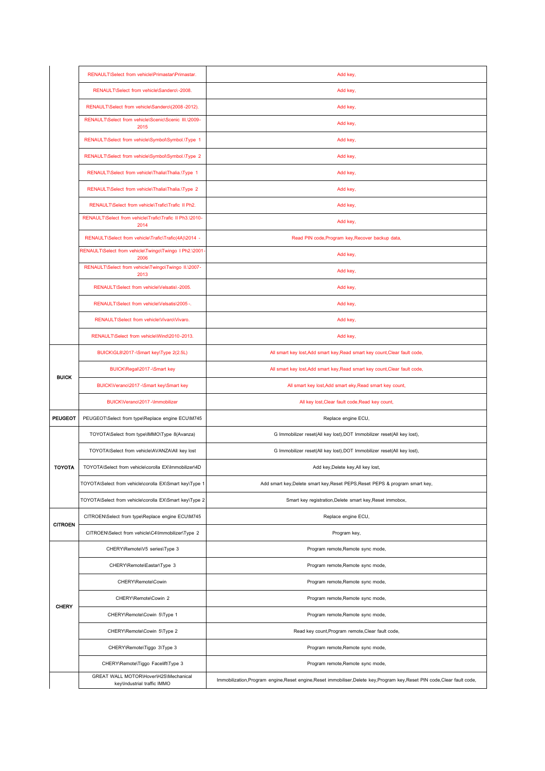| | | |
|---|---|---|
| | RENAULT\Select from vehicle\Primastar\Primastar. | Add key, |
| | RENAULT\Select from vehicle\Sandero\-2008. | Add key, |
| | RENAULT\Select from vehicle\Sandero\(2008-2012). | Add key, |
| | RENAULT\Select from vehicle\Scenic\Scenic III.\2009-2015 | Add key, |
| | RENAULT\Select from vehicle\Symbol\Symbol.\Type 1 | Add key, |
| | RENAULT\Select from vehicle\Symbol\Symbol.\Type 2 | Add key, |
| | RENAULT\Select from vehicle\Thalia\Thalia.\Type 1 | Add key, |
| | RENAULT\Select from vehicle\Thalia\Thalia.\Type 2 | Add key, |
| | RENAULT\Select from vehicle\Trafic\Trafic II Ph2. | Add key, |
| | RENAULT\Select from vehicle\Trafic\Trafic II Ph3.\2010-2014 | Add key, |
| | RENAULT\Select from vehicle\Trafic\Trafic(4A)\2014 - | Read PIN code,Program key,Recover backup data, |
| | RENAULT\Select from vehicle\Twingo\Twingo I Ph2.\2001-2006 | Add key, |
| | RENAULT\Select from vehicle\Twingo\Twingo II.\2007-2013 | Add key, |
| | RENAULT\Select from vehicle\Velsatis\-2005. | Add key, |
| | RENAULT\Select from vehicle\Velsatis\2005-. | Add key, |
| | RENAULT\Select from vehicle\Vivaro\Vivaro. | Add key, |
| | RENAULT\Select from vehicle\Wind\2010-2013. | Add key, |
| BUICK | BUICK\GL8\2017-\Smart key\Type 2(2.5L) | All smart key lost,Add smart key,Read smart key count,Clear fault code, |
| | BUICK\Regal\2017-\Smart key | All smart key lost,Add smart key,Read smart key count,Clear fault code, |
| | BUICK\Verano\2017-\Smart key\Smart key | All smart key lost,Add smart eky,Read smart key count, |
| | BUICK\Verano\2017-\Immobilizer | All key lost,Clear fault code,Read key count, |
| PEUGEOT | PEUGEOT\Select from type\Replace engine ECU\M745 | Replace engine ECU, |
| TOYOTA | TOYOTA\Select from type\IMMO\Type 8(Avanza) | G Immobilizer reset(All key lost),DOT Immobilizer reset(All key lost), |
| | TOYOTA\Select from vehicle\AVANZA\All key lost | G Immobilizer reset(All key lost),DOT Immobilizer reset(All key lost), |
| | TOYOTA\Select from vehicle\corolla EX\Immobilizer\4D | Add key,Delete key,All key lost, |
| | TOYOTA\Select from vehicle\corolla EX\Smart key\Type 1 | Add smart key,Delete smart key,Reset PEPS,Reset PEPS & program smart key, |
| | TOYOTA\Select from vehicle\corolla EX\Smart key\Type 2 | Smart key registration,Delete smart key,Reset immobox, |
| CITROEN | CITROEN\Select from type\Replace engine ECU\M745 | Replace engine ECU, |
| | CITROEN\Select from vehicle\C4\Immobilizer\Type 2 | Program key, |
| CHERY | CHERY\Remote\V5 series\Type 3 | Program remote,Remote sync mode, |
| | CHERY\Remote\Eastar\Type 3 | Program remote,Remote sync mode, |
| | CHERY\Remote\Cowin | Program remote,Remote sync mode, |
| | CHERY\Remote\Cowin 2 | Program remote,Remote sync mode, |
| | CHERY\Remote\Cowin 5\Type 1 | Program remote,Remote sync mode, |
| | CHERY\Remote\Cowin 5\Type 2 | Read key count,Program remote,Clear fault code, |
| | CHERY\Remote\Tiggo 3\Type 3 | Program remote,Remote sync mode, |
| | CHERY\Remote\Tiggo Facelift\Type 3 | Program remote,Remote sync mode, |
| | GREAT WALL MOTOR\Hover\H2S\Mechanical key\Industrial traffic IMMO | Immobilization,Program engine,Reset engine,Reset immobiliser,Delete key,Program key,Reset PIN code,Clear fault code, |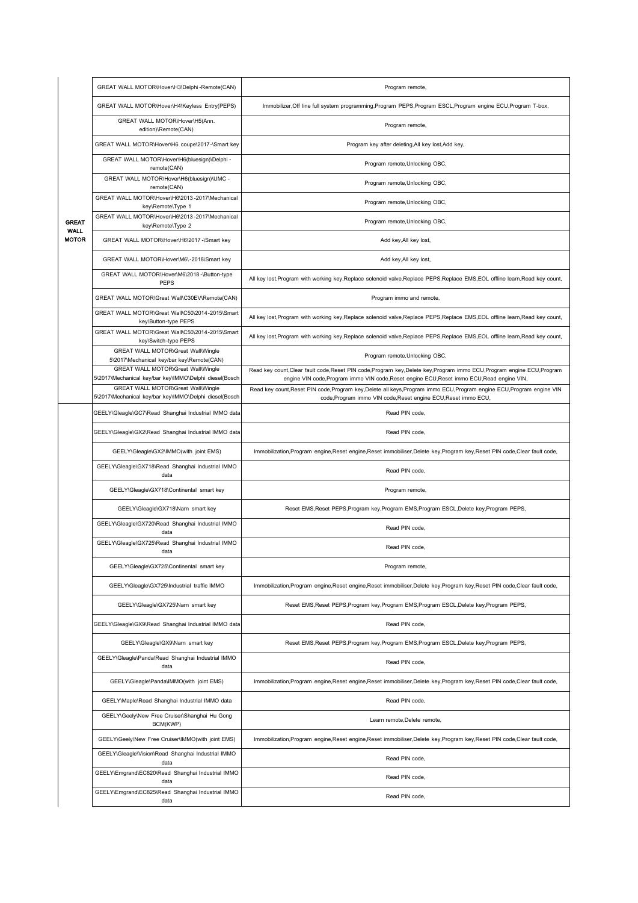| | | |
|---|---|---|
| **GREAT WALL MOTOR** | GREAT WALL MOTOR\Hover\H3\Delphi -Remote(CAN) | Program remote, |
| | GREAT WALL MOTOR\Hover\H4\Keyless Entry(PEPS) | Immobilizer,Off line full system programming,Program PEPS,Program ESCL,Program engine ECU,Program T-box, |
| | GREAT WALL MOTOR\Hover\H5(Ann. edition)\Remote(CAN) | Program remote, |
| | GREAT WALL MOTOR\Hover\H6 coupe\2017-\Smart key | Program key after deleting,All key lost,Add key, |
| | GREAT WALL MOTOR\Hover\H6(bluesign)\Delphi -remote(CAN) | Program remote,Unlocking OBC, |
| | GREAT WALL MOTOR\Hover\H6(bluesign)\UMC -remote(CAN) | Program remote,Unlocking OBC, |
| | GREAT WALL MOTOR\Hover\H6\2013 -2017\Mechanical key\Remote\Type 1 | Program remote,Unlocking OBC, |
| | GREAT WALL MOTOR\Hover\H6\2013 -2017\Mechanical key\Remote\Type 2 | Program remote,Unlocking OBC, |
| | GREAT WALL MOTOR\Hover\H6\2017 -\Smart key | Add key,All key lost, |
| | GREAT WALL MOTOR\Hover\M6\ -2018\Smart key | Add key,All key lost, |
| | GREAT WALL MOTOR\Hover\M6\2018 -\Button-type PEPS | All key lost,Program with working key,Replace solenoid valve,Replace PEPS,Replace EMS,EOL offline learn,Read key count, |
| | GREAT WALL MOTOR\Great Wall\C30EV\Remote(CAN) | Program immo and remote, |
| | GREAT WALL MOTOR\Great Wall\C50\2014-2015\Smart key\Button-type PEPS | All key lost,Program with working key,Replace solenoid valve,Replace PEPS,Replace EMS,EOL offline learn,Read key count, |
| | GREAT WALL MOTOR\Great Wall\C50\2014-2015\Smart key\Switch-type PEPS | All key lost,Program with working key,Replace solenoid valve,Replace PEPS,Replace EMS,EOL offline learn,Read key count, |
| | GREAT WALL MOTOR\Great Wall\Wingle 5\2017\Mechanical key/bar key\Remote(CAN) | Program remote,Unlocking OBC, |
| | GREAT WALL MOTOR\Great Wall\Wingle 5\2017\Mechanical key/bar key\IMMO\Delphi diesel(Bosch | Read key count,Clear fault code,Reset PIN code,Program key,Delete key,Program immo ECU,Program engine ECU,Program engine VIN code,Program immo VIN code,Reset engine ECU,Reset immo ECU,Read engine VIN, |
| | GREAT WALL MOTOR\Great Wall\Wingle 5\2017\Mechanical key/bar key\IMMO\Delphi diesel(Bosch | Read key count,Reset PIN code,Program key,Delete all keys,Program immo ECU,Program engine ECU,Program engine VIN code,Program immo VIN code,Reset engine ECU,Reset immo ECU, |
| | GEELY\Gleagle\GC7\Read Shanghai Industrial IMMO data | Read PIN code, |
| | GEELY\Gleagle\GX2\Read Shanghai Industrial IMMO data | Read PIN code, |
| | GEELY\Gleagle\GX2\IMMO(with joint EMS) | Immobilization,Program engine,Reset engine,Reset immobiliser,Delete key,Program key,Reset PIN code,Clear fault code, |
| | GEELY\Gleagle\GX718\Read Shanghai Industrial IMMO data | Read PIN code, |
| | GEELY\Gleagle\GX718\Continental smart key | Program remote, |
| | GEELY\Gleagle\GX718\Narn smart key | Reset EMS,Reset PEPS,Program key,Program EMS,Program ESCL,Delete key,Program PEPS, |
| | GEELY\Gleagle\GX720\Read Shanghai Industrial IMMO data | Read PIN code, |
| | GEELY\Gleagle\GX725\Read Shanghai Industrial IMMO data | Read PIN code, |
| | GEELY\Gleagle\GX725\Continental smart key | Program remote, |
| | GEELY\Gleagle\GX725\Industrial traffic IMMO | Immobilization,Program engine,Reset engine,Reset immobiliser,Delete key,Program key,Reset PIN code,Clear fault code, |
| | GEELY\Gleagle\GX725\Narn smart key | Reset EMS,Reset PEPS,Program key,Program EMS,Program ESCL,Delete key,Program PEPS, |
| | GEELY\Gleagle\GX9\Read Shanghai Industrial IMMO data | Read PIN code, |
| | GEELY\Gleagle\GX9\Narn smart key | Reset EMS,Reset PEPS,Program key,Program EMS,Program ESCL,Delete key,Program PEPS, |
| | GEELY\Gleagle\Panda\Read Shanghai Industrial IMMO data | Read PIN code, |
| | GEELY\Gleagle\Panda\IMMO(with joint EMS) | Immobilization,Program engine,Reset engine,Reset immobiliser,Delete key,Program key,Reset PIN code,Clear fault code, |
| | GEELY\Maple\Read Shanghai Industrial IMMO data | Read PIN code, |
| | GEELY\Geely\New Free Cruiser\Shanghai Hu Gong BCM(KWP) | Learn remote,Delete remote, |
| | GEELY\Geely\New Free Cruiser\IMMO(with joint EMS) | Immobilization,Program engine,Reset engine,Reset immobiliser,Delete key,Program key,Reset PIN code,Clear fault code, |
| | GEELY\Gleagle\Vision\Read Shanghai Industrial IMMO data | Read PIN code, |
| | GEELY\Emgrand\EC820\Read Shanghai Industrial IMMO data | Read PIN code, |
| | GEELY\Emgrand\EC825\Read Shanghai Industrial IMMO data | Read PIN code, |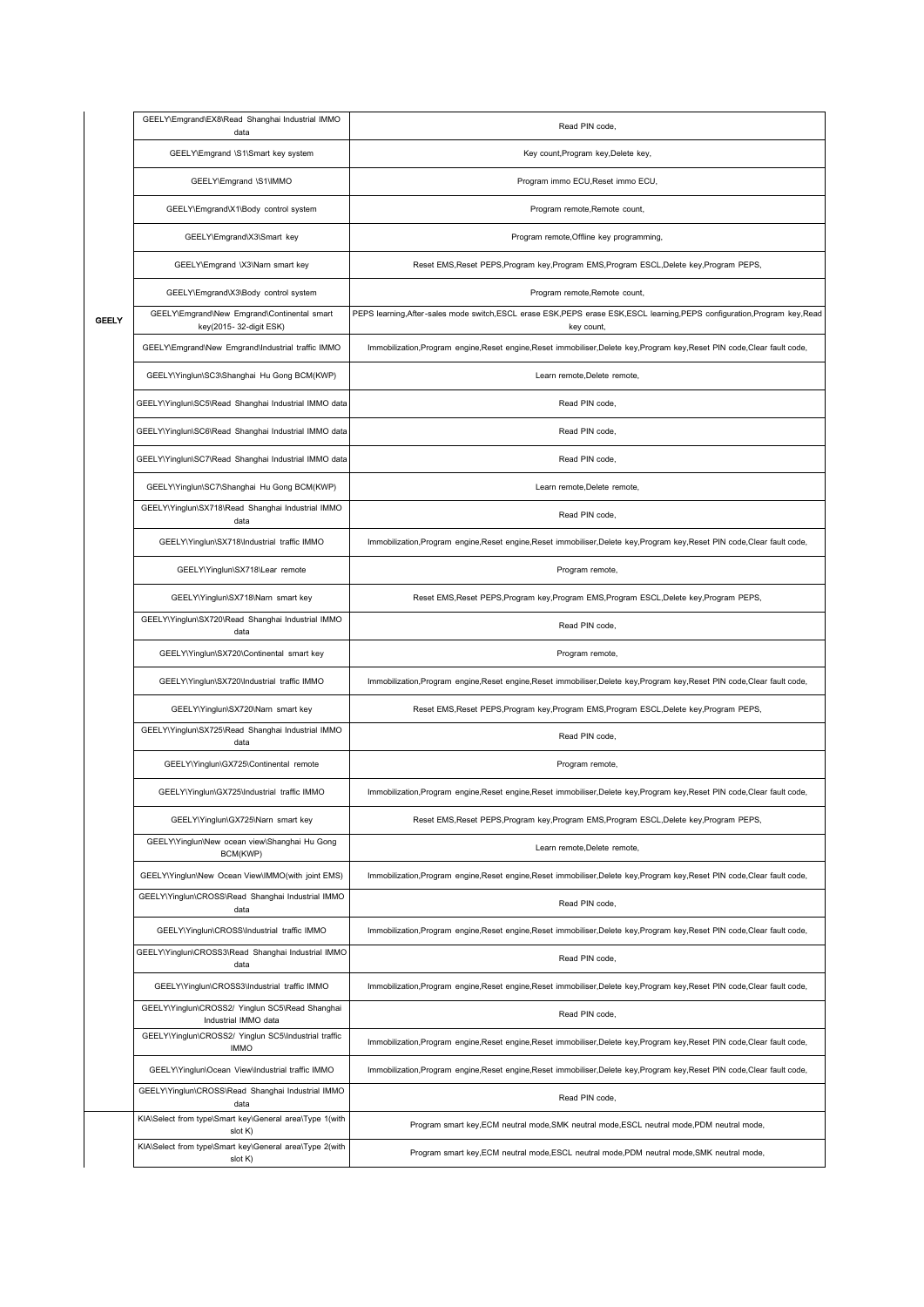| | | |
|---|---|---|
| GEELY | GEELY\Emgrand\EX8\Read Shanghai Industrial IMMO data | Read PIN code, |
| | GEELY\Emgrand \S1\Smart key system | Key count,Program key,Delete key, |
| | GEELY\Emgrand \S1\IMMO | Program immo ECU,Reset immo ECU, |
| | GEELY\Emgrand\X1\Body control system | Program remote,Remote count, |
| | GEELY\Emgrand\X3\Smart key | Program remote,Offline key programming, |
| | GEELY\Emgrand \X3\Narn smart key | Reset EMS,Reset PEPS,Program key,Program EMS,Program ESCL,Delete key,Program PEPS, |
| | GEELY\Emgrand\X3\Body control system | Program remote,Remote count, |
| | GEELY\Emgrand\New Emgrand\Continental smart key(2015- 32-digit ESK) | PEPS learning,After-sales mode switch,ESCL erase ESK,PEPS erase ESK,ESCL learning,PEPS configuration,Program key,Read key count, |
| | GEELY\Emgrand\New Emgrand\Industrial traffic IMMO | Immobilization,Program engine,Reset engine,Reset immobiliser,Delete key,Program key,Reset PIN code,Clear fault code, |
| | GEELY\Yinglun\SC3\Shanghai Hu Gong BCM(KWP) | Learn remote,Delete remote, |
| | GEELY\Yinglun\SC5\Read Shanghai Industrial IMMO data | Read PIN code, |
| | GEELY\Yinglun\SC6\Read Shanghai Industrial IMMO data | Read PIN code, |
| | GEELY\Yinglun\SC7\Read Shanghai Industrial IMMO data | Read PIN code, |
| | GEELY\Yinglun\SC7\Shanghai Hu Gong BCM(KWP) | Learn remote,Delete remote, |
| | GEELY\Yinglun\SX718\Read Shanghai Industrial IMMO data | Read PIN code, |
| | GEELY\Yinglun\SX718\Industrial traffic IMMO | Immobilization,Program engine,Reset engine,Reset immobiliser,Delete key,Program key,Reset PIN code,Clear fault code, |
| | GEELY\Yinglun\SX718\Lear remote | Program remote, |
| | GEELY\Yinglun\SX718\Narn smart key | Reset EMS,Reset PEPS,Program key,Program EMS,Program ESCL,Delete key,Program PEPS, |
| | GEELY\Yinglun\SX720\Read Shanghai Industrial IMMO data | Read PIN code, |
| | GEELY\Yinglun\SX720\Continental smart key | Program remote, |
| | GEELY\Yinglun\SX720\Industrial traffic IMMO | Immobilization,Program engine,Reset engine,Reset immobiliser,Delete key,Program key,Reset PIN code,Clear fault code, |
| | GEELY\Yinglun\SX720\Narn smart key | Reset EMS,Reset PEPS,Program key,Program EMS,Program ESCL,Delete key,Program PEPS, |
| | GEELY\Yinglun\SX725\Read Shanghai Industrial IMMO data | Read PIN code, |
| | GEELY\Yinglun\GX725\Continental remote | Program remote, |
| | GEELY\Yinglun\GX725\Industrial traffic IMMO | Immobilization,Program engine,Reset engine,Reset immobiliser,Delete key,Program key,Reset PIN code,Clear fault code, |
| | GEELY\Yinglun\GX725\Narn smart key | Reset EMS,Reset PEPS,Program key,Program EMS,Program ESCL,Delete key,Program PEPS, |
| | GEELY\Yinglun\New ocean view\Shanghai Hu Gong BCM(KWP) | Learn remote,Delete remote, |
| | GEELY\Yinglun\New Ocean View\IMMO(with joint EMS) | Immobilization,Program engine,Reset engine,Reset immobiliser,Delete key,Program key,Reset PIN code,Clear fault code, |
| | GEELY\Yinglun\CROSS\Read Shanghai Industrial IMMO data | Read PIN code, |
| | GEELY\Yinglun\CROSS\Industrial traffic IMMO | Immobilization,Program engine,Reset engine,Reset immobiliser,Delete key,Program key,Reset PIN code,Clear fault code, |
| | GEELY\Yinglun\CROSS3\Read Shanghai Industrial IMMO data | Read PIN code, |
| | GEELY\Yinglun\CROSS3\Industrial traffic IMMO | Immobilization,Program engine,Reset engine,Reset immobiliser,Delete key,Program key,Reset PIN code,Clear fault code, |
| | GEELY\Yinglun\CROSS2/ Yinglun SC5\Read Shanghai Industrial IMMO data | Read PIN code, |
| | GEELY\Yinglun\CROSS2/ Yinglun SC5\Industrial traffic IMMO | Immobilization,Program engine,Reset engine,Reset immobiliser,Delete key,Program key,Reset PIN code,Clear fault code, |
| | GEELY\Yinglun\Ocean View\Industrial traffic IMMO | Immobilization,Program engine,Reset engine,Reset immobiliser,Delete key,Program key,Reset PIN code,Clear fault code, |
| | GEELY\Yinglun\CROSS\Read Shanghai Industrial IMMO data | Read PIN code, |
| | KIA\Select from type\Smart key\General area\Type 1(with slot K) | Program smart key,ECM neutral mode,SMK neutral mode,ESCL neutral mode,PDM neutral mode, |
| | KIA\Select from type\Smart key\General area\Type 2(with slot K) | Program smart key,ECM neutral mode,ESCL neutral mode,PDM neutral mode,SMK neutral mode, |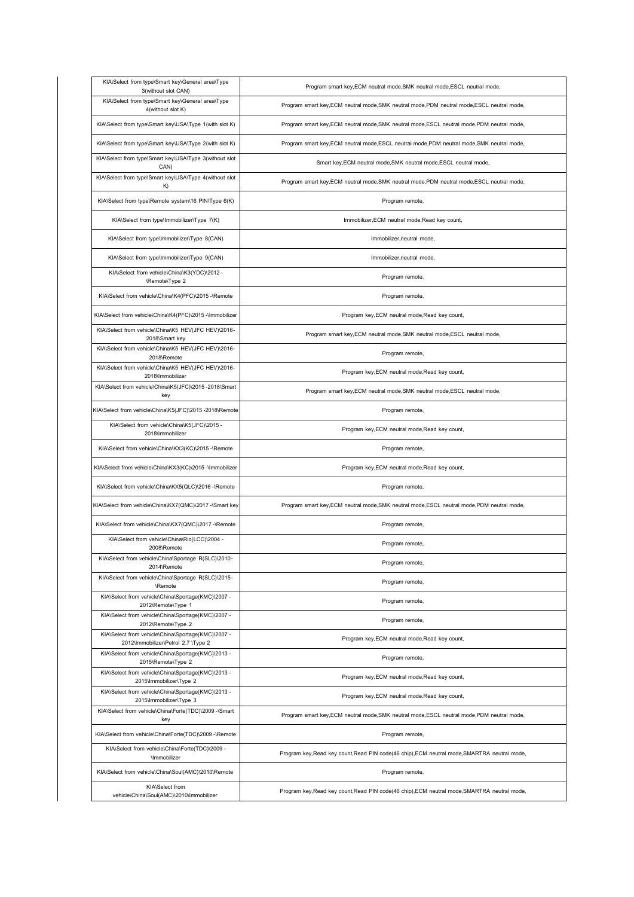| | |
|---|---|
| KIA\Select from type\Smart key\General area\Type 3(without slot CAN) | Program smart key,ECM neutral mode,SMK neutral mode,ESCL neutral mode, |
| KIA\Select from type\Smart key\General area\Type 4(without slot K) | Program smart key,ECM neutral mode,SMK neutral mode,PDM neutral mode,ESCL neutral mode, |
| KIA\Select from type\Smart key\USA\Type 1(with slot K) | Program smart key,ECM neutral mode,SMK neutral mode,ESCL neutral mode,PDM neutral mode, |
| KIA\Select from type\Smart key\USA\Type 2(with slot K) | Program smart key,ECM neutral mode,ESCL neutral mode,PDM neutral mode,SMK neutral mode, |
| KIA\Select from type\Smart key\USA\Type 3(without slot CAN) | Smart key,ECM neutral mode,SMK neutral mode,ESCL neutral mode, |
| KIA\Select from type\Smart key\USA\Type 4(without slot K) | Program smart key,ECM neutral mode,SMK neutral mode,PDM neutral mode,ESCL neutral mode, |
| KIA\Select from type\Remote system\16 PIN\Type 6(K) | Program remote, |
| KIA\Select from type\Immobilizer\Type 7(K) | Immobilizer,ECM neutral mode,Read key count, |
| KIA\Select from type\Immobilizer\Type 8(CAN) | Immobilizer,neutral mode, |
| KIA\Select from type\Immobilizer\Type 9(CAN) | Immobilizer,neutral mode, |
| KIA\Select from vehicle\China\K3(YDC)\2012 -\Remote\Type 2 | Program remote, |
| KIA\Select from vehicle\China\K4(PFC)\2015 -\Remote | Program remote, |
| KIA\Select from vehicle\China\K4(PFC)\2015 -\Immobilizer | Program key,ECM neutral mode,Read key count, |
| KIA\Select from vehicle\China\K5 HEV(JFC HEV)\2016-2018\Smart key | Program smart key,ECM neutral mode,SMK neutral mode,ESCL neutral mode, |
| KIA\Select from vehicle\China\K5 HEV(JFC HEV)\2016-2018\Remote | Program remote, |
| KIA\Select from vehicle\China\K5 HEV(JFC HEV)\2016-2018\Immobilizer | Program key,ECM neutral mode,Read key count, |
| KIA\Select from vehicle\China\K5(JFC)\2015 -2018\Smart key | Program smart key,ECM neutral mode,SMK neutral mode,ESCL neutral mode, |
| KIA\Select from vehicle\China\K5(JFC)\2015 -2018\Remote | Program remote, |
| KIA\Select from vehicle\China\K5(JFC)\2015 -2018\Immobilizer | Program key,ECM neutral mode,Read key count, |
| KIA\Select from vehicle\China\KX3(KC)\2015 -\Remote | Program remote, |
| KIA\Select from vehicle\China\KX3(KC)\2015 -\Immobilizer | Program key,ECM neutral mode,Read key count, |
| KIA\Select from vehicle\China\KX5(QLC)\2016 -\Remote | Program remote, |
| KIA\Select from vehicle\China\KX7(QMC)\2017 -\Smart key | Program smart key,ECM neutral mode,SMK neutral mode,ESCL neutral mode,PDM neutral mode, |
| KIA\Select from vehicle\China\KX7(QMC)\2017 -\Remote | Program remote, |
| KIA\Select from vehicle\China\Rio(LCC)\2004 -2008\Remote | Program remote, |
| KIA\Select from vehicle\China\Sportage R(SLC)\2010-2014\Remote | Program remote, |
| KIA\Select from vehicle\China\Sportage R(SLC)\2015-\Remote | Program remote, |
| KIA\Select from vehicle\China\Sportage(KMC)\2007 -2012\Remote\Type 1 | Program remote, |
| KIA\Select from vehicle\China\Sportage(KMC)\2007 -2012\Remote\Type 2 | Program remote, |
| KIA\Select from vehicle\China\Sportage(KMC)\2007 -2012\Immobilizer\Petrol 2.7 \Type 2 | Program key,ECM neutral mode,Read key count, |
| KIA\Select from vehicle\China\Sportage(KMC)\2013 -2015\Remote\Type 2 | Program remote, |
| KIA\Select from vehicle\China\Sportage(KMC)\2013 -2015\Immobilizer\Type 2 | Program key,ECM neutral mode,Read key count, |
| KIA\Select from vehicle\China\Sportage(KMC)\2013 -2015\Immobilizer\Type 3 | Program key,ECM neutral mode,Read key count, |
| KIA\Select from vehicle\China\Forte(TDC)\2009 -\Smart key | Program smart key,ECM neutral mode,SMK neutral mode,ESCL neutral mode,PDM neutral mode, |
| KIA\Select from vehicle\China\Forte(TDC)\2009 -\Remote | Program remote, |
| KIA\Select from vehicle\China\Forte(TDC)\2009 -\Immobilizer | Program key,Read key count,Read PIN code(46 chip),ECM neutral mode,SMARTRA neutral mode, |
| KIA\Select from vehicle\China\Soul(AMC)\2010\Remote | Program remote, |
| KIA\Select from vehicle\China\Soul(AMC)\2010\Immobilizer | Program key,Read key count,Read PIN code(46 chip),ECM neutral mode,SMARTRA neutral mode, |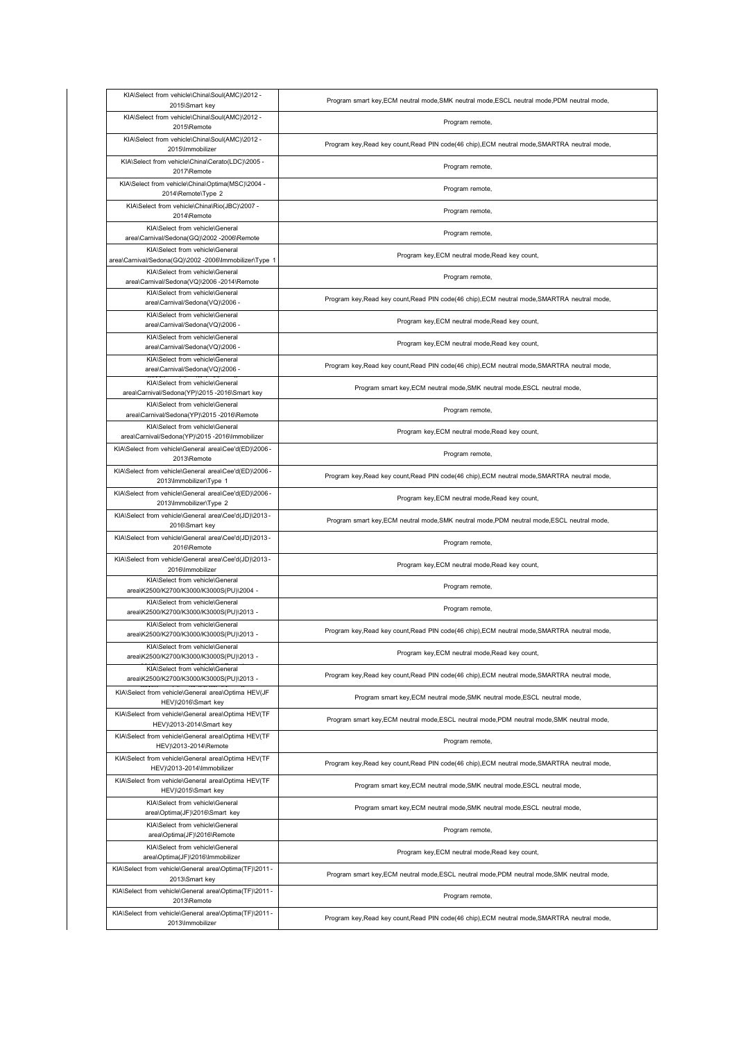| | |
|---|---|
| KIA\Select from vehicle\China\Soul(AMC)\2012 - 2015\Smart key | Program smart key,ECM neutral mode,SMK neutral mode,ESCL neutral mode,PDM neutral mode, |
| KIA\Select from vehicle\China\Soul(AMC)\2012 - 2015\Remote | Program remote, |
| KIA\Select from vehicle\China\Soul(AMC)\2012 - 2015\Immobilizer | Program key,Read key count,Read PIN code(46 chip),ECM neutral mode,SMARTRA neutral mode, |
| KIA\Select from vehicle\China\Cerato(LDC)\2005 - 2017\Remote | Program remote, |
| KIA\Select from vehicle\China\Optima(MSC)\2004 - 2014\Remote\Type 2 | Program remote, |
| KIA\Select from vehicle\China\Rio(JBC)\2007 - 2014\Remote | Program remote, |
| KIA\Select from vehicle\General area\Carnival/Sedona(GQ)\2002 -2006\Remote | Program remote, |
| KIA\Select from vehicle\General area\Carnival/Sedona(GQ)\2002 -2006\Immobilizer\Type 1 | Program key,ECM neutral mode,Read key count, |
| KIA\Select from vehicle\General area\Carnival/Sedona(VQ)\2006 -2014\Remote | Program remote, |
| KIA\Select from vehicle\General area\Carnival/Sedona(VQ)\2006 - | Program key,Read key count,Read PIN code(46 chip),ECM neutral mode,SMARTRA neutral mode, |
| KIA\Select from vehicle\General area\Carnival/Sedona(VQ)\2006 - | Program key,ECM neutral mode,Read key count, |
| KIA\Select from vehicle\General area\Carnival/Sedona(VQ)\2006 - | Program key,ECM neutral mode,Read key count, |
| KIA\Select from vehicle\General area\Carnival/Sedona(VQ)\2006 - | Program key,Read key count,Read PIN code(46 chip),ECM neutral mode,SMARTRA neutral mode, |
| KIA\Select from vehicle\General area\Carnival/Sedona(YP)\2015 -2016\Smart key | Program smart key,ECM neutral mode,SMK neutral mode,ESCL neutral mode, |
| KIA\Select from vehicle\General area\Carnival/Sedona(YP)\2015 -2016\Remote | Program remote, |
| KIA\Select from vehicle\General area\Carnival/Sedona(YP)\2015 -2016\Immobilizer | Program key,ECM neutral mode,Read key count, |
| KIA\Select from vehicle\General area\Cee'd(ED)\2006 - 2013\Remote | Program remote, |
| KIA\Select from vehicle\General area\Cee'd(ED)\2006 - 2013\Immobilizer\Type 1 | Program key,Read key count,Read PIN code(46 chip),ECM neutral mode,SMARTRA neutral mode, |
| KIA\Select from vehicle\General area\Cee'd(ED)\2006 - 2013\Immobilizer\Type 2 | Program key,ECM neutral mode,Read key count, |
| KIA\Select from vehicle\General area\Cee'd(JD)\2013 - 2016\Smart key | Program smart key,ECM neutral mode,SMK neutral mode,PDM neutral mode,ESCL neutral mode, |
| KIA\Select from vehicle\General area\Cee'd(JD)\2013 - 2016\Remote | Program remote, |
| KIA\Select from vehicle\General area\Cee'd(JD)\2013 - 2016\Immobilizer | Program key,ECM neutral mode,Read key count, |
| KIA\Select from vehicle\General area\K2500/K2700/K3000/K3000S(PU)\2004 - | Program remote, |
| KIA\Select from vehicle\General area\K2500/K2700/K3000/K3000S(PU)\2013 - | Program remote, |
| KIA\Select from vehicle\General area\K2500/K2700/K3000/K3000S(PU)\2013 - | Program key,Read key count,Read PIN code(46 chip),ECM neutral mode,SMARTRA neutral mode, |
| KIA\Select from vehicle\General area\K2500/K2700/K3000/K3000S(PU)\2013 - | Program key,ECM neutral mode,Read key count, |
| KIA\Select from vehicle\General area\K2500/K2700/K3000/K3000S(PU)\2013 - | Program key,Read key count,Read PIN code(46 chip),ECM neutral mode,SMARTRA neutral mode, |
| KIA\Select from vehicle\General area\Optima HEV(JF HEV)\2016\Smart key | Program smart key,ECM neutral mode,SMK neutral mode,ESCL neutral mode, |
| KIA\Select from vehicle\General area\Optima HEV(TF HEV)\2013-2014\Smart key | Program smart key,ECM neutral mode,ESCL neutral mode,PDM neutral mode,SMK neutral mode, |
| KIA\Select from vehicle\General area\Optima HEV(TF HEV)\2013-2014\Remote | Program remote, |
| KIA\Select from vehicle\General area\Optima HEV(TF HEV)\2013-2014\Immobilizer | Program key,Read key count,Read PIN code(46 chip),ECM neutral mode,SMARTRA neutral mode, |
| KIA\Select from vehicle\General area\Optima HEV(TF HEV)\2015\Smart key | Program smart key,ECM neutral mode,SMK neutral mode,ESCL neutral mode, |
| KIA\Select from vehicle\General area\Optima(JF)\2016\Smart key | Program smart key,ECM neutral mode,SMK neutral mode,ESCL neutral mode, |
| KIA\Select from vehicle\General area\Optima(JF)\2016\Remote | Program remote, |
| KIA\Select from vehicle\General area\Optima(JF)\2016\Immobilizer | Program key,ECM neutral mode,Read key count, |
| KIA\Select from vehicle\General area\Optima(TF)\2011 - 2013\Smart key | Program smart key,ECM neutral mode,ESCL neutral mode,PDM neutral mode,SMK neutral mode, |
| KIA\Select from vehicle\General area\Optima(TF)\2011 - 2013\Remote | Program remote, |
| KIA\Select from vehicle\General area\Optima(TF)\2011 - 2013\Immobilizer | Program key,Read key count,Read PIN code(46 chip),ECM neutral mode,SMARTRA neutral mode, |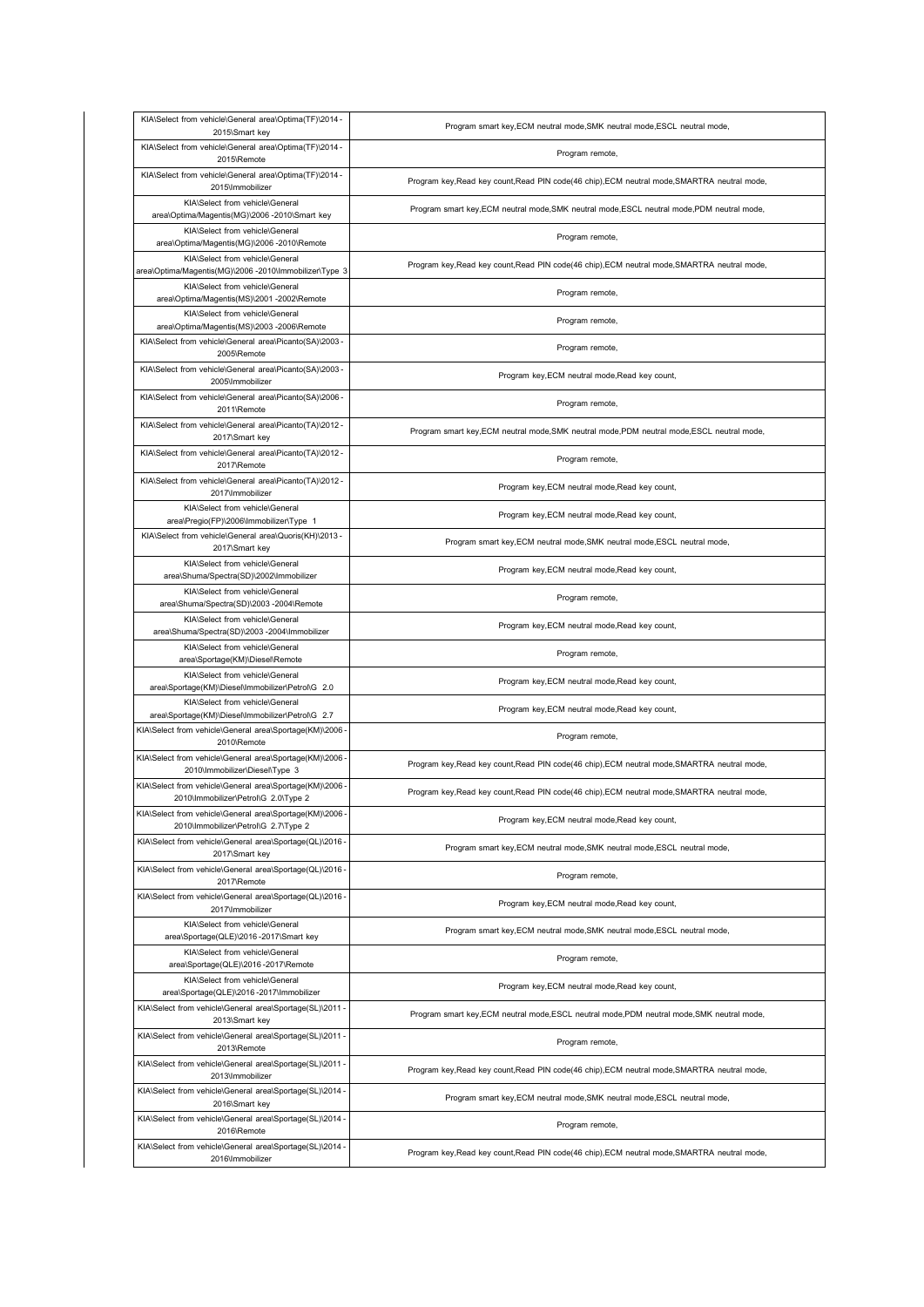| KIA\Select from vehicle\General area\Optima(TF)\2014 - 2015\Smart key | Program smart key,ECM neutral mode,SMK neutral mode,ESCL neutral mode, |
|---|---|
| KIA\Select from vehicle\General area\Optima(TF)\2014 - 2015\Remote | Program remote, |
| KIA\Select from vehicle\General area\Optima(TF)\2014 - 2015\Immobilizer | Program key,Read key count,Read PIN code(46 chip),ECM neutral mode,SMARTRA neutral mode, |
| KIA\Select from vehicle\General area\Optima/Magentis(MG)\2006 -2010\Smart key | Program smart key,ECM neutral mode,SMK neutral mode,ESCL neutral mode,PDM neutral mode, |
| KIA\Select from vehicle\General area\Optima/Magentis(MG)\2006 -2010\Remote | Program remote, |
| KIA\Select from vehicle\General area\Optima/Magentis(MG)\2006 -2010\Immobilizer\Type 3 | Program key,Read key count,Read PIN code(46 chip),ECM neutral mode,SMARTRA neutral mode, |
| KIA\Select from vehicle\General area\Optima/Magentis(MS)\2001 -2002\Remote | Program remote, |
| KIA\Select from vehicle\General area\Optima/Magentis(MS)\2003 -2006\Remote | Program remote, |
| KIA\Select from vehicle\General area\Picanto(SA)\2003 - 2005\Remote | Program remote, |
| KIA\Select from vehicle\General area\Picanto(SA)\2003 - 2005\Immobilizer | Program key,ECM neutral mode,Read key count, |
| KIA\Select from vehicle\General area\Picanto(SA)\2006 - 2011\Remote | Program remote, |
| KIA\Select from vehicle\General area\Picanto(TA)\2012 - 2017\Smart key | Program smart key,ECM neutral mode,SMK neutral mode,PDM neutral mode,ESCL neutral mode, |
| KIA\Select from vehicle\General area\Picanto(TA)\2012 - 2017\Remote | Program remote, |
| KIA\Select from vehicle\General area\Picanto(TA)\2012 - 2017\Immobilizer | Program key,ECM neutral mode,Read key count, |
| KIA\Select from vehicle\General area\Pregio(FP)\2006\Immobilizer\Type 1 | Program key,ECM neutral mode,Read key count, |
| KIA\Select from vehicle\General area\Quoris(KH)\2013 - 2017\Smart key | Program smart key,ECM neutral mode,SMK neutral mode,ESCL neutral mode, |
| KIA\Select from vehicle\General area\Shuma/Spectra(SD)\2002\Immobilizer | Program key,ECM neutral mode,Read key count, |
| KIA\Select from vehicle\General area\Shuma/Spectra(SD)\2003 -2004\Remote | Program remote, |
| KIA\Select from vehicle\General area\Shuma/Spectra(SD)\2003 -2004\Immobilizer | Program key,ECM neutral mode,Read key count, |
| KIA\Select from vehicle\General area\Sportage(KM)\Diesel\Remote | Program remote, |
| KIA\Select from vehicle\General area\Sportage(KM)\Diesel\Immobilizer\Petrol\G 2.0 | Program key,ECM neutral mode,Read key count, |
| KIA\Select from vehicle\General area\Sportage(KM)\Diesel\Immobilizer\Petrol\G 2.7 | Program key,ECM neutral mode,Read key count, |
| KIA\Select from vehicle\General area\Sportage(KM)\2006 - 2010\Remote | Program remote, |
| KIA\Select from vehicle\General area\Sportage(KM)\2006 - 2010\Immobilizer\Diesel\Type 3 | Program key,Read key count,Read PIN code(46 chip),ECM neutral mode,SMARTRA neutral mode, |
| KIA\Select from vehicle\General area\Sportage(KM)\2006 - 2010\Immobilizer\Petrol\G 2.0\Type 2 | Program key,Read key count,Read PIN code(46 chip),ECM neutral mode,SMARTRA neutral mode, |
| KIA\Select from vehicle\General area\Sportage(KM)\2006 - 2010\Immobilizer\Petrol\G 2.7\Type 2 | Program key,ECM neutral mode,Read key count, |
| KIA\Select from vehicle\General area\Sportage(QL)\2016 - 2017\Smart key | Program smart key,ECM neutral mode,SMK neutral mode,ESCL neutral mode, |
| KIA\Select from vehicle\General area\Sportage(QL)\2016 - 2017\Remote | Program remote, |
| KIA\Select from vehicle\General area\Sportage(QL)\2016 - 2017\Immobilizer | Program key,ECM neutral mode,Read key count, |
| KIA\Select from vehicle\General area\Sportage(QLE)\2016 -2017\Smart key | Program smart key,ECM neutral mode,SMK neutral mode,ESCL neutral mode, |
| KIA\Select from vehicle\General area\Sportage(QLE)\2016 -2017\Remote | Program remote, |
| KIA\Select from vehicle\General area\Sportage(QLE)\2016 -2017\Immobilizer | Program key,ECM neutral mode,Read key count, |
| KIA\Select from vehicle\General area\Sportage(SL)\2011 - 2013\Smart key | Program smart key,ECM neutral mode,ESCL neutral mode,PDM neutral mode,SMK neutral mode, |
| KIA\Select from vehicle\General area\Sportage(SL)\2011 - 2013\Remote | Program remote, |
| KIA\Select from vehicle\General area\Sportage(SL)\2011 - 2013\Immobilizer | Program key,Read key count,Read PIN code(46 chip),ECM neutral mode,SMARTRA neutral mode, |
| KIA\Select from vehicle\General area\Sportage(SL)\2014 - 2016\Smart key | Program smart key,ECM neutral mode,SMK neutral mode,ESCL neutral mode, |
| KIA\Select from vehicle\General area\Sportage(SL)\2014 - 2016\Remote | Program remote, |
| KIA\Select from vehicle\General area\Sportage(SL)\2014 - 2016\Immobilizer | Program key,Read key count,Read PIN code(46 chip),ECM neutral mode,SMARTRA neutral mode, |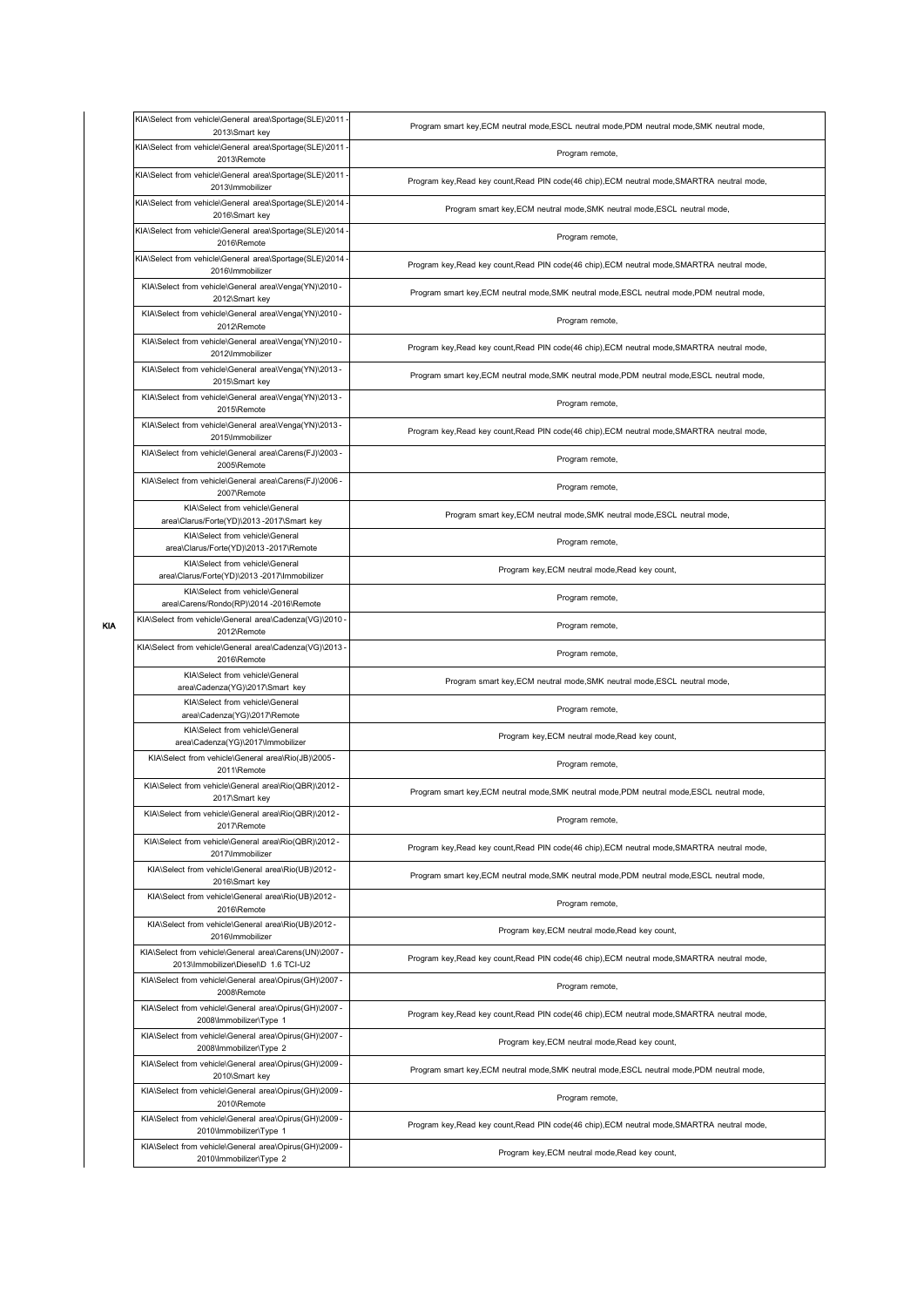| KIA | | |
|---|---|---|
| KIA | KIA\Select from vehicle\General area\Sportage(SLE)\2011 - 2013\Smart key | Program smart key,ECM neutral mode,ESCL neutral mode,PDM neutral mode,SMK neutral mode, |
| | KIA\Select from vehicle\General area\Sportage(SLE)\2011 - 2013\Remote | Program remote, |
| | KIA\Select from vehicle\General area\Sportage(SLE)\2011 - 2013\Immobilizer | Program key,Read key count,Read PIN code(46 chip),ECM neutral mode,SMARTRA neutral mode, |
| | KIA\Select from vehicle\General area\Sportage(SLE)\2014 - 2016\Smart key | Program smart key,ECM neutral mode,SMK neutral mode,ESCL neutral mode, |
| | KIA\Select from vehicle\General area\Sportage(SLE)\2014 - 2016\Remote | Program remote, |
| | KIA\Select from vehicle\General area\Sportage(SLE)\2014 - 2016\Immobilizer | Program key,Read key count,Read PIN code(46 chip),ECM neutral mode,SMARTRA neutral mode, |
| | KIA\Select from vehicle\General area\Venga(YN)\2010 - 2012\Smart key | Program smart key,ECM neutral mode,SMK neutral mode,ESCL neutral mode,PDM neutral mode, |
| | KIA\Select from vehicle\General area\Venga(YN)\2010 - 2012\Remote | Program remote, |
| | KIA\Select from vehicle\General area\Venga(YN)\2010 - 2012\Immobilizer | Program key,Read key count,Read PIN code(46 chip),ECM neutral mode,SMARTRA neutral mode, |
| | KIA\Select from vehicle\General area\Venga(YN)\2013 - 2015\Smart key | Program smart key,ECM neutral mode,SMK neutral mode,PDM neutral mode,ESCL neutral mode, |
| | KIA\Select from vehicle\General area\Venga(YN)\2013 - 2015\Remote | Program remote, |
| | KIA\Select from vehicle\General area\Venga(YN)\2013 - 2015\Immobilizer | Program key,Read key count,Read PIN code(46 chip),ECM neutral mode,SMARTRA neutral mode, |
| | KIA\Select from vehicle\General area\Carens(FJ)\2003 - 2005\Remote | Program remote, |
| | KIA\Select from vehicle\General area\Carens(FJ)\2006 - 2007\Remote | Program remote, |
| | KIA\Select from vehicle\General area\Clarus/Forte(YD)\2013 -2017\Smart key | Program smart key,ECM neutral mode,SMK neutral mode,ESCL neutral mode, |
| | KIA\Select from vehicle\General area\Clarus/Forte(YD)\2013 -2017\Remote | Program remote, |
| | KIA\Select from vehicle\General area\Clarus/Forte(YD)\2013 -2017\Immobilizer | Program key,ECM neutral mode,Read key count, |
| | KIA\Select from vehicle\General area\Carens/Rondo(RP)\2014 -2016\Remote | Program remote, |
| | KIA\Select from vehicle\General area\Cadenza(VG)\2010 - 2012\Remote | Program remote, |
| | KIA\Select from vehicle\General area\Cadenza(VG)\2013 - 2016\Remote | Program remote, |
| | KIA\Select from vehicle\General area\Cadenza(YG)\2017\Smart key | Program smart key,ECM neutral mode,SMK neutral mode,ESCL neutral mode, |
| | KIA\Select from vehicle\General area\Cadenza(YG)\2017\Remote | Program remote, |
| | KIA\Select from vehicle\General area\Cadenza(YG)\2017\Immobilizer | Program key,ECM neutral mode,Read key count, |
| | KIA\Select from vehicle\General area\Rio(JB)\2005 - 2011\Remote | Program remote, |
| | KIA\Select from vehicle\General area\Rio(QBR)\2012 - 2017\Smart key | Program smart key,ECM neutral mode,SMK neutral mode,PDM neutral mode,ESCL neutral mode, |
| | KIA\Select from vehicle\General area\Rio(QBR)\2012 - 2017\Remote | Program remote, |
| | KIA\Select from vehicle\General area\Rio(QBR)\2012 - 2017\Immobilizer | Program key,Read key count,Read PIN code(46 chip),ECM neutral mode,SMARTRA neutral mode, |
| | KIA\Select from vehicle\General area\Rio(UB)\2012 - 2016\Smart key | Program smart key,ECM neutral mode,SMK neutral mode,PDM neutral mode,ESCL neutral mode, |
| | KIA\Select from vehicle\General area\Rio(UB)\2012 - 2016\Remote | Program remote, |
| | KIA\Select from vehicle\General area\Rio(UB)\2012 - 2016\Immobilizer | Program key,ECM neutral mode,Read key count, |
| | KIA\Select from vehicle\General area\Carens(UN)\2007 - 2013\Immobilizer\Diesel\D 1.6 TCI-U2 | Program key,Read key count,Read PIN code(46 chip),ECM neutral mode,SMARTRA neutral mode, |
| | KIA\Select from vehicle\General area\Opirus(GH)\2007 - 2008\Remote | Program remote, |
| | KIA\Select from vehicle\General area\Opirus(GH)\2007 - 2008\Immobilizer\Type 1 | Program key,Read key count,Read PIN code(46 chip),ECM neutral mode,SMARTRA neutral mode, |
| | KIA\Select from vehicle\General area\Opirus(GH)\2007 - 2008\Immobilizer\Type 2 | Program key,ECM neutral mode,Read key count, |
| | KIA\Select from vehicle\General area\Opirus(GH)\2009 - 2010\Smart key | Program smart key,ECM neutral mode,SMK neutral mode,ESCL neutral mode,PDM neutral mode, |
| | KIA\Select from vehicle\General area\Opirus(GH)\2009 - 2010\Remote | Program remote, |
| | KIA\Select from vehicle\General area\Opirus(GH)\2009 - 2010\Immobilizer\Type 1 | Program key,Read key count,Read PIN code(46 chip),ECM neutral mode,SMARTRA neutral mode, |
| | KIA\Select from vehicle\General area\Opirus(GH)\2009 - 2010\Immobilizer\Type 2 | Program key,ECM neutral mode,Read key count, |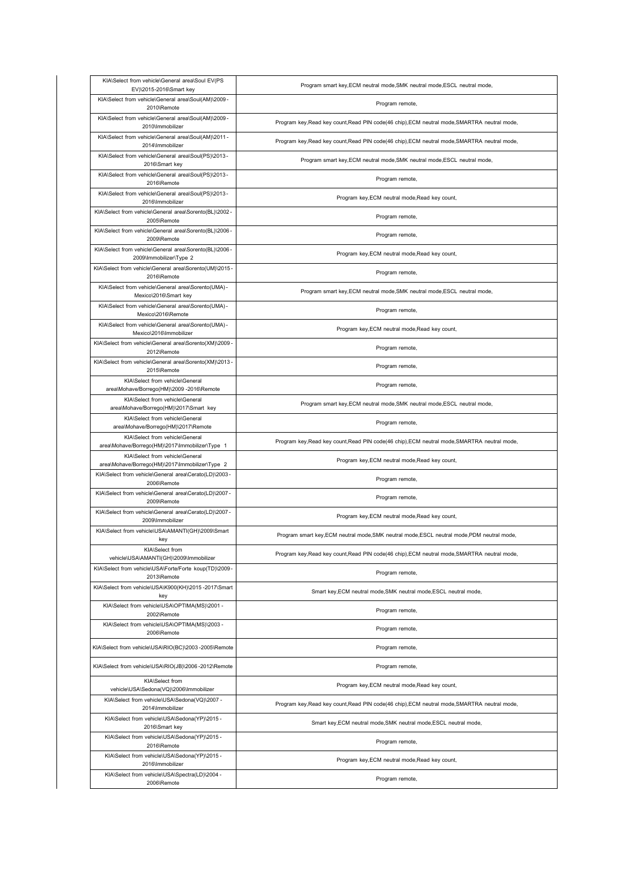| KIA\Select from vehicle\General area\Soul EV(PS EV)\2015-2016\Smart key | Program smart key,ECM neutral mode,SMK neutral mode,ESCL neutral mode, |
|---|---|
| KIA\Select from vehicle\General area\Soul(AM)\2009-2010\Remote | Program remote, |
| KIA\Select from vehicle\General area\Soul(AM)\2009-2010\Immobilizer | Program key,Read key count,Read PIN code(46 chip),ECM neutral mode,SMARTRA neutral mode, |
| KIA\Select from vehicle\General area\Soul(AM)\2011-2014\Immobilizer | Program key,Read key count,Read PIN code(46 chip),ECM neutral mode,SMARTRA neutral mode, |
| KIA\Select from vehicle\General area\Soul(PS)\2013-2016\Smart key | Program smart key,ECM neutral mode,SMK neutral mode,ESCL neutral mode, |
| KIA\Select from vehicle\General area\Soul(PS)\2013-2016\Remote | Program remote, |
| KIA\Select from vehicle\General area\Soul(PS)\2013-2016\Immobilizer | Program key,ECM neutral mode,Read key count, |
| KIA\Select from vehicle\General area\Sorento(BL)\2002-2005\Remote | Program remote, |
| KIA\Select from vehicle\General area\Sorento(BL)\2006-2009\Remote | Program remote, |
| KIA\Select from vehicle\General area\Sorento(BL)\2006-2009\Immobilizer\Type 2 | Program key,ECM neutral mode,Read key count, |
| KIA\Select from vehicle\General area\Sorento(UM)\2015-2016\Remote | Program remote, |
| KIA\Select from vehicle\General area\Sorento(UMA)-Mexico\2016\Smart key | Program smart key,ECM neutral mode,SMK neutral mode,ESCL neutral mode, |
| KIA\Select from vehicle\General area\Sorento(UMA)-Mexico\2016\Remote | Program remote, |
| KIA\Select from vehicle\General area\Sorento(UMA)-Mexico\2016\Immobilizer | Program key,ECM neutral mode,Read key count, |
| KIA\Select from vehicle\General area\Sorento(XM)\2009-2012\Remote | Program remote, |
| KIA\Select from vehicle\General area\Sorento(XM)\2013-2015\Remote | Program remote, |
| KIA\Select from vehicle\General area\Mohave/Borrego(HM)\2009 -2016\Remote | Program remote, |
| KIA\Select from vehicle\General area\Mohave/Borrego(HM)\2017\Smart key | Program smart key,ECM neutral mode,SMK neutral mode,ESCL neutral mode, |
| KIA\Select from vehicle\General area\Mohave/Borrego(HM)\2017\Remote | Program remote, |
| KIA\Select from vehicle\General area\Mohave/Borrego(HM)\2017\Immobilizer\Type 1 | Program key,Read key count,Read PIN code(46 chip),ECM neutral mode,SMARTRA neutral mode, |
| KIA\Select from vehicle\General area\Mohave/Borrego(HM)\2017\Immobilizer\Type 2 | Program key,ECM neutral mode,Read key count, |
| KIA\Select from vehicle\General area\Cerato(LD)\2003-2006\Remote | Program remote, |
| KIA\Select from vehicle\General area\Cerato(LD)\2007-2009\Remote | Program remote, |
| KIA\Select from vehicle\General area\Cerato(LD)\2007-2009\Immobilizer | Program key,ECM neutral mode,Read key count, |
| KIA\Select from vehicle\USA\AMANTI(GH)\2009\Smart key | Program smart key,ECM neutral mode,SMK neutral mode,ESCL neutral mode,PDM neutral mode, |
| KIA\Select from vehicle\USA\AMANTI(GH)\2009\Immobilizer | Program key,Read key count,Read PIN code(46 chip),ECM neutral mode,SMARTRA neutral mode, |
| KIA\Select from vehicle\USA\Forte/Forte koup(TD)\2009-2013\Remote | Program remote, |
| KIA\Select from vehicle\USA\K900(KH)\2015 -2017\Smart key | Smart key,ECM neutral mode,SMK neutral mode,ESCL neutral mode, |
| KIA\Select from vehicle\USA\OPTIMA(MS)\2001 -2002\Remote | Program remote, |
| KIA\Select from vehicle\USA\OPTIMA(MS)\2003 -2006\Remote | Program remote, |
| KIA\Select from vehicle\USA\RIO(BC)\2003 -2005\Remote | Program remote, |
| KIA\Select from vehicle\USA\RIO(JB)\2006 -2012\Remote | Program remote, |
| KIA\Select from vehicle\USA\Sedona(VQ)\2006\Immobilizer | Program key,ECM neutral mode,Read key count, |
| KIA\Select from vehicle\USA\Sedona(VQ)\2007 -2014\Immobilizer | Program key,Read key count,Read PIN code(46 chip),ECM neutral mode,SMARTRA neutral mode, |
| KIA\Select from vehicle\USA\Sedona(YP)\2015 -2016\Smart key | Smart key,ECM neutral mode,SMK neutral mode,ESCL neutral mode, |
| KIA\Select from vehicle\USA\Sedona(YP)\2015 -2016\Remote | Program remote, |
| KIA\Select from vehicle\USA\Sedona(YP)\2015 -2016\Immobilizer | Program key,ECM neutral mode,Read key count, |
| KIA\Select from vehicle\USA\Spectra(LD)\2004 -2006\Remote | Program remote, |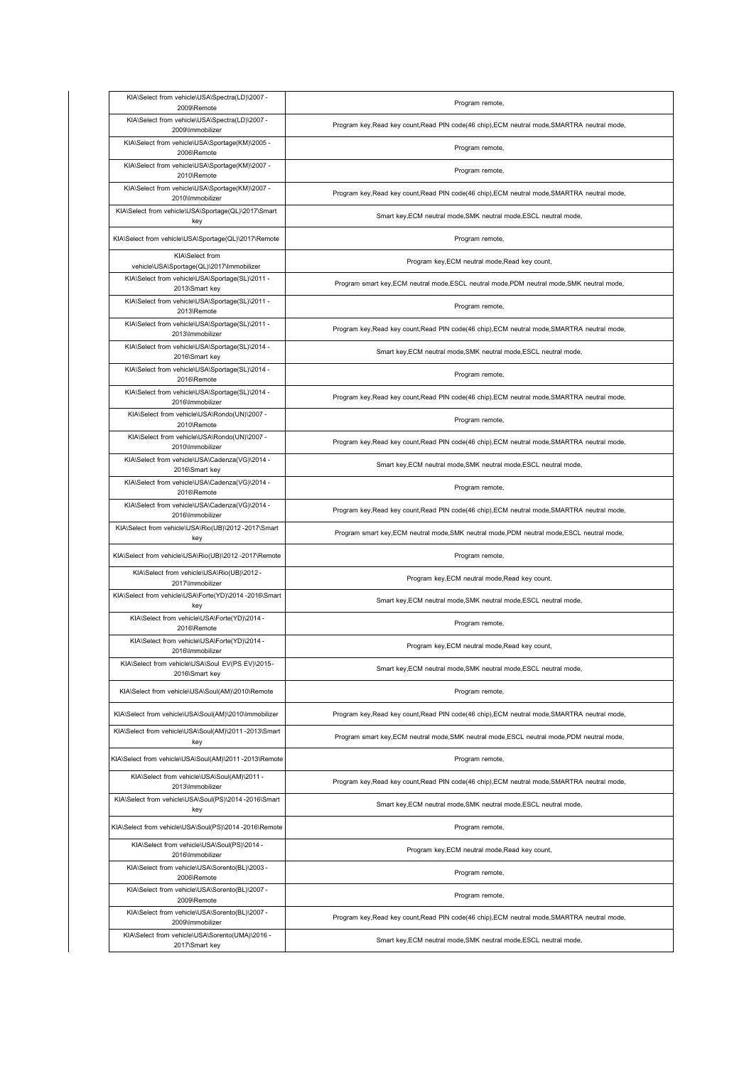| KIA\Select from vehicle\USA\Spectra(LD)\2007 - 2009\Remote | Program remote, |
|---|---|
| KIA\Select from vehicle\USA\Spectra(LD)\2007 - 2009\Immobilizer | Program key,Read key count,Read PIN code(46 chip),ECM neutral mode,SMARTRA neutral mode, |
| KIA\Select from vehicle\USA\Sportage(KM)\2005 - 2006\Remote | Program remote, |
| KIA\Select from vehicle\USA\Sportage(KM)\2007 - 2010\Remote | Program remote, |
| KIA\Select from vehicle\USA\Sportage(KM)\2007 - 2010\Immobilizer | Program key,Read key count,Read PIN code(46 chip),ECM neutral mode,SMARTRA neutral mode, |
| KIA\Select from vehicle\USA\Sportage(QL)\2017\Smart key | Smart key,ECM neutral mode,SMK neutral mode,ESCL neutral mode, |
| KIA\Select from vehicle\USA\Sportage(QL)\2017\Remote | Program remote, |
| KIA\Select from vehicle\USA\Sportage(QL)\2017\Immobilizer | Program key,ECM neutral mode,Read key count, |
| KIA\Select from vehicle\USA\Sportage(SL)\2011 - 2013\Smart key | Program smart key,ECM neutral mode,ESCL neutral mode,PDM neutral mode,SMK neutral mode, |
| KIA\Select from vehicle\USA\Sportage(SL)\2011 - 2013\Remote | Program remote, |
| KIA\Select from vehicle\USA\Sportage(SL)\2011 - 2013\Immobilizer | Program key,Read key count,Read PIN code(46 chip),ECM neutral mode,SMARTRA neutral mode, |
| KIA\Select from vehicle\USA\Sportage(SL)\2014 - 2016\Smart key | Smart key,ECM neutral mode,SMK neutral mode,ESCL neutral mode, |
| KIA\Select from vehicle\USA\Sportage(SL)\2014 - 2016\Remote | Program remote, |
| KIA\Select from vehicle\USA\Sportage(SL)\2014 - 2016\Immobilizer | Program key,Read key count,Read PIN code(46 chip),ECM neutral mode,SMARTRA neutral mode, |
| KIA\Select from vehicle\USA\Rondo(UN)\2007 - 2010\Remote | Program remote, |
| KIA\Select from vehicle\USA\Rondo(UN)\2007 - 2010\Immobilizer | Program key,Read key count,Read PIN code(46 chip),ECM neutral mode,SMARTRA neutral mode, |
| KIA\Select from vehicle\USA\Cadenza(VG)\2014 - 2016\Smart key | Smart key,ECM neutral mode,SMK neutral mode,ESCL neutral mode, |
| KIA\Select from vehicle\USA\Cadenza(VG)\2014 - 2016\Remote | Program remote, |
| KIA\Select from vehicle\USA\Cadenza(VG)\2014 - 2016\Immobilizer | Program key,Read key count,Read PIN code(46 chip),ECM neutral mode,SMARTRA neutral mode, |
| KIA\Select from vehicle\USA\Rio(UB)\2012 -2017\Smart key | Program smart key,ECM neutral mode,SMK neutral mode,PDM neutral mode,ESCL neutral mode, |
| KIA\Select from vehicle\USA\Rio(UB)\2012 -2017\Remote | Program remote, |
| KIA\Select from vehicle\USA\Rio(UB)\2012 - 2017\Immobilizer | Program key,ECM neutral mode,Read key count, |
| KIA\Select from vehicle\USA\Forte(YD)\2014 -2016\Smart key | Smart key,ECM neutral mode,SMK neutral mode,ESCL neutral mode, |
| KIA\Select from vehicle\USA\Forte(YD)\2014 - 2016\Remote | Program remote, |
| KIA\Select from vehicle\USA\Forte(YD)\2014 - 2016\Immobilizer | Program key,ECM neutral mode,Read key count, |
| KIA\Select from vehicle\USA\Soul EV(PS EV)\2015- 2016\Smart key | Smart key,ECM neutral mode,SMK neutral mode,ESCL neutral mode, |
| KIA\Select from vehicle\USA\Soul(AM)\2010\Remote | Program remote, |
| KIA\Select from vehicle\USA\Soul(AM)\2010\Immobilizer | Program key,Read key count,Read PIN code(46 chip),ECM neutral mode,SMARTRA neutral mode, |
| KIA\Select from vehicle\USA\Soul(AM)\2011 -2013\Smart key | Program smart key,ECM neutral mode,SMK neutral mode,ESCL neutral mode,PDM neutral mode, |
| KIA\Select from vehicle\USA\Soul(AM)\2011 -2013\Remote | Program remote, |
| KIA\Select from vehicle\USA\Soul(AM)\2011 - 2013\Immobilizer | Program key,Read key count,Read PIN code(46 chip),ECM neutral mode,SMARTRA neutral mode, |
| KIA\Select from vehicle\USA\Soul(PS)\2014 -2016\Smart key | Smart key,ECM neutral mode,SMK neutral mode,ESCL neutral mode, |
| KIA\Select from vehicle\USA\Soul(PS)\2014 -2016\Remote | Program remote, |
| KIA\Select from vehicle\USA\Soul(PS)\2014 - 2016\Immobilizer | Program key,ECM neutral mode,Read key count, |
| KIA\Select from vehicle\USA\Sorento(BL)\2003 - 2006\Remote | Program remote, |
| KIA\Select from vehicle\USA\Sorento(BL)\2007 - 2009\Remote | Program remote, |
| KIA\Select from vehicle\USA\Sorento(BL)\2007 - 2009\Immobilizer | Program key,Read key count,Read PIN code(46 chip),ECM neutral mode,SMARTRA neutral mode, |
| KIA\Select from vehicle\USA\Sorento(UMA)\2016 - 2017\Smart key | Smart key,ECM neutral mode,SMK neutral mode,ESCL neutral mode, |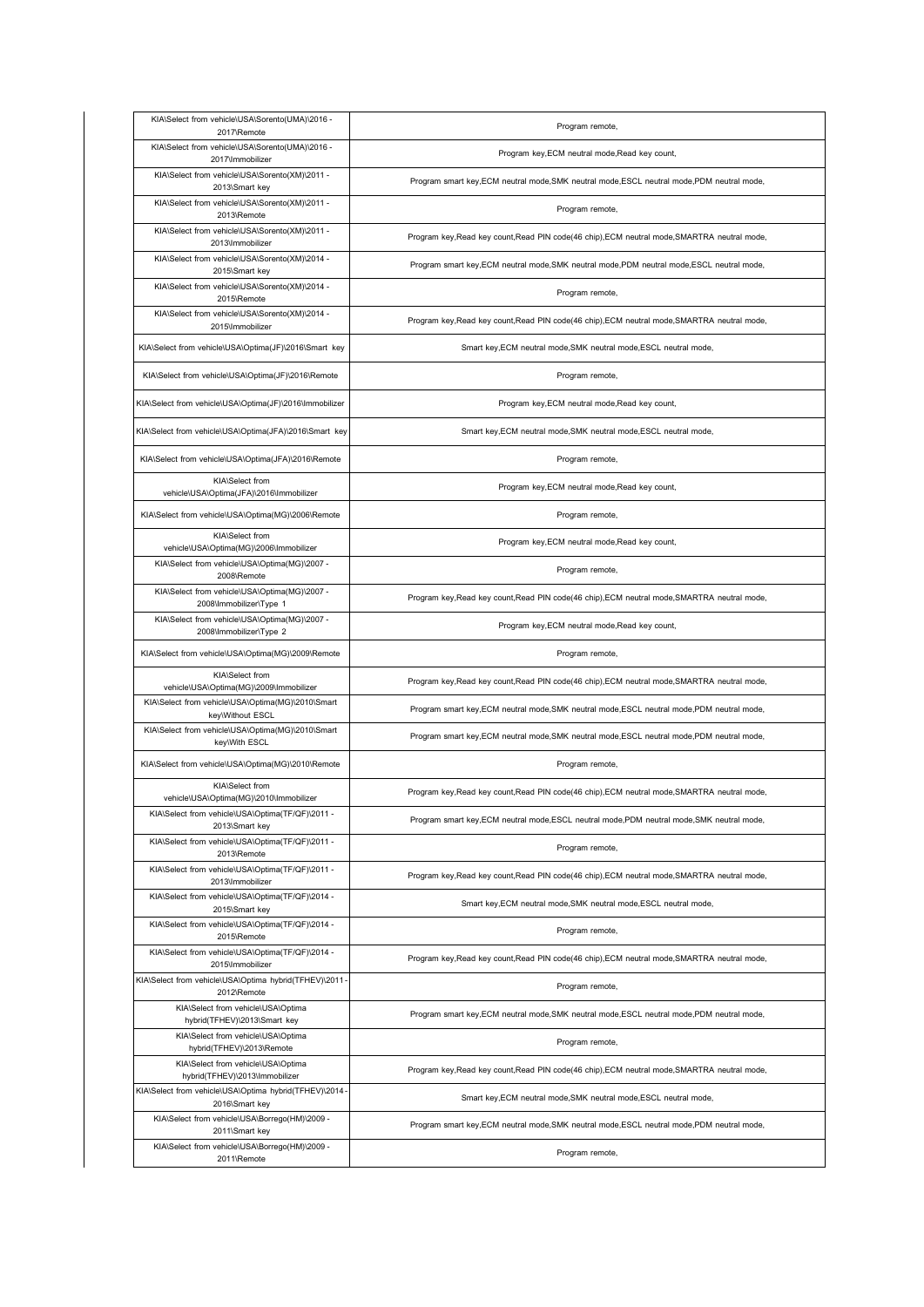| | |
|---|---|
| KIA\Select from vehicle\USA\Sorento(UMA)\2016 - 2017\Remote | Program remote, |
| KIA\Select from vehicle\USA\Sorento(UMA)\2016 - 2017\Immobilizer | Program key,ECM neutral mode,Read key count, |
| KIA\Select from vehicle\USA\Sorento(XM)\2011 - 2013\Smart key | Program smart key,ECM neutral mode,SMK neutral mode,ESCL neutral mode,PDM neutral mode, |
| KIA\Select from vehicle\USA\Sorento(XM)\2011 - 2013\Remote | Program remote, |
| KIA\Select from vehicle\USA\Sorento(XM)\2011 - 2013\Immobilizer | Program key,Read key count,Read PIN code(46 chip),ECM neutral mode,SMARTRA neutral mode, |
| KIA\Select from vehicle\USA\Sorento(XM)\2014 - 2015\Smart key | Program smart key,ECM neutral mode,SMK neutral mode,PDM neutral mode,ESCL neutral mode, |
| KIA\Select from vehicle\USA\Sorento(XM)\2014 - 2015\Remote | Program remote, |
| KIA\Select from vehicle\USA\Sorento(XM)\2014 - 2015\Immobilizer | Program key,Read key count,Read PIN code(46 chip),ECM neutral mode,SMARTRA neutral mode, |
| KIA\Select from vehicle\USA\Optima(JF)\2016\Smart key | Smart key,ECM neutral mode,SMK neutral mode,ESCL neutral mode, |
| KIA\Select from vehicle\USA\Optima(JF)\2016\Remote | Program remote, |
| KIA\Select from vehicle\USA\Optima(JF)\2016\Immobilizer | Program key,ECM neutral mode,Read key count, |
| KIA\Select from vehicle\USA\Optima(JFA)\2016\Smart key | Smart key,ECM neutral mode,SMK neutral mode,ESCL neutral mode, |
| KIA\Select from vehicle\USA\Optima(JFA)\2016\Remote | Program remote, |
| KIA\Select from vehicle\USA\Optima(JFA)\2016\Immobilizer | Program key,ECM neutral mode,Read key count, |
| KIA\Select from vehicle\USA\Optima(MG)\2006\Remote | Program remote, |
| KIA\Select from vehicle\USA\Optima(MG)\2006\Immobilizer | Program key,ECM neutral mode,Read key count, |
| KIA\Select from vehicle\USA\Optima(MG)\2007 - 2008\Remote | Program remote, |
| KIA\Select from vehicle\USA\Optima(MG)\2007 - 2008\Immobilizer\Type 1 | Program key,Read key count,Read PIN code(46 chip),ECM neutral mode,SMARTRA neutral mode, |
| KIA\Select from vehicle\USA\Optima(MG)\2007 - 2008\Immobilizer\Type 2 | Program key,ECM neutral mode,Read key count, |
| KIA\Select from vehicle\USA\Optima(MG)\2009\Remote | Program remote, |
| KIA\Select from vehicle\USA\Optima(MG)\2009\Immobilizer | Program key,Read key count,Read PIN code(46 chip),ECM neutral mode,SMARTRA neutral mode, |
| KIA\Select from vehicle\USA\Optima(MG)\2010\Smart key\Without ESCL | Program smart key,ECM neutral mode,SMK neutral mode,ESCL neutral mode,PDM neutral mode, |
| KIA\Select from vehicle\USA\Optima(MG)\2010\Smart key\With ESCL | Program smart key,ECM neutral mode,SMK neutral mode,ESCL neutral mode,PDM neutral mode, |
| KIA\Select from vehicle\USA\Optima(MG)\2010\Remote | Program remote, |
| KIA\Select from vehicle\USA\Optima(MG)\2010\Immobilizer | Program key,Read key count,Read PIN code(46 chip),ECM neutral mode,SMARTRA neutral mode, |
| KIA\Select from vehicle\USA\Optima(TF/QF)\2011 - 2013\Smart key | Program smart key,ECM neutral mode,ESCL neutral mode,PDM neutral mode,SMK neutral mode, |
| KIA\Select from vehicle\USA\Optima(TF/QF)\2011 - 2013\Remote | Program remote, |
| KIA\Select from vehicle\USA\Optima(TF/QF)\2011 - 2013\Immobilizer | Program key,Read key count,Read PIN code(46 chip),ECM neutral mode,SMARTRA neutral mode, |
| KIA\Select from vehicle\USA\Optima(TF/QF)\2014 - 2015\Smart key | Smart key,ECM neutral mode,SMK neutral mode,ESCL neutral mode, |
| KIA\Select from vehicle\USA\Optima(TF/QF)\2014 - 2015\Remote | Program remote, |
| KIA\Select from vehicle\USA\Optima(TF/QF)\2014 - 2015\Immobilizer | Program key,Read key count,Read PIN code(46 chip),ECM neutral mode,SMARTRA neutral mode, |
| KIA\Select from vehicle\USA\Optima hybrid(TFHEV)\2011 - 2012\Remote | Program remote, |
| KIA\Select from vehicle\USA\Optima hybrid(TFHEV)\2013\Smart key | Program smart key,ECM neutral mode,SMK neutral mode,ESCL neutral mode,PDM neutral mode, |
| KIA\Select from vehicle\USA\Optima hybrid(TFHEV)\2013\Remote | Program remote, |
| KIA\Select from vehicle\USA\Optima hybrid(TFHEV)\2013\Immobilizer | Program key,Read key count,Read PIN code(46 chip),ECM neutral mode,SMARTRA neutral mode, |
| KIA\Select from vehicle\USA\Optima hybrid(TFHEV)\2014 - 2016\Smart key | Smart key,ECM neutral mode,SMK neutral mode,ESCL neutral mode, |
| KIA\Select from vehicle\USA\Borrego(HM)\2009 - 2011\Smart key | Program smart key,ECM neutral mode,SMK neutral mode,ESCL neutral mode,PDM neutral mode, |
| KIA\Select from vehicle\USA\Borrego(HM)\2009 - 2011\Remote | Program remote, |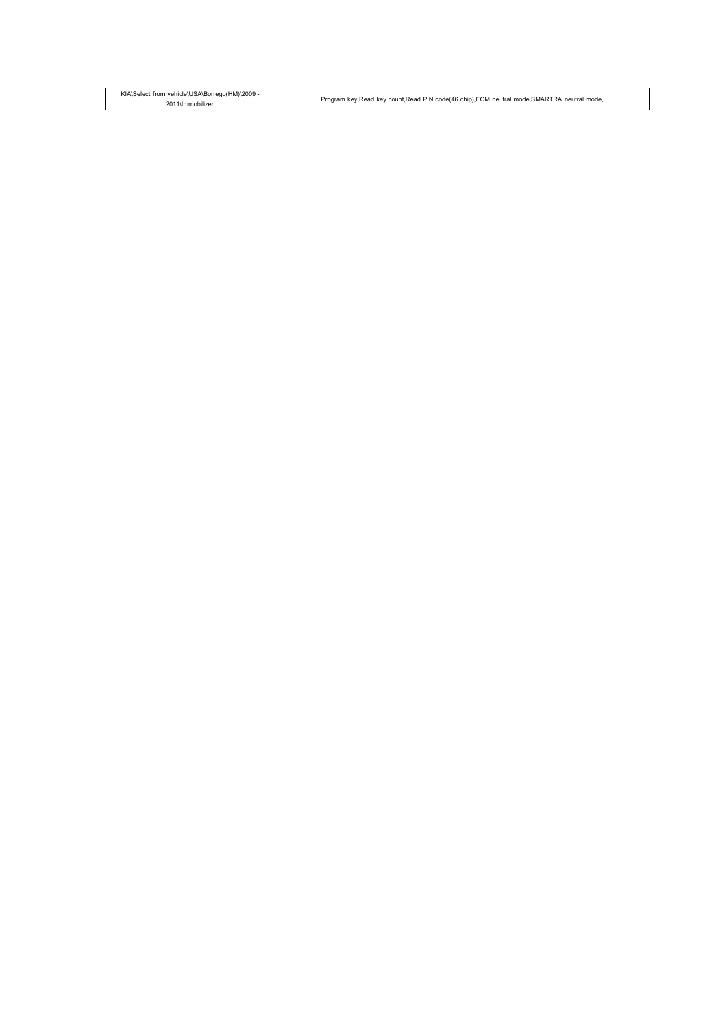| | | |
|---|---|---|
| | KIA\Select from vehicle\USA\Borrego(HM)\2009 - 2011\Immobilizer | Program key,Read key count,Read PIN code(46 chip),ECM neutral mode,SMARTRA neutral mode, |